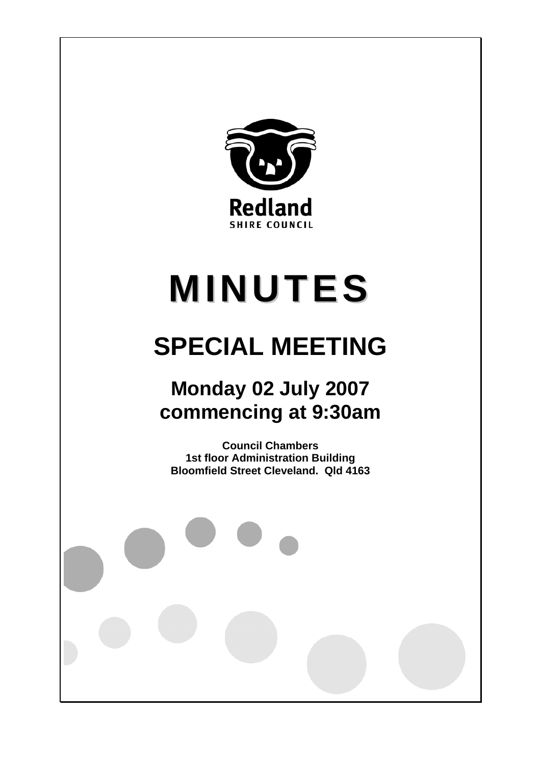Redland

SHIRE COUNCIL

# MINUTES

## SPECIAL MEETING

### Monday 02 July 2007 commencing at 9:30am

**Council Chambers**
**1st floor Administration Building**
**Bloomfield Street Cleveland. Qld 4163**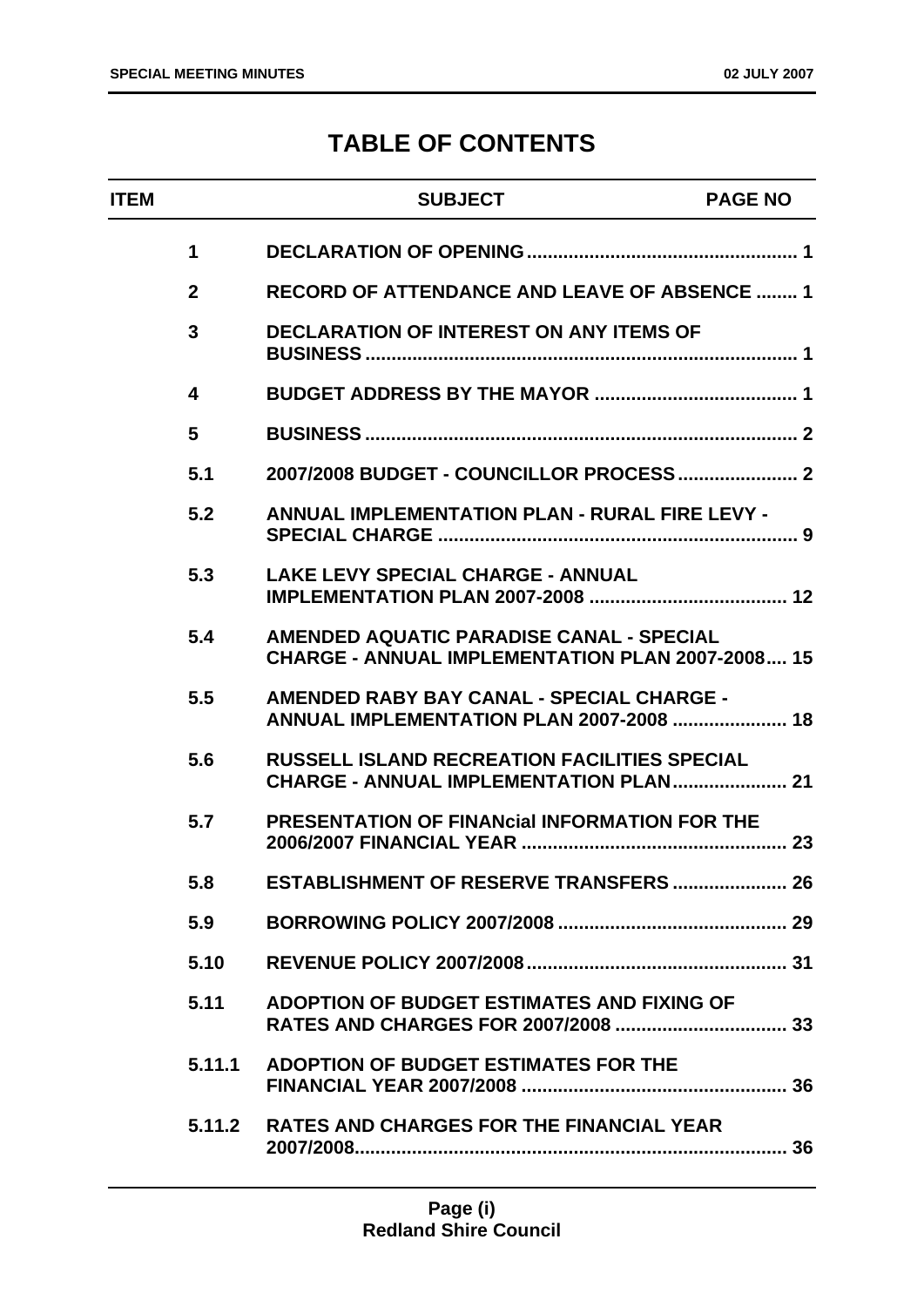# TABLE OF CONTENTS

| ITEM | SUBJECT | PAGE NO |
|---|---|---|
| 1 | DECLARATION OF OPENING | 1 |
| 2 | RECORD OF ATTENDANCE AND LEAVE OF ABSENCE | 1 |
| 3 | DECLARATION OF INTEREST ON ANY ITEMS OF BUSINESS | 1 |
| 4 | BUDGET ADDRESS BY THE MAYOR | 1 |
| 5 | BUSINESS | 2 |
| 5.1 | 2007/2008 BUDGET - COUNCILLOR PROCESS | 2 |
| 5.2 | ANNUAL IMPLEMENTATION PLAN - RURAL FIRE LEVY - SPECIAL CHARGE | 9 |
| 5.3 | LAKE LEVY SPECIAL CHARGE - ANNUAL IMPLEMENTATION PLAN 2007-2008 | 12 |
| 5.4 | AMENDED AQUATIC PARADISE CANAL - SPECIAL CHARGE - ANNUAL IMPLEMENTATION PLAN 2007-2008 | 15 |
| 5.5 | AMENDED RABY BAY CANAL - SPECIAL CHARGE - ANNUAL IMPLEMENTATION PLAN 2007-2008 | 18 |
| 5.6 | RUSSELL ISLAND RECREATION FACILITIES SPECIAL CHARGE - ANNUAL IMPLEMENTATION PLAN | 21 |
| 5.7 | PRESENTATION OF FINANcial INFORMATION FOR THE 2006/2007 FINANCIAL YEAR | 23 |
| 5.8 | ESTABLISHMENT OF RESERVE TRANSFERS | 26 |
| 5.9 | BORROWING POLICY 2007/2008 | 29 |
| 5.10 | REVENUE POLICY 2007/2008 | 31 |
| 5.11 | ADOPTION OF BUDGET ESTIMATES AND FIXING OF RATES AND CHARGES FOR 2007/2008 | 33 |
| 5.11.1 | ADOPTION OF BUDGET ESTIMATES FOR THE FINANCIAL YEAR 2007/2008 | 36 |
| 5.11.2 | RATES AND CHARGES FOR THE FINANCIAL YEAR 2007/2008 | 36 |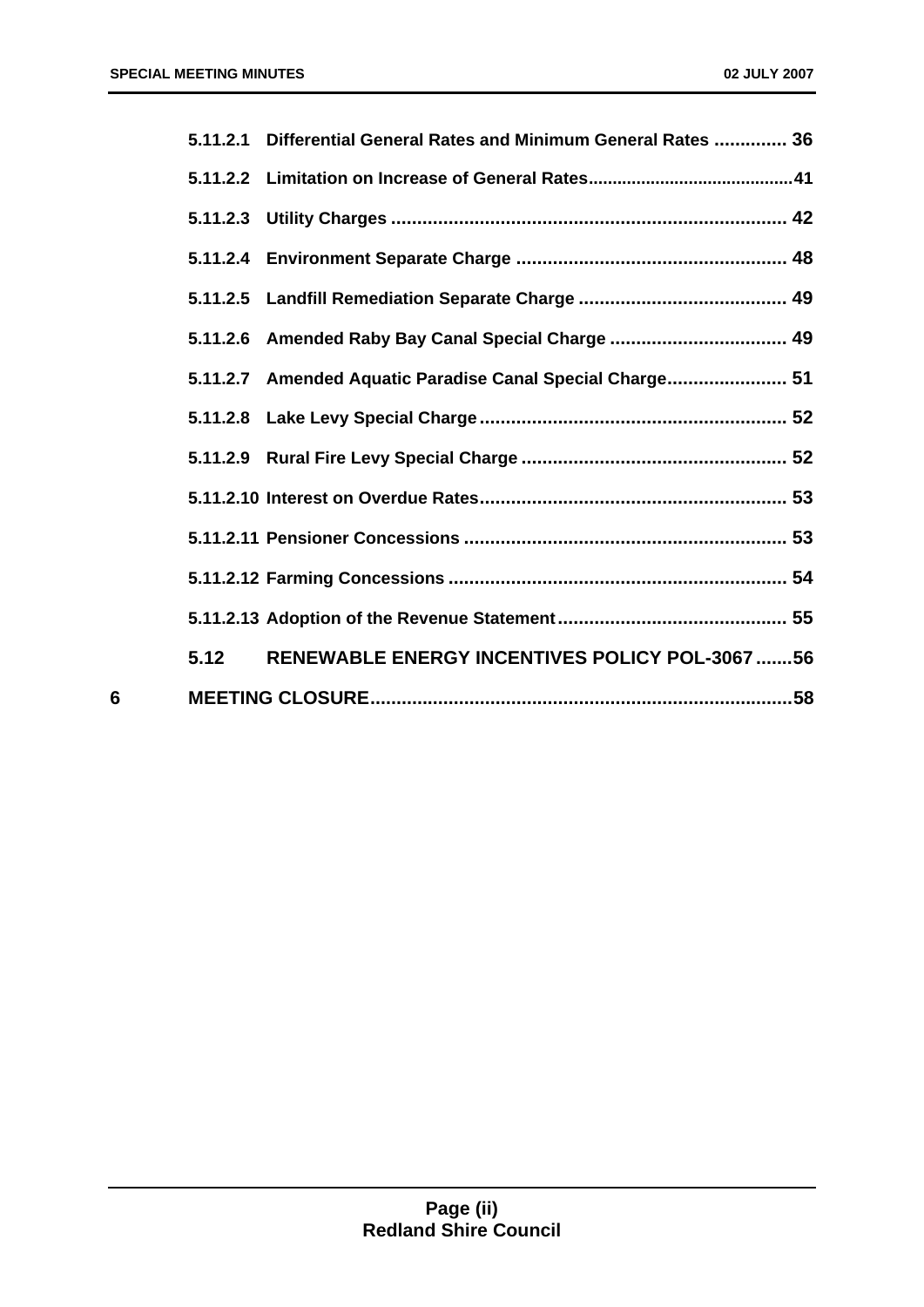5.11.2.1 Differential General Rates and Minimum General Rates .............. 36

5.11.2.2 Limitation on Increase of General Rates...........................................41

5.11.2.3 Utility Charges ........................................................................... 42

5.11.2.4 Environment Separate Charge .................................................... 48

5.11.2.5 Landfill Remediation Separate Charge ........................................ 49

5.11.2.6 Amended Raby Bay Canal Special Charge .................................. 49

5.11.2.7 Amended Aquatic Paradise Canal Special Charge....................... 51

5.11.2.8 Lake Levy Special Charge........................................................... 52

5.11.2.9 Rural Fire Levy Special Charge ................................................... 52

5.11.2.10 Interest on Overdue Rates.......................................................... 53

5.11.2.11 Pensioner Concessions ............................................................. 53

5.11.2.12 Farming Concessions ................................................................. 54

5.11.2.13 Adoption of the Revenue Statement............................................ 55

5.12 RENEWABLE ENERGY INCENTIVES POLICY POL-3067 .......56

6 MEETING CLOSURE................................................................................58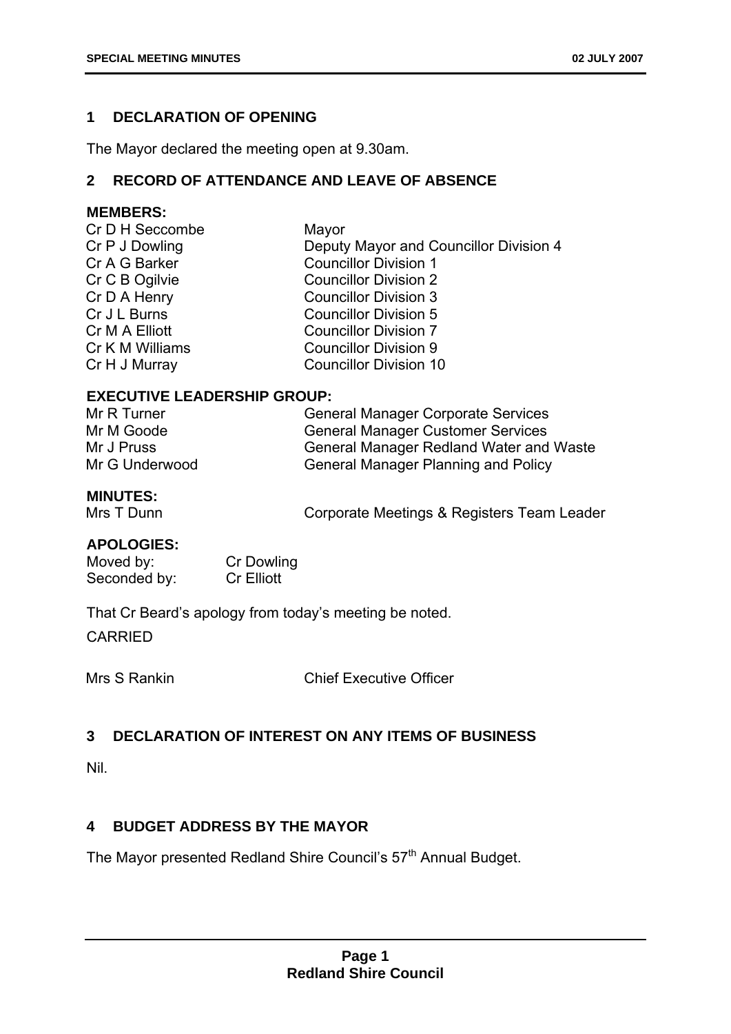## 1 DECLARATION OF OPENING

The Mayor declared the meeting open at 9.30am.

## 2 RECORD OF ATTENDANCE AND LEAVE OF ABSENCE

**MEMBERS:**

| | |
|---|---|
| Cr D H Seccombe | Mayor |
| Cr P J Dowling | Deputy Mayor and Councillor Division 4 |
| Cr A G Barker | Councillor Division 1 |
| Cr C B Ogilvie | Councillor Division 2 |
| Cr D A Henry | Councillor Division 3 |
| Cr J L Burns | Councillor Division 5 |
| Cr M A Elliott | Councillor Division 7 |
| Cr K M Williams | Councillor Division 9 |
| Cr H J Murray | Councillor Division 10 |

**EXECUTIVE LEADERSHIP GROUP:**

| | |
|---|---|
| Mr R Turner | General Manager Corporate Services |
| Mr M Goode | General Manager Customer Services |
| Mr J Pruss | General Manager Redland Water and Waste |
| Mr G Underwood | General Manager Planning and Policy |

**MINUTES:**

| | |
|---|---|
| Mrs T Dunn | Corporate Meetings & Registers Team Leader |

**APOLOGIES:**

Moved by: Cr Dowling
Seconded by: Cr Elliott

That Cr Beard's apology from today's meeting be noted.

CARRIED

Mrs S Rankin Chief Executive Officer

## 3 DECLARATION OF INTEREST ON ANY ITEMS OF BUSINESS

Nil.

## 4 BUDGET ADDRESS BY THE MAYOR

The Mayor presented Redland Shire Council's 57th Annual Budget.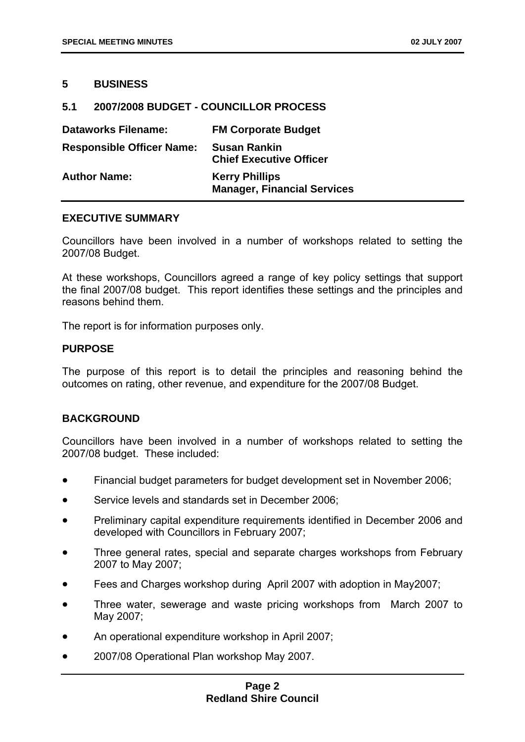## 5 BUSINESS

### 5.1 2007/2008 BUDGET - COUNCILLOR PROCESS

| | |
|---|---|
| **Dataworks Filename:** | **FM Corporate Budget** |
| **Responsible Officer Name:** | **Susan Rankin**<br>**Chief Executive Officer** |
| **Author Name:** | **Kerry Phillips**<br>**Manager, Financial Services** |

**EXECUTIVE SUMMARY**

Councillors have been involved in a number of workshops related to setting the 2007/08 Budget.

At these workshops, Councillors agreed a range of key policy settings that support the final 2007/08 budget. This report identifies these settings and the principles and reasons behind them.

The report is for information purposes only.

**PURPOSE**

The purpose of this report is to detail the principles and reasoning behind the outcomes on rating, other revenue, and expenditure for the 2007/08 Budget.

**BACKGROUND**

Councillors have been involved in a number of workshops related to setting the 2007/08 budget. These included:

- Financial budget parameters for budget development set in November 2006;
- Service levels and standards set in December 2006;
- Preliminary capital expenditure requirements identified in December 2006 and developed with Councillors in February 2007;
- Three general rates, special and separate charges workshops from February 2007 to May 2007;
- Fees and Charges workshop during April 2007 with adoption in May2007;
- Three water, sewerage and waste pricing workshops from March 2007 to May 2007;
- An operational expenditure workshop in April 2007;
- 2007/08 Operational Plan workshop May 2007.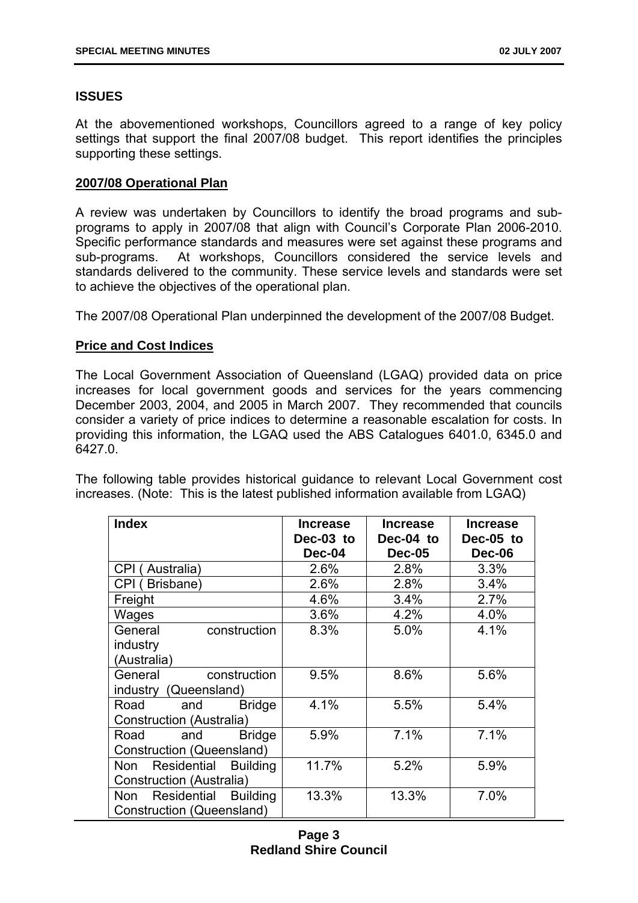## ISSUES

At the abovementioned workshops, Councillors agreed to a range of key policy settings that support the final 2007/08 budget. This report identifies the principles supporting these settings.

### 2007/08 Operational Plan

A review was undertaken by Councillors to identify the broad programs and sub-programs to apply in 2007/08 that align with Council's Corporate Plan 2006-2010. Specific performance standards and measures were set against these programs and sub-programs. At workshops, Councillors considered the service levels and standards delivered to the community. These service levels and standards were set to achieve the objectives of the operational plan.

The 2007/08 Operational Plan underpinned the development of the 2007/08 Budget.

### Price and Cost Indices

The Local Government Association of Queensland (LGAQ) provided data on price increases for local government goods and services for the years commencing December 2003, 2004, and 2005 in March 2007. They recommended that councils consider a variety of price indices to determine a reasonable escalation for costs. In providing this information, the LGAQ used the ABS Catalogues 6401.0, 6345.0 and 6427.0.

The following table provides historical guidance to relevant Local Government cost increases. (Note: This is the latest published information available from LGAQ)

| Index | Increase Dec-03 to Dec-04 | Increase Dec-04 to Dec-05 | Increase Dec-05 to Dec-06 |
|---|---|---|---|
| CPI ( Australia) | 2.6% | 2.8% | 3.3% |
| CPI ( Brisbane) | 2.6% | 2.8% | 3.4% |
| Freight | 4.6% | 3.4% | 2.7% |
| Wages | 3.6% | 4.2% | 4.0% |
| General construction industry (Australia) | 8.3% | 5.0% | 4.1% |
| General construction industry (Queensland) | 9.5% | 8.6% | 5.6% |
| Road and Bridge Construction (Australia) | 4.1% | 5.5% | 5.4% |
| Road and Bridge Construction (Queensland) | 5.9% | 7.1% | 7.1% |
| Non Residential Building Construction (Australia) | 11.7% | 5.2% | 5.9% |
| Non Residential Building Construction (Queensland) | 13.3% | 13.3% | 7.0% |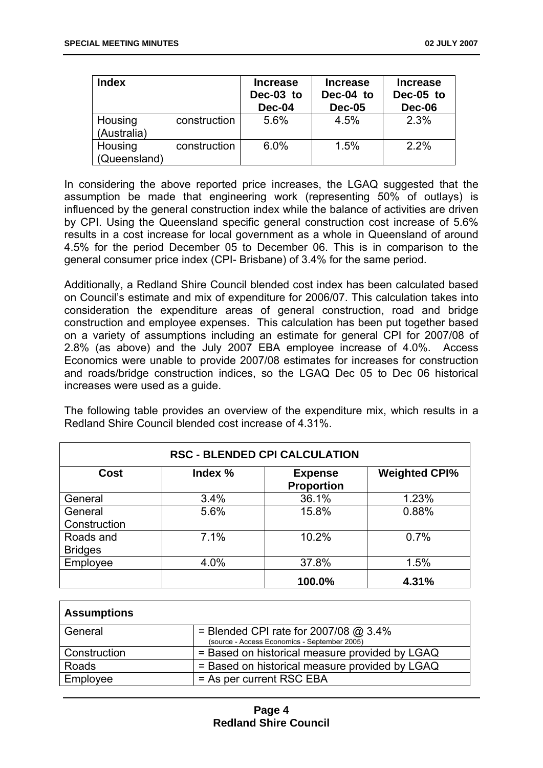| Index | Increase Dec-03 to Dec-04 | Increase Dec-04 to Dec-05 | Increase Dec-05 to Dec-06 |
|---|---|---|---|
| Housing construction (Australia) | 5.6% | 4.5% | 2.3% |
| Housing construction (Queensland) | 6.0% | 1.5% | 2.2% |

In considering the above reported price increases, the LGAQ suggested that the assumption be made that engineering work (representing 50% of outlays) is influenced by the general construction index while the balance of activities are driven by CPI. Using the Queensland specific general construction cost increase of 5.6% results in a cost increase for local government as a whole in Queensland of around 4.5% for the period December 05 to December 06. This is in comparison to the general consumer price index (CPI- Brisbane) of 3.4% for the same period.

Additionally, a Redland Shire Council blended cost index has been calculated based on Council's estimate and mix of expenditure for 2006/07. This calculation takes into consideration the expenditure areas of general construction, road and bridge construction and employee expenses. This calculation has been put together based on a variety of assumptions including an estimate for general CPI for 2007/08 of 2.8% (as above) and the July 2007 EBA employee increase of 4.0%. Access Economics were unable to provide 2007/08 estimates for increases for construction and roads/bridge construction indices, so the LGAQ Dec 05 to Dec 06 historical increases were used as a guide.

The following table provides an overview of the expenditure mix, which results in a Redland Shire Council blended cost increase of 4.31%.

| RSC - BLENDED CPI CALCULATION | | | |
|---|---|---|---|
| **Cost** | **Index %** | **Expense Proportion** | **Weighted CPI%** |
| General | 3.4% | 36.1% | 1.23% |
| General Construction | 5.6% | 15.8% | 0.88% |
| Roads and Bridges | 7.1% | 10.2% | 0.7% |
| Employee | 4.0% | 37.8% | 1.5% |
| | | **100.0%** | **4.31%** |

| **Assumptions** | |
|---|---|
| General | = Blended CPI rate for 2007/08 @ 3.4% (source - Access Economics - September 2005) |
| Construction | = Based on historical measure provided by LGAQ |
| Roads | = Based on historical measure provided by LGAQ |
| Employee | = As per current RSC EBA |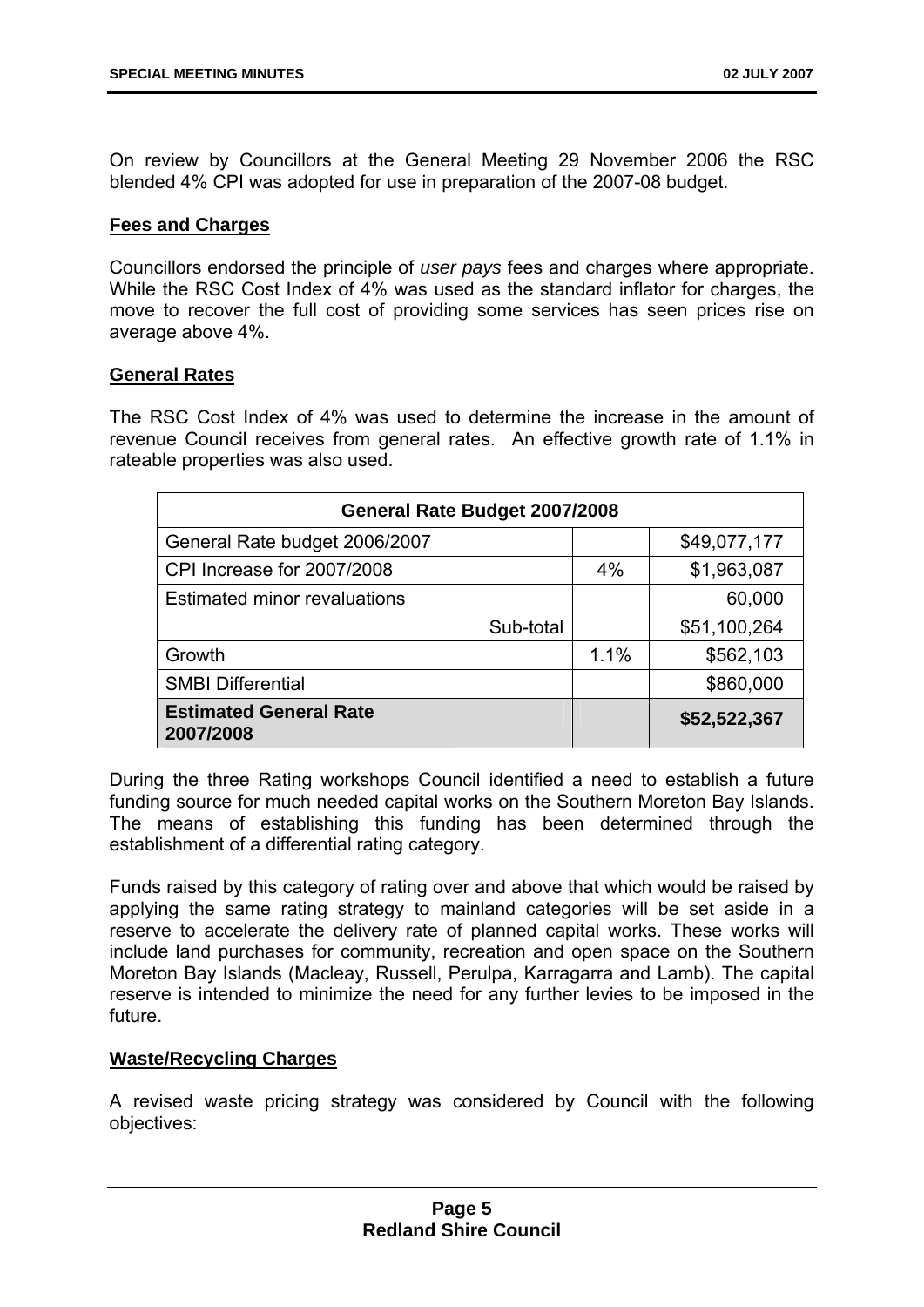On review by Councillors at the General Meeting 29 November 2006 the RSC blended 4% CPI was adopted for use in preparation of the 2007-08 budget.

**Fees and Charges**

Councillors endorsed the principle of *user pays* fees and charges where appropriate. While the RSC Cost Index of 4% was used as the standard inflator for charges, the move to recover the full cost of providing some services has seen prices rise on average above 4%.

**General Rates**

The RSC Cost Index of 4% was used to determine the increase in the amount of revenue Council receives from general rates. An effective growth rate of 1.1% in rateable properties was also used.

| General Rate Budget 2007/2008 | | | |
|---|---|---|---|
| General Rate budget 2006/2007 | | | $49,077,177 |
| CPI Increase for 2007/2008 | | 4% | $1,963,087 |
| Estimated minor revaluations | | | 60,000 |
| | Sub-total | | $51,100,264 |
| Growth | | 1.1% | $562,103 |
| SMBI Differential | | | $860,000 |
| **Estimated General Rate 2007/2008** | | | **$52,522,367** |

During the three Rating workshops Council identified a need to establish a future funding source for much needed capital works on the Southern Moreton Bay Islands. The means of establishing this funding has been determined through the establishment of a differential rating category.

Funds raised by this category of rating over and above that which would be raised by applying the same rating strategy to mainland categories will be set aside in a reserve to accelerate the delivery rate of planned capital works. These works will include land purchases for community, recreation and open space on the Southern Moreton Bay Islands (Macleay, Russell, Perulpa, Karragarra and Lamb). The capital reserve is intended to minimize the need for any further levies to be imposed in the future.

**Waste/Recycling Charges**

A revised waste pricing strategy was considered by Council with the following objectives: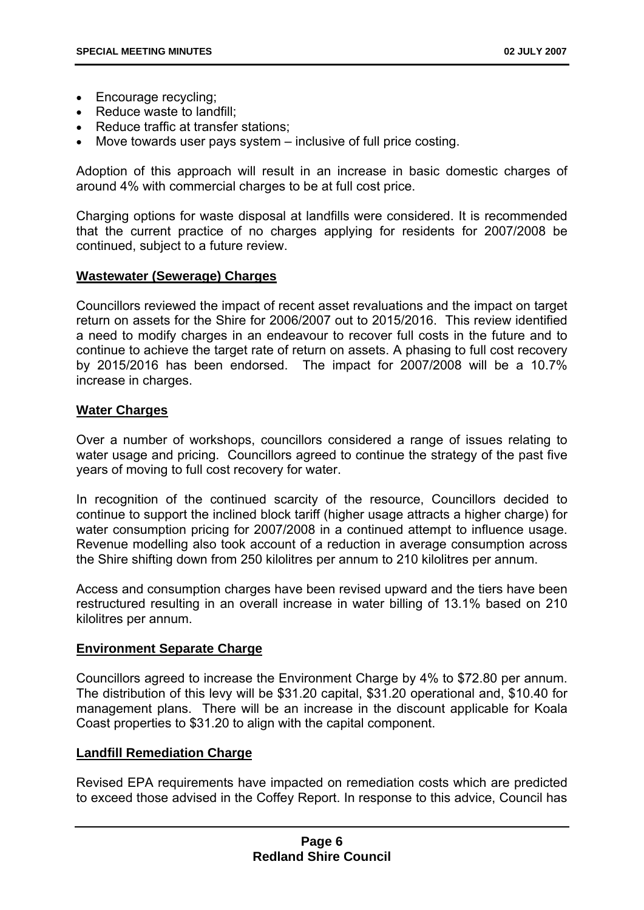- Encourage recycling;
- Reduce waste to landfill;
- Reduce traffic at transfer stations;
- Move towards user pays system – inclusive of full price costing.

Adoption of this approach will result in an increase in basic domestic charges of around 4% with commercial charges to be at full cost price.

Charging options for waste disposal at landfills were considered. It is recommended that the current practice of no charges applying for residents for 2007/2008 be continued, subject to a future review.

**Wastewater (Sewerage) Charges**

Councillors reviewed the impact of recent asset revaluations and the impact on target return on assets for the Shire for 2006/2007 out to 2015/2016. This review identified a need to modify charges in an endeavour to recover full costs in the future and to continue to achieve the target rate of return on assets. A phasing to full cost recovery by 2015/2016 has been endorsed. The impact for 2007/2008 will be a 10.7% increase in charges.

**Water Charges**

Over a number of workshops, councillors considered a range of issues relating to water usage and pricing. Councillors agreed to continue the strategy of the past five years of moving to full cost recovery for water.

In recognition of the continued scarcity of the resource, Councillors decided to continue to support the inclined block tariff (higher usage attracts a higher charge) for water consumption pricing for 2007/2008 in a continued attempt to influence usage. Revenue modelling also took account of a reduction in average consumption across the Shire shifting down from 250 kilolitres per annum to 210 kilolitres per annum.

Access and consumption charges have been revised upward and the tiers have been restructured resulting in an overall increase in water billing of 13.1% based on 210 kilolitres per annum.

**Environment Separate Charge**

Councillors agreed to increase the Environment Charge by 4% to $72.80 per annum. The distribution of this levy will be $31.20 capital, $31.20 operational and, $10.40 for management plans. There will be an increase in the discount applicable for Koala Coast properties to $31.20 to align with the capital component.

**Landfill Remediation Charge**

Revised EPA requirements have impacted on remediation costs which are predicted to exceed those advised in the Coffey Report. In response to this advice, Council has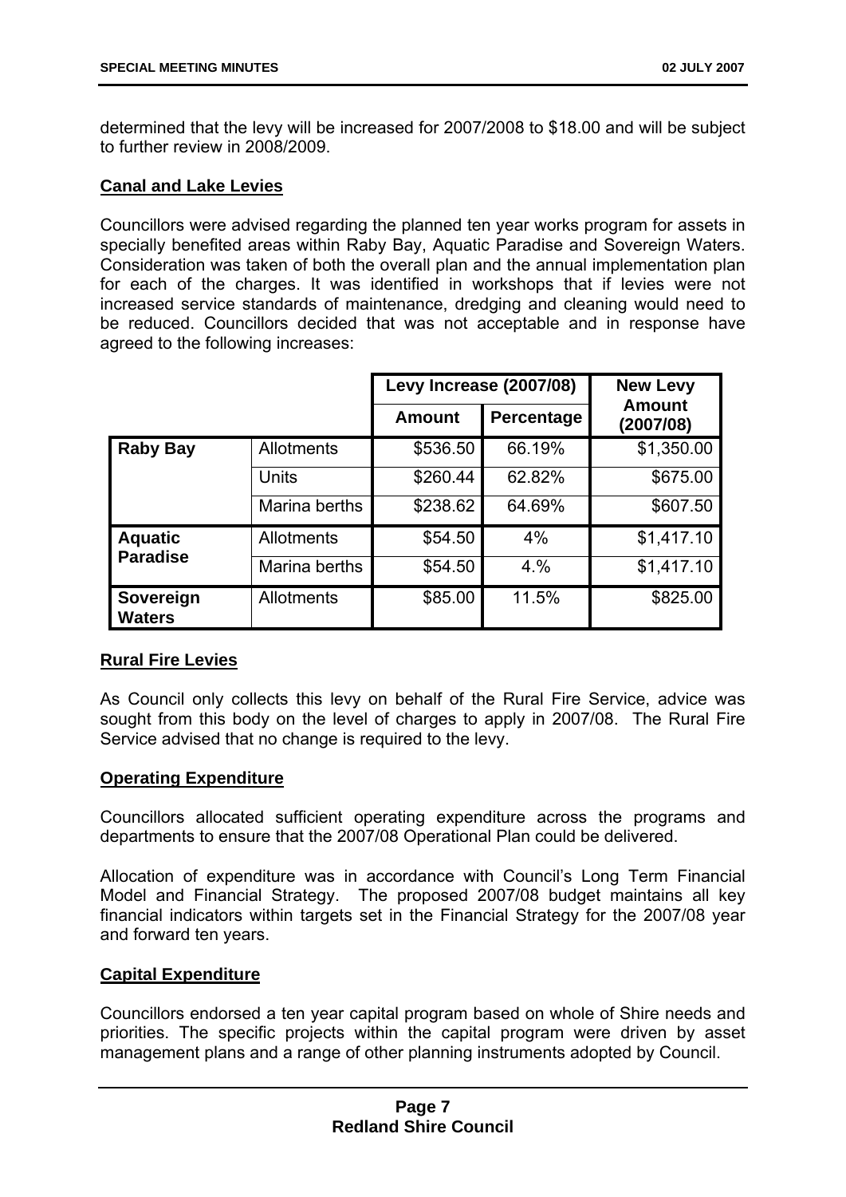determined that the levy will be increased for 2007/2008 to $18.00 and will be subject to further review in 2008/2009.

**Canal and Lake Levies**

Councillors were advised regarding the planned ten year works program for assets in specially benefited areas within Raby Bay, Aquatic Paradise and Sovereign Waters. Consideration was taken of both the overall plan and the annual implementation plan for each of the charges. It was identified in workshops that if levies were not increased service standards of maintenance, dredging and cleaning would need to be reduced. Councillors decided that was not acceptable and in response have agreed to the following increases:

| | | Levy Increase (2007/08) | | New Levy Amount (2007/08) |
|---|---|---|---|---|
| | | Amount | Percentage | |
| **Raby Bay** | Allotments | $536.50 | 66.19% | $1,350.00 |
| | Units | $260.44 | 62.82% | $675.00 |
| | Marina berths | $238.62 | 64.69% | $607.50 |
| **Aquatic Paradise** | Allotments | $54.50 | 4% | $1,417.10 |
| | Marina berths | $54.50 | 4.% | $1,417.10 |
| **Sovereign Waters** | Allotments | $85.00 | 11.5% | $825.00 |

**Rural Fire Levies**

As Council only collects this levy on behalf of the Rural Fire Service, advice was sought from this body on the level of charges to apply in 2007/08. The Rural Fire Service advised that no change is required to the levy.

**Operating Expenditure**

Councillors allocated sufficient operating expenditure across the programs and departments to ensure that the 2007/08 Operational Plan could be delivered.

Allocation of expenditure was in accordance with Council's Long Term Financial Model and Financial Strategy. The proposed 2007/08 budget maintains all key financial indicators within targets set in the Financial Strategy for the 2007/08 year and forward ten years.

**Capital Expenditure**

Councillors endorsed a ten year capital program based on whole of Shire needs and priorities. The specific projects within the capital program were driven by asset management plans and a range of other planning instruments adopted by Council.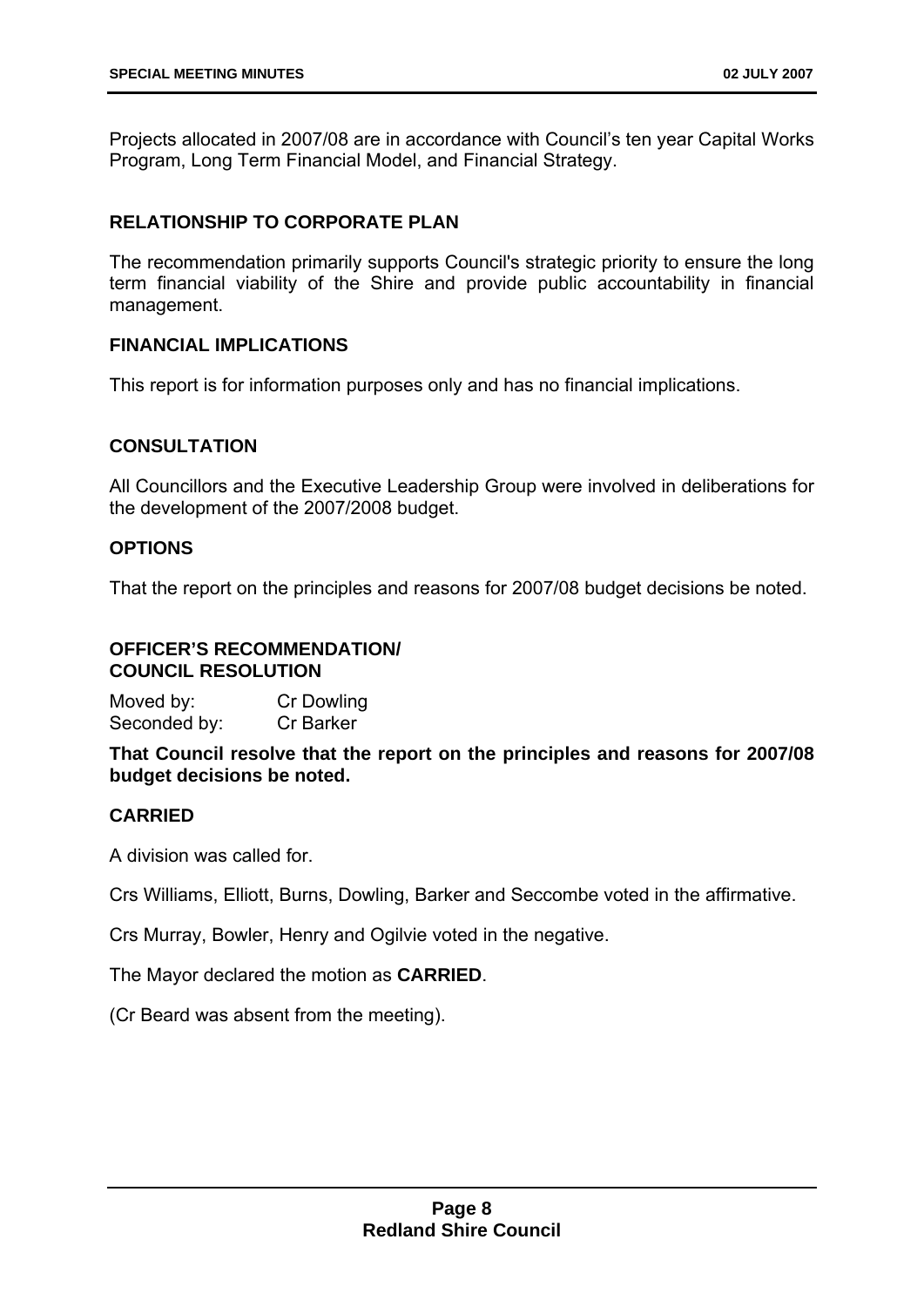Projects allocated in 2007/08 are in accordance with Council's ten year Capital Works Program, Long Term Financial Model, and Financial Strategy.

## RELATIONSHIP TO CORPORATE PLAN

The recommendation primarily supports Council's strategic priority to ensure the long term financial viability of the Shire and provide public accountability in financial management.

## FINANCIAL IMPLICATIONS

This report is for information purposes only and has no financial implications.

## CONSULTATION

All Councillors and the Executive Leadership Group were involved in deliberations for the development of the 2007/2008 budget.

## OPTIONS

That the report on the principles and reasons for 2007/08 budget decisions be noted.

## OFFICER'S RECOMMENDATION/ COUNCIL RESOLUTION

Moved by: Cr Dowling
Seconded by: Cr Barker

**That Council resolve that the report on the principles and reasons for 2007/08 budget decisions be noted.**

**CARRIED**

A division was called for.

Crs Williams, Elliott, Burns, Dowling, Barker and Seccombe voted in the affirmative.

Crs Murray, Bowler, Henry and Ogilvie voted in the negative.

The Mayor declared the motion as **CARRIED**.

(Cr Beard was absent from the meeting).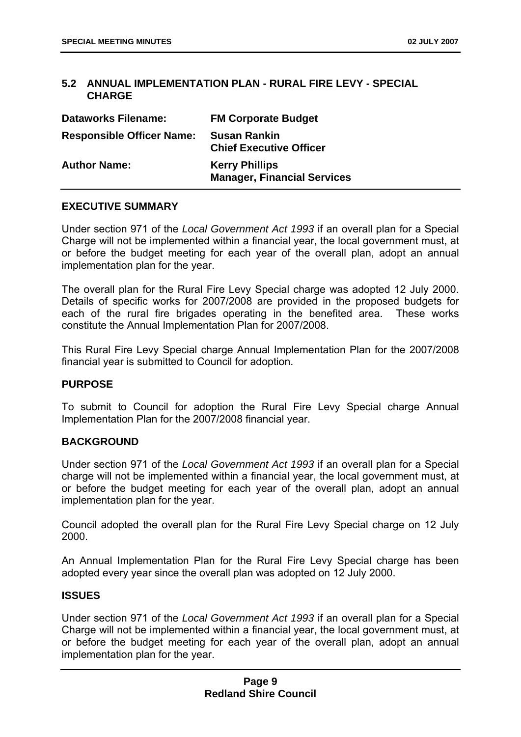## 5.2 ANNUAL IMPLEMENTATION PLAN - RURAL FIRE LEVY - SPECIAL CHARGE

| | |
|---|---|
| **Dataworks Filename:** | **FM Corporate Budget** |
| **Responsible Officer Name:** | **Susan Rankin**<br>**Chief Executive Officer** |
| **Author Name:** | **Kerry Phillips**<br>**Manager, Financial Services** |

### EXECUTIVE SUMMARY

Under section 971 of the *Local Government Act 1993* if an overall plan for a Special Charge will not be implemented within a financial year, the local government must, at or before the budget meeting for each year of the overall plan, adopt an annual implementation plan for the year.

The overall plan for the Rural Fire Levy Special charge was adopted 12 July 2000. Details of specific works for 2007/2008 are provided in the proposed budgets for each of the rural fire brigades operating in the benefited area. These works constitute the Annual Implementation Plan for 2007/2008.

This Rural Fire Levy Special charge Annual Implementation Plan for the 2007/2008 financial year is submitted to Council for adoption.

### PURPOSE

To submit to Council for adoption the Rural Fire Levy Special charge Annual Implementation Plan for the 2007/2008 financial year.

### BACKGROUND

Under section 971 of the *Local Government Act 1993* if an overall plan for a Special charge will not be implemented within a financial year, the local government must, at or before the budget meeting for each year of the overall plan, adopt an annual implementation plan for the year.

Council adopted the overall plan for the Rural Fire Levy Special charge on 12 July 2000.

An Annual Implementation Plan for the Rural Fire Levy Special charge has been adopted every year since the overall plan was adopted on 12 July 2000.

### ISSUES

Under section 971 of the *Local Government Act 1993* if an overall plan for a Special Charge will not be implemented within a financial year, the local government must, at or before the budget meeting for each year of the overall plan, adopt an annual implementation plan for the year.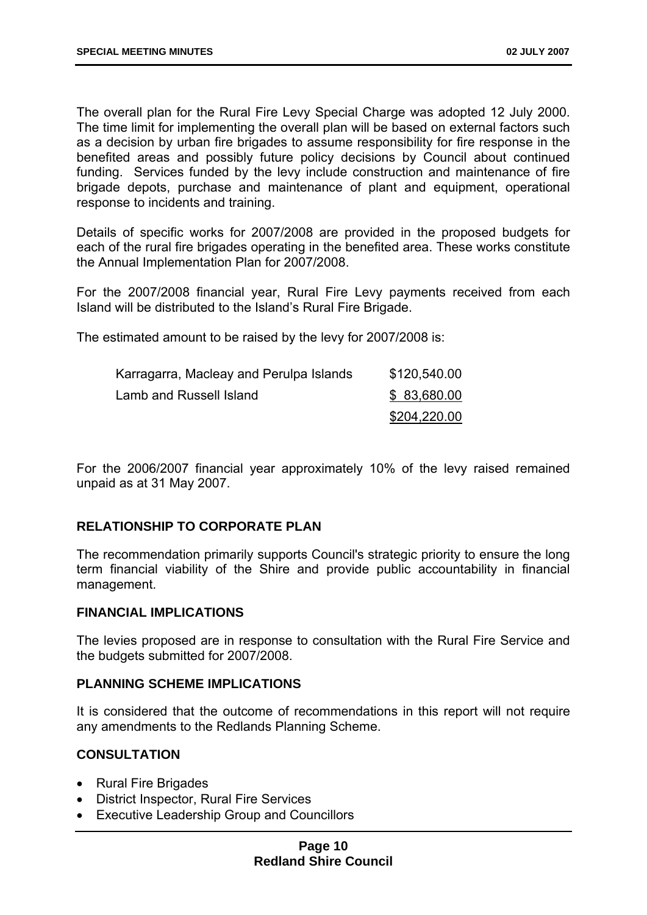The overall plan for the Rural Fire Levy Special Charge was adopted 12 July 2000. The time limit for implementing the overall plan will be based on external factors such as a decision by urban fire brigades to assume responsibility for fire response in the benefited areas and possibly future policy decisions by Council about continued funding. Services funded by the levy include construction and maintenance of fire brigade depots, purchase and maintenance of plant and equipment, operational response to incidents and training.

Details of specific works for 2007/2008 are provided in the proposed budgets for each of the rural fire brigades operating in the benefited area. These works constitute the Annual Implementation Plan for 2007/2008.

For the 2007/2008 financial year, Rural Fire Levy payments received from each Island will be distributed to the Island's Rural Fire Brigade.

The estimated amount to be raised by the levy for 2007/2008 is:

| | |
|---|---|
| Karragarra, Macleay and Perulpa Islands | $120,540.00 |
| Lamb and Russell Island | $ 83,680.00 |
| | $204,220.00 |

For the 2006/2007 financial year approximately 10% of the levy raised remained unpaid as at 31 May 2007.

## RELATIONSHIP TO CORPORATE PLAN

The recommendation primarily supports Council's strategic priority to ensure the long term financial viability of the Shire and provide public accountability in financial management.

## FINANCIAL IMPLICATIONS

The levies proposed are in response to consultation with the Rural Fire Service and the budgets submitted for 2007/2008.

## PLANNING SCHEME IMPLICATIONS

It is considered that the outcome of recommendations in this report will not require any amendments to the Redlands Planning Scheme.

## CONSULTATION

- Rural Fire Brigades
- District Inspector, Rural Fire Services
- Executive Leadership Group and Councillors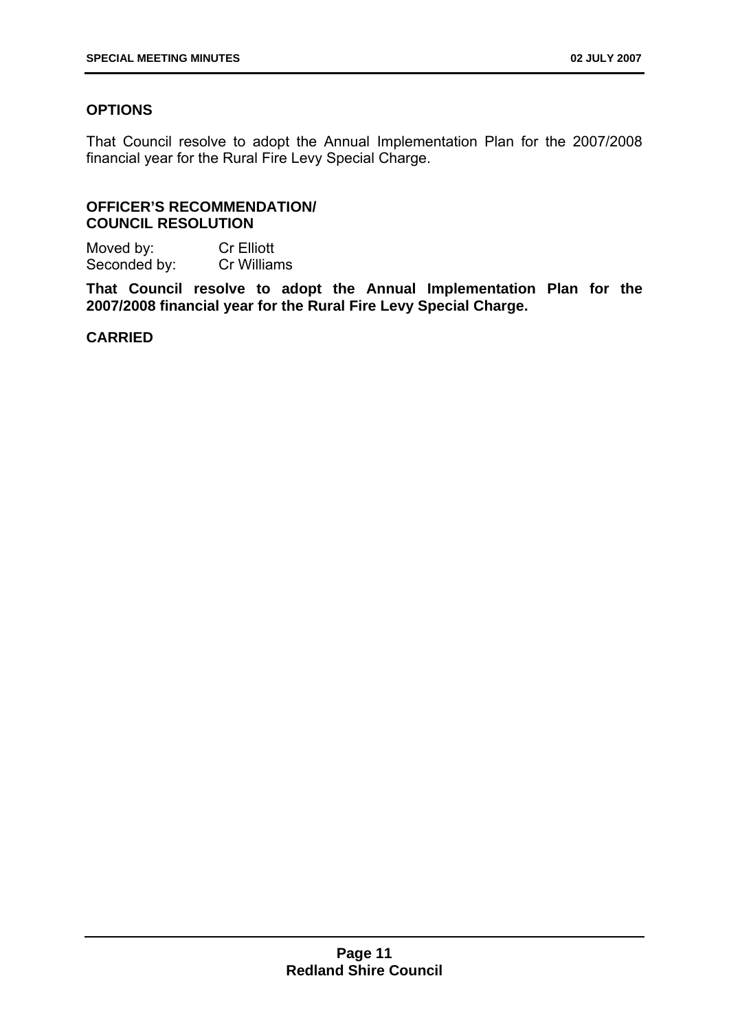## OPTIONS

That Council resolve to adopt the Annual Implementation Plan for the 2007/2008 financial year for the Rural Fire Levy Special Charge.

## OFFICER'S RECOMMENDATION/ COUNCIL RESOLUTION

Moved by: Cr Elliott
Seconded by: Cr Williams

**That Council resolve to adopt the Annual Implementation Plan for the 2007/2008 financial year for the Rural Fire Levy Special Charge.**

**CARRIED**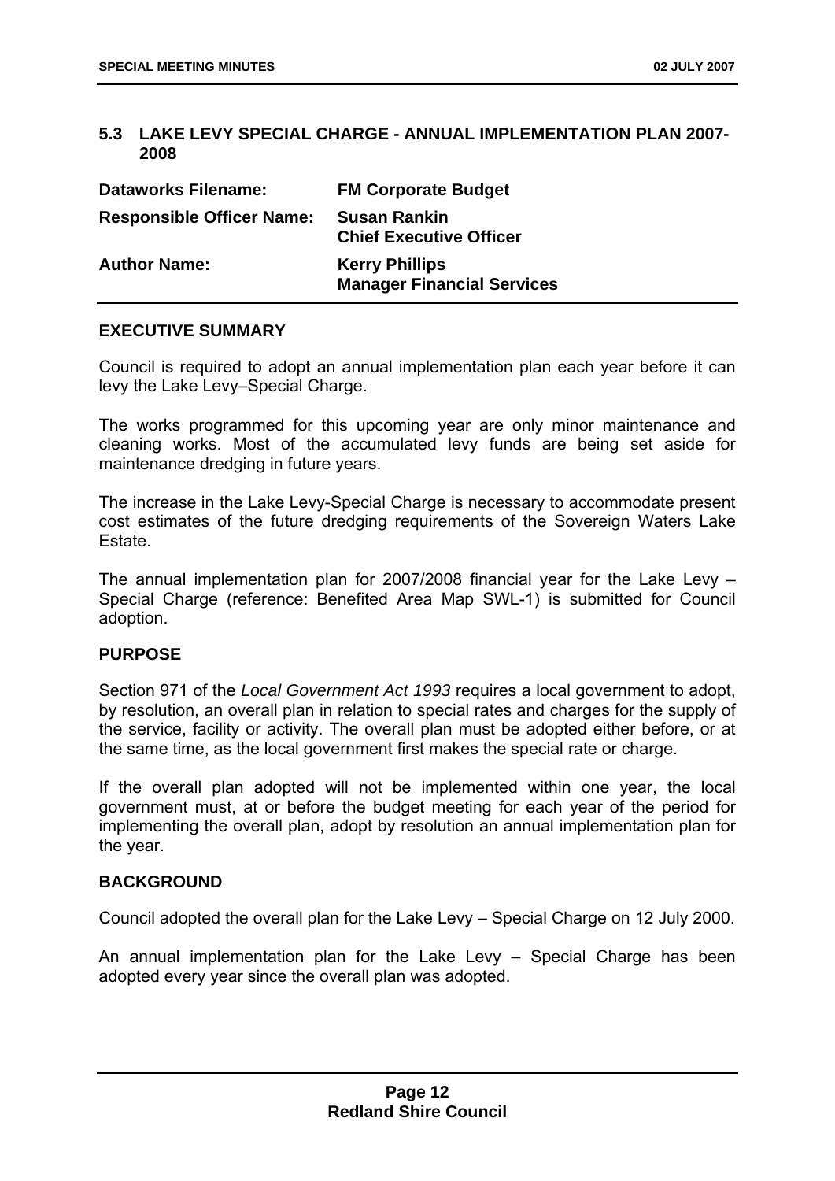## 5.3 LAKE LEVY SPECIAL CHARGE - ANNUAL IMPLEMENTATION PLAN 2007-2008

| | |
|---|---|
| **Dataworks Filename:** | **FM Corporate Budget** |
| **Responsible Officer Name:** | **Susan Rankin**<br>**Chief Executive Officer** |
| **Author Name:** | **Kerry Phillips**<br>**Manager Financial Services** |

### EXECUTIVE SUMMARY

Council is required to adopt an annual implementation plan each year before it can levy the Lake Levy–Special Charge.

The works programmed for this upcoming year are only minor maintenance and cleaning works. Most of the accumulated levy funds are being set aside for maintenance dredging in future years.

The increase in the Lake Levy-Special Charge is necessary to accommodate present cost estimates of the future dredging requirements of the Sovereign Waters Lake Estate.

The annual implementation plan for 2007/2008 financial year for the Lake Levy – Special Charge (reference: Benefited Area Map SWL-1) is submitted for Council adoption.

### PURPOSE

Section 971 of the *Local Government Act 1993* requires a local government to adopt, by resolution, an overall plan in relation to special rates and charges for the supply of the service, facility or activity. The overall plan must be adopted either before, or at the same time, as the local government first makes the special rate or charge.

If the overall plan adopted will not be implemented within one year, the local government must, at or before the budget meeting for each year of the period for implementing the overall plan, adopt by resolution an annual implementation plan for the year.

### BACKGROUND

Council adopted the overall plan for the Lake Levy – Special Charge on 12 July 2000.

An annual implementation plan for the Lake Levy – Special Charge has been adopted every year since the overall plan was adopted.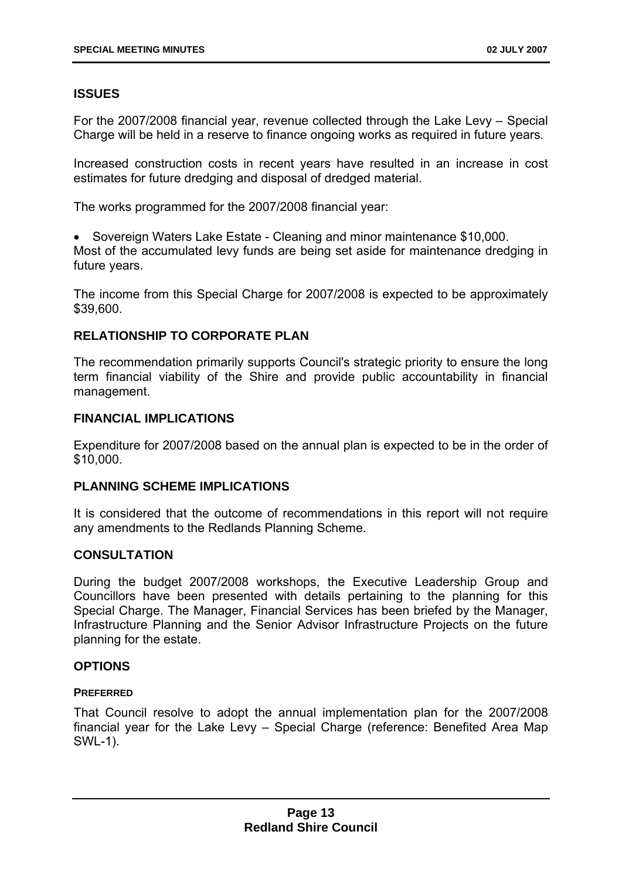## ISSUES

For the 2007/2008 financial year, revenue collected through the Lake Levy – Special Charge will be held in a reserve to finance ongoing works as required in future years.

Increased construction costs in recent years have resulted in an increase in cost estimates for future dredging and disposal of dredged material.

The works programmed for the 2007/2008 financial year:

- Sovereign Waters Lake Estate - Cleaning and minor maintenance $10,000.

Most of the accumulated levy funds are being set aside for maintenance dredging in future years.

The income from this Special Charge for 2007/2008 is expected to be approximately $39,600.

## RELATIONSHIP TO CORPORATE PLAN

The recommendation primarily supports Council's strategic priority to ensure the long term financial viability of the Shire and provide public accountability in financial management.

## FINANCIAL IMPLICATIONS

Expenditure for 2007/2008 based on the annual plan is expected to be in the order of $10,000.

## PLANNING SCHEME IMPLICATIONS

It is considered that the outcome of recommendations in this report will not require any amendments to the Redlands Planning Scheme.

## CONSULTATION

During the budget 2007/2008 workshops, the Executive Leadership Group and Councillors have been presented with details pertaining to the planning for this Special Charge. The Manager, Financial Services has been briefed by the Manager, Infrastructure Planning and the Senior Advisor Infrastructure Projects on the future planning for the estate.

## OPTIONS

### PREFERRED

That Council resolve to adopt the annual implementation plan for the 2007/2008 financial year for the Lake Levy – Special Charge (reference: Benefited Area Map SWL-1).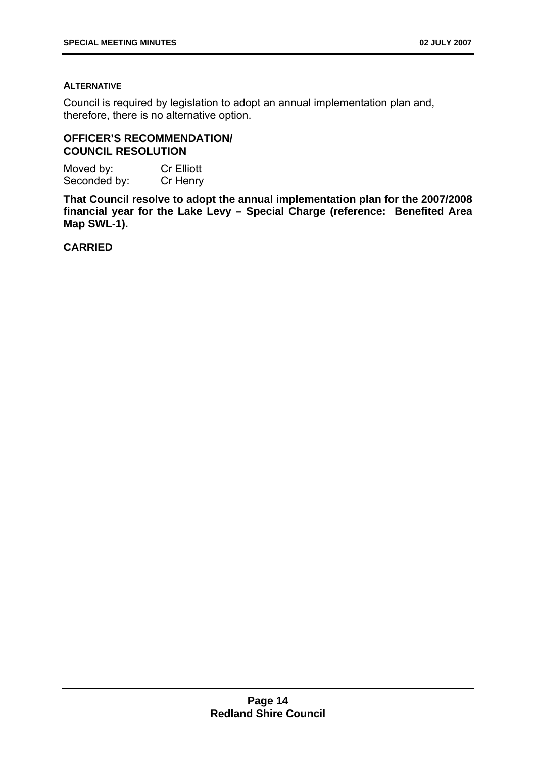**ALTERNATIVE**

Council is required by legislation to adopt an annual implementation plan and, therefore, there is no alternative option.

**OFFICER'S RECOMMENDATION/
COUNCIL RESOLUTION**

Moved by: Cr Elliott
Seconded by: Cr Henry

**That Council resolve to adopt the annual implementation plan for the 2007/2008 financial year for the Lake Levy – Special Charge (reference: Benefited Area Map SWL-1).**

**CARRIED**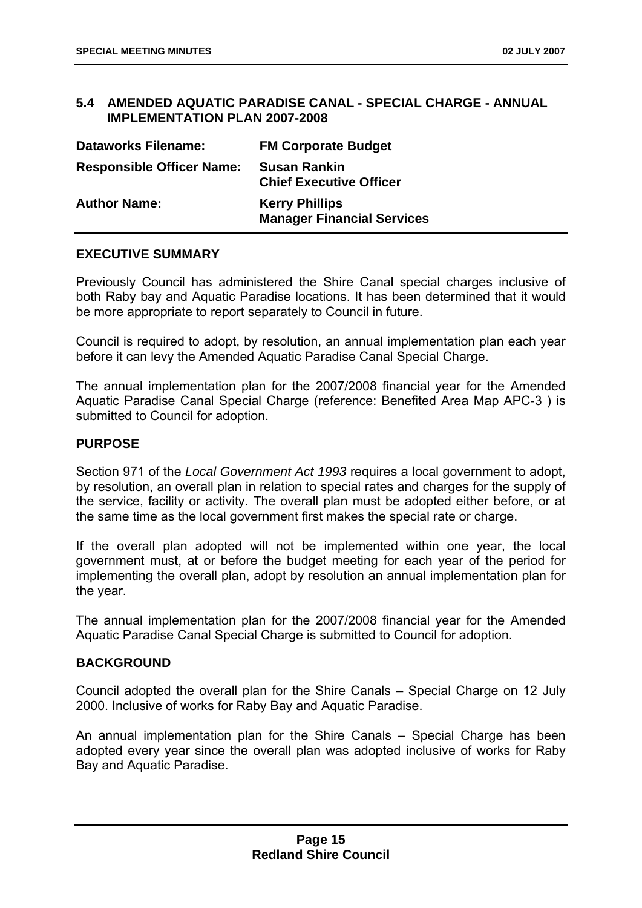## 5.4 AMENDED AQUATIC PARADISE CANAL - SPECIAL CHARGE - ANNUAL IMPLEMENTATION PLAN 2007-2008

| | |
|---|---|
| **Dataworks Filename:** | **FM Corporate Budget** |
| **Responsible Officer Name:** | **Susan Rankin**<br>**Chief Executive Officer** |
| **Author Name:** | **Kerry Phillips**<br>**Manager Financial Services** |

### EXECUTIVE SUMMARY

Previously Council has administered the Shire Canal special charges inclusive of both Raby bay and Aquatic Paradise locations. It has been determined that it would be more appropriate to report separately to Council in future.

Council is required to adopt, by resolution, an annual implementation plan each year before it can levy the Amended Aquatic Paradise Canal Special Charge.

The annual implementation plan for the 2007/2008 financial year for the Amended Aquatic Paradise Canal Special Charge (reference: Benefited Area Map APC-3 ) is submitted to Council for adoption.

### PURPOSE

Section 971 of the *Local Government Act 1993* requires a local government to adopt, by resolution, an overall plan in relation to special rates and charges for the supply of the service, facility or activity. The overall plan must be adopted either before, or at the same time as the local government first makes the special rate or charge.

If the overall plan adopted will not be implemented within one year, the local government must, at or before the budget meeting for each year of the period for implementing the overall plan, adopt by resolution an annual implementation plan for the year.

The annual implementation plan for the 2007/2008 financial year for the Amended Aquatic Paradise Canal Special Charge is submitted to Council for adoption.

### BACKGROUND

Council adopted the overall plan for the Shire Canals – Special Charge on 12 July 2000. Inclusive of works for Raby Bay and Aquatic Paradise.

An annual implementation plan for the Shire Canals – Special Charge has been adopted every year since the overall plan was adopted inclusive of works for Raby Bay and Aquatic Paradise.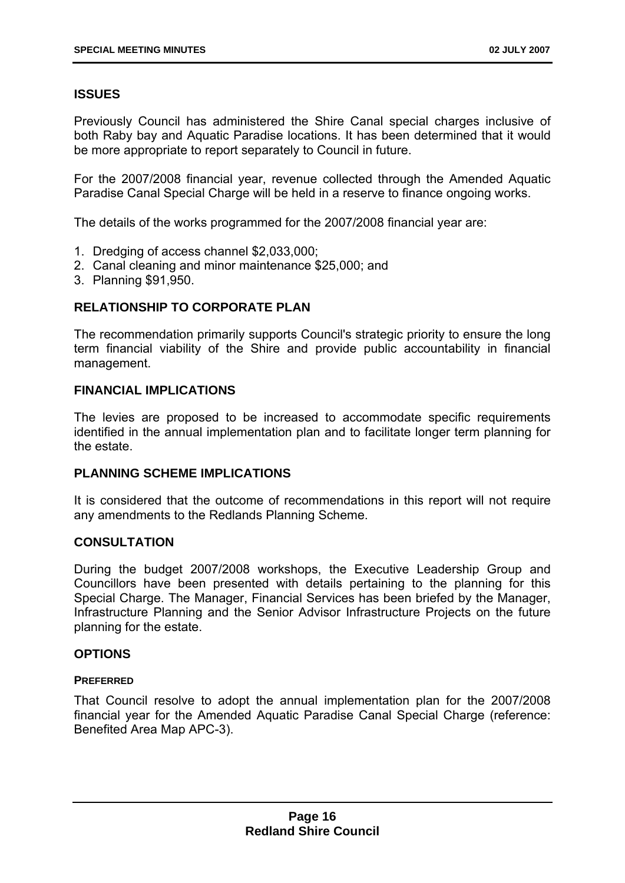### ISSUES

Previously Council has administered the Shire Canal special charges inclusive of both Raby bay and Aquatic Paradise locations. It has been determined that it would be more appropriate to report separately to Council in future.

For the 2007/2008 financial year, revenue collected through the Amended Aquatic Paradise Canal Special Charge will be held in a reserve to finance ongoing works.

The details of the works programmed for the 2007/2008 financial year are:

1. Dredging of access channel $2,033,000;
2. Canal cleaning and minor maintenance $25,000; and
3. Planning $91,950.

### RELATIONSHIP TO CORPORATE PLAN

The recommendation primarily supports Council's strategic priority to ensure the long term financial viability of the Shire and provide public accountability in financial management.

### FINANCIAL IMPLICATIONS

The levies are proposed to be increased to accommodate specific requirements identified in the annual implementation plan and to facilitate longer term planning for the estate.

### PLANNING SCHEME IMPLICATIONS

It is considered that the outcome of recommendations in this report will not require any amendments to the Redlands Planning Scheme.

### CONSULTATION

During the budget 2007/2008 workshops, the Executive Leadership Group and Councillors have been presented with details pertaining to the planning for this Special Charge. The Manager, Financial Services has been briefed by the Manager, Infrastructure Planning and the Senior Advisor Infrastructure Projects on the future planning for the estate.

### OPTIONS

#### PREFERRED

That Council resolve to adopt the annual implementation plan for the 2007/2008 financial year for the Amended Aquatic Paradise Canal Special Charge (reference: Benefited Area Map APC-3).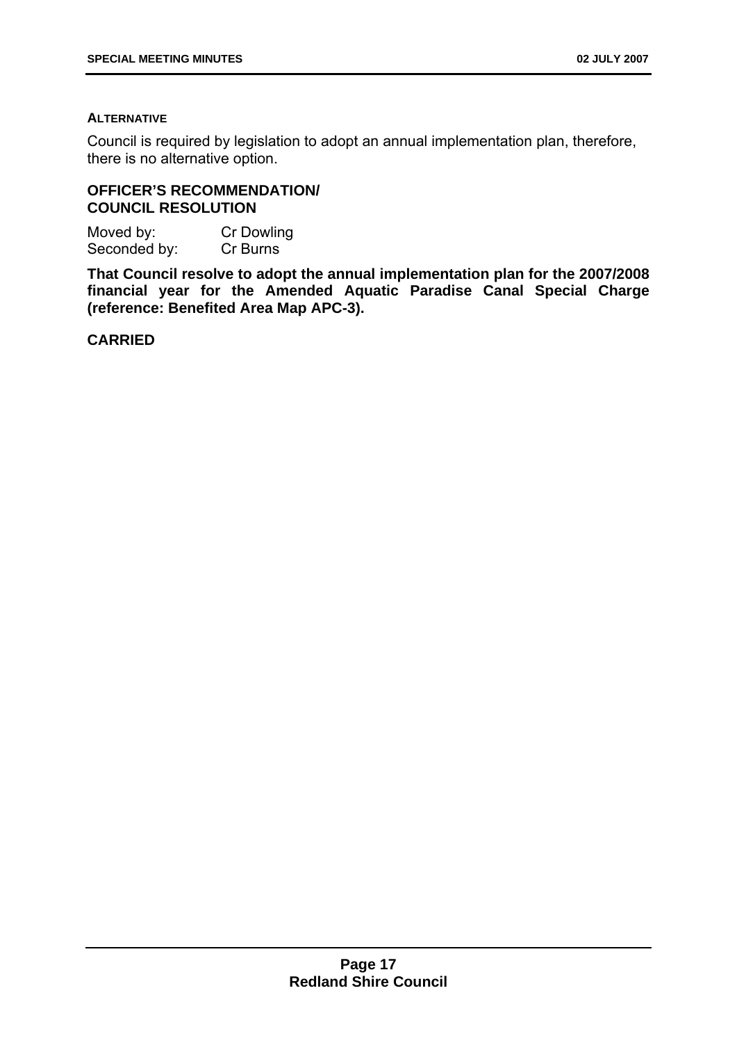#### ALTERNATIVE

Council is required by legislation to adopt an annual implementation plan, therefore, there is no alternative option.

#### OFFICER'S RECOMMENDATION/ COUNCIL RESOLUTION

Moved by: Cr Dowling
Seconded by: Cr Burns

**That Council resolve to adopt the annual implementation plan for the 2007/2008 financial year for the Amended Aquatic Paradise Canal Special Charge (reference: Benefited Area Map APC-3).**

**CARRIED**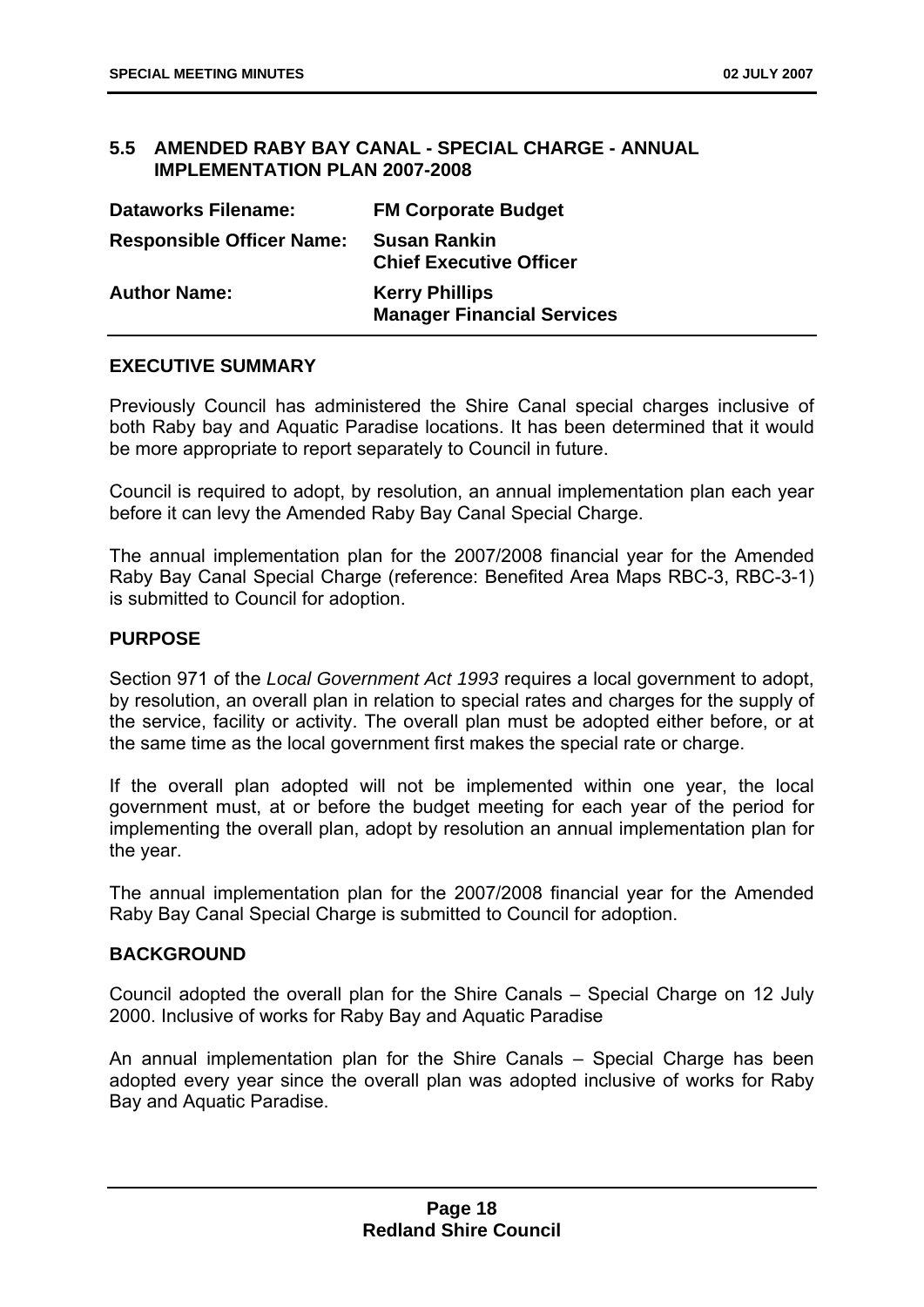### 5.5 AMENDED RABY BAY CANAL - SPECIAL CHARGE - ANNUAL IMPLEMENTATION PLAN 2007-2008

| | |
|---|---|
| **Dataworks Filename:** | **FM Corporate Budget** |
| **Responsible Officer Name:** | **Susan Rankin**<br>**Chief Executive Officer** |
| **Author Name:** | **Kerry Phillips**<br>**Manager Financial Services** |

#### EXECUTIVE SUMMARY

Previously Council has administered the Shire Canal special charges inclusive of both Raby bay and Aquatic Paradise locations. It has been determined that it would be more appropriate to report separately to Council in future.

Council is required to adopt, by resolution, an annual implementation plan each year before it can levy the Amended Raby Bay Canal Special Charge.

The annual implementation plan for the 2007/2008 financial year for the Amended Raby Bay Canal Special Charge (reference: Benefited Area Maps RBC-3, RBC-3-1) is submitted to Council for adoption.

#### PURPOSE

Section 971 of the *Local Government Act 1993* requires a local government to adopt, by resolution, an overall plan in relation to special rates and charges for the supply of the service, facility or activity. The overall plan must be adopted either before, or at the same time as the local government first makes the special rate or charge.

If the overall plan adopted will not be implemented within one year, the local government must, at or before the budget meeting for each year of the period for implementing the overall plan, adopt by resolution an annual implementation plan for the year.

The annual implementation plan for the 2007/2008 financial year for the Amended Raby Bay Canal Special Charge is submitted to Council for adoption.

#### BACKGROUND

Council adopted the overall plan for the Shire Canals – Special Charge on 12 July 2000. Inclusive of works for Raby Bay and Aquatic Paradise

An annual implementation plan for the Shire Canals – Special Charge has been adopted every year since the overall plan was adopted inclusive of works for Raby Bay and Aquatic Paradise.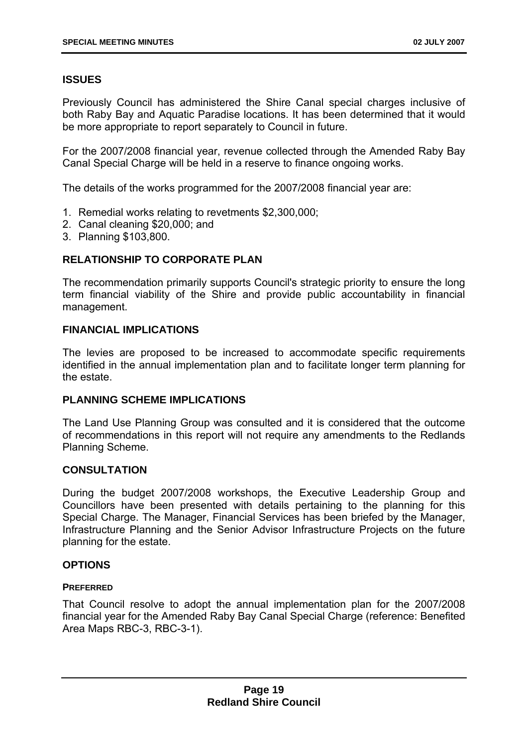## ISSUES

Previously Council has administered the Shire Canal special charges inclusive of both Raby Bay and Aquatic Paradise locations. It has been determined that it would be more appropriate to report separately to Council in future.

For the 2007/2008 financial year, revenue collected through the Amended Raby Bay Canal Special Charge will be held in a reserve to finance ongoing works.

The details of the works programmed for the 2007/2008 financial year are:

1. Remedial works relating to revetments $2,300,000;
2. Canal cleaning $20,000; and
3. Planning $103,800.

## RELATIONSHIP TO CORPORATE PLAN

The recommendation primarily supports Council's strategic priority to ensure the long term financial viability of the Shire and provide public accountability in financial management.

## FINANCIAL IMPLICATIONS

The levies are proposed to be increased to accommodate specific requirements identified in the annual implementation plan and to facilitate longer term planning for the estate.

## PLANNING SCHEME IMPLICATIONS

The Land Use Planning Group was consulted and it is considered that the outcome of recommendations in this report will not require any amendments to the Redlands Planning Scheme.

## CONSULTATION

During the budget 2007/2008 workshops, the Executive Leadership Group and Councillors have been presented with details pertaining to the planning for this Special Charge. The Manager, Financial Services has been briefed by the Manager, Infrastructure Planning and the Senior Advisor Infrastructure Projects on the future planning for the estate.

## OPTIONS

### PREFERRED

That Council resolve to adopt the annual implementation plan for the 2007/2008 financial year for the Amended Raby Bay Canal Special Charge (reference: Benefited Area Maps RBC-3, RBC-3-1).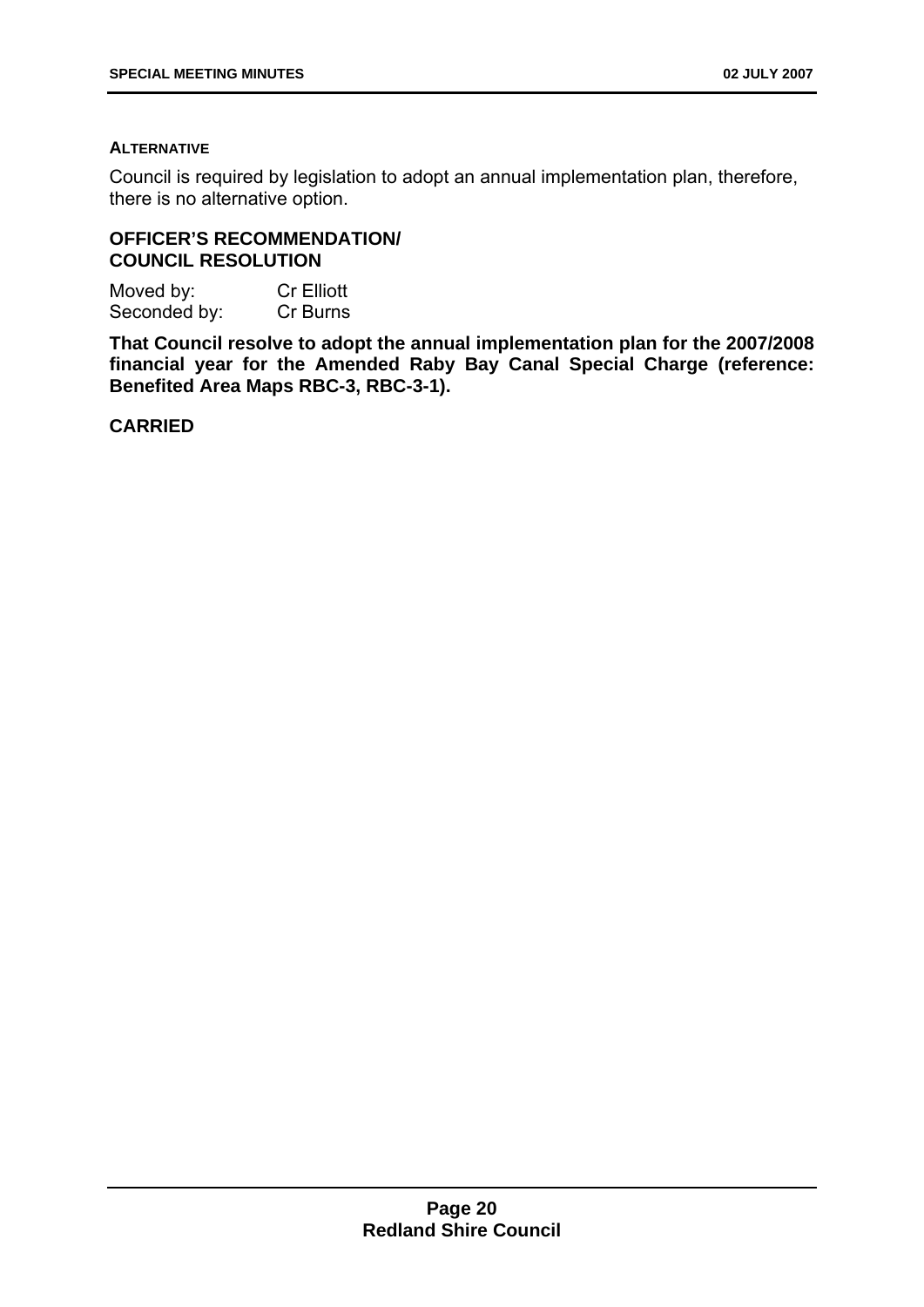**ALTERNATIVE**

Council is required by legislation to adopt an annual implementation plan, therefore, there is no alternative option.

**OFFICER'S RECOMMENDATION/**
**COUNCIL RESOLUTION**

Moved by: Cr Elliott
Seconded by: Cr Burns

**That Council resolve to adopt the annual implementation plan for the 2007/2008 financial year for the Amended Raby Bay Canal Special Charge (reference: Benefited Area Maps RBC-3, RBC-3-1).**

**CARRIED**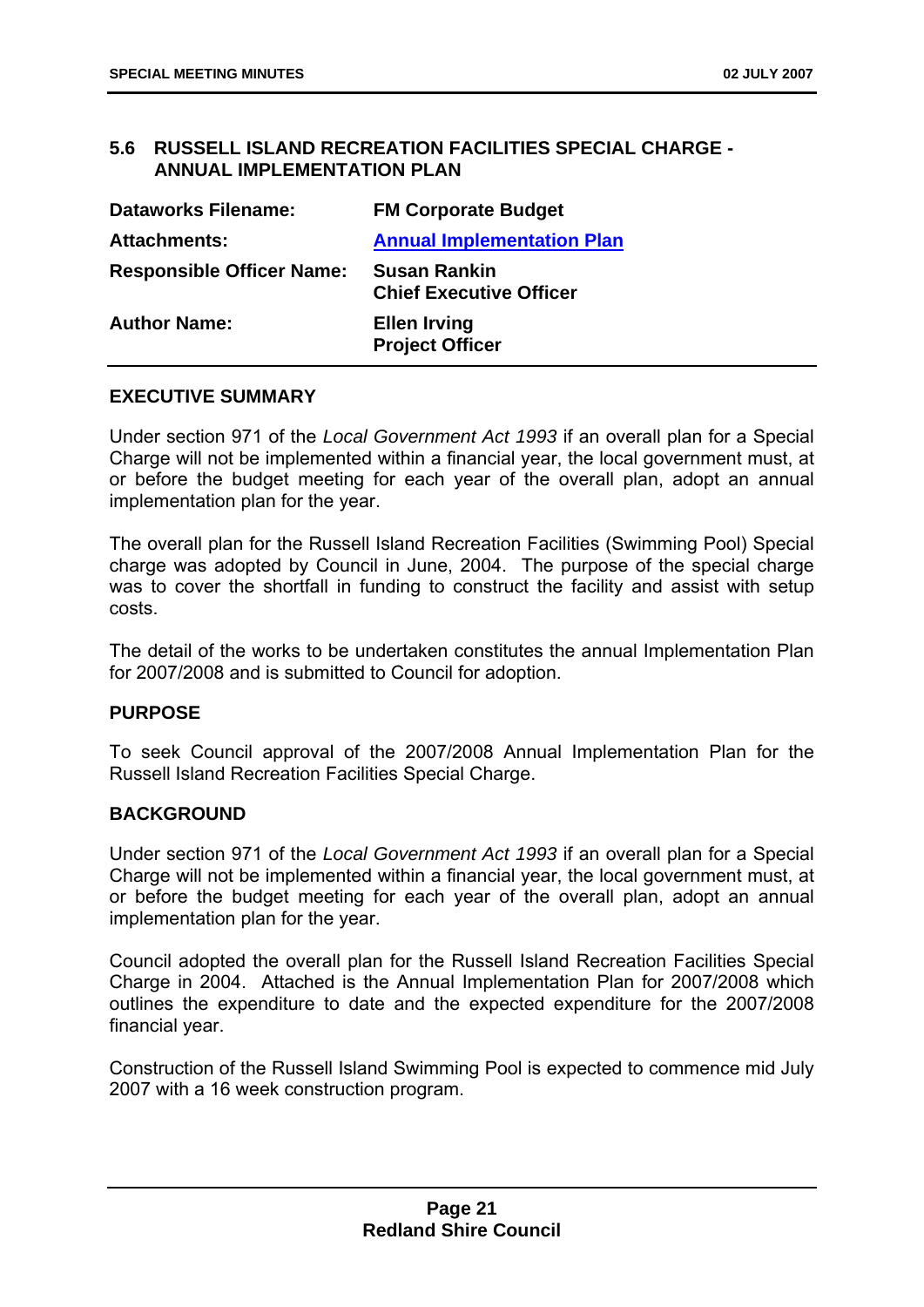## 5.6 RUSSELL ISLAND RECREATION FACILITIES SPECIAL CHARGE - ANNUAL IMPLEMENTATION PLAN

| | |
|---|---|
| **Dataworks Filename:** | **FM Corporate Budget** |
| **Attachments:** | **Annual Implementation Plan** |
| **Responsible Officer Name:** | **Susan Rankin**<br>**Chief Executive Officer** |
| **Author Name:** | **Ellen Irving**<br>**Project Officer** |

### EXECUTIVE SUMMARY

Under section 971 of the *Local Government Act 1993* if an overall plan for a Special Charge will not be implemented within a financial year, the local government must, at or before the budget meeting for each year of the overall plan, adopt an annual implementation plan for the year.

The overall plan for the Russell Island Recreation Facilities (Swimming Pool) Special charge was adopted by Council in June, 2004. The purpose of the special charge was to cover the shortfall in funding to construct the facility and assist with setup costs.

The detail of the works to be undertaken constitutes the annual Implementation Plan for 2007/2008 and is submitted to Council for adoption.

### PURPOSE

To seek Council approval of the 2007/2008 Annual Implementation Plan for the Russell Island Recreation Facilities Special Charge.

### BACKGROUND

Under section 971 of the *Local Government Act 1993* if an overall plan for a Special Charge will not be implemented within a financial year, the local government must, at or before the budget meeting for each year of the overall plan, adopt an annual implementation plan for the year.

Council adopted the overall plan for the Russell Island Recreation Facilities Special Charge in 2004. Attached is the Annual Implementation Plan for 2007/2008 which outlines the expenditure to date and the expected expenditure for the 2007/2008 financial year.

Construction of the Russell Island Swimming Pool is expected to commence mid July 2007 with a 16 week construction program.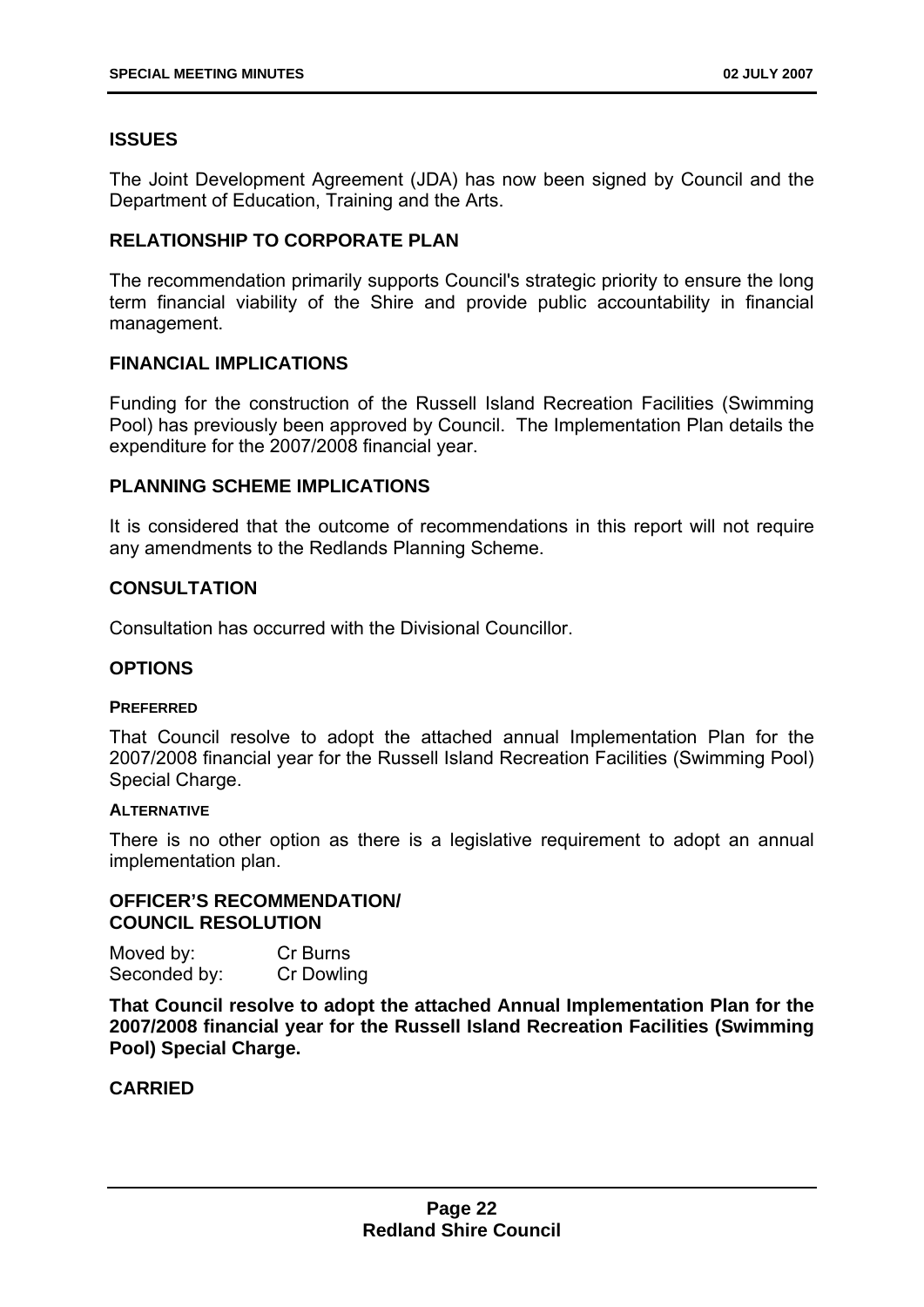## ISSUES

The Joint Development Agreement (JDA) has now been signed by Council and the Department of Education, Training and the Arts.

## RELATIONSHIP TO CORPORATE PLAN

The recommendation primarily supports Council's strategic priority to ensure the long term financial viability of the Shire and provide public accountability in financial management.

## FINANCIAL IMPLICATIONS

Funding for the construction of the Russell Island Recreation Facilities (Swimming Pool) has previously been approved by Council. The Implementation Plan details the expenditure for the 2007/2008 financial year.

## PLANNING SCHEME IMPLICATIONS

It is considered that the outcome of recommendations in this report will not require any amendments to the Redlands Planning Scheme.

## CONSULTATION

Consultation has occurred with the Divisional Councillor.

## OPTIONS

### PREFERRED

That Council resolve to adopt the attached annual Implementation Plan for the 2007/2008 financial year for the Russell Island Recreation Facilities (Swimming Pool) Special Charge.

### ALTERNATIVE

There is no other option as there is a legislative requirement to adopt an annual implementation plan.

## OFFICER'S RECOMMENDATION/ COUNCIL RESOLUTION

Moved by: Cr Burns
Seconded by: Cr Dowling

**That Council resolve to adopt the attached Annual Implementation Plan for the 2007/2008 financial year for the Russell Island Recreation Facilities (Swimming Pool) Special Charge.**

**CARRIED**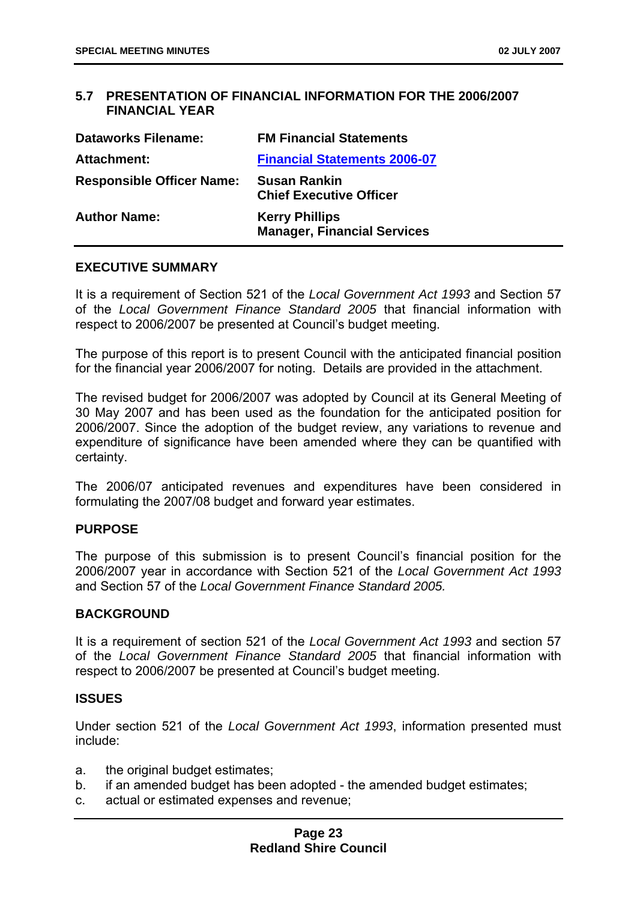## 5.7 PRESENTATION OF FINANCIAL INFORMATION FOR THE 2006/2007 FINANCIAL YEAR

| | |
|---|---|
| **Dataworks Filename:** | **FM Financial Statements** |
| **Attachment:** | **Financial Statements 2006-07** |
| **Responsible Officer Name:** | **Susan Rankin**<br>**Chief Executive Officer** |
| **Author Name:** | **Kerry Phillips**<br>**Manager, Financial Services** |

### EXECUTIVE SUMMARY

It is a requirement of Section 521 of the *Local Government Act 1993* and Section 57 of the *Local Government Finance Standard 2005* that financial information with respect to 2006/2007 be presented at Council's budget meeting.

The purpose of this report is to present Council with the anticipated financial position for the financial year 2006/2007 for noting. Details are provided in the attachment.

The revised budget for 2006/2007 was adopted by Council at its General Meeting of 30 May 2007 and has been used as the foundation for the anticipated position for 2006/2007. Since the adoption of the budget review, any variations to revenue and expenditure of significance have been amended where they can be quantified with certainty.

The 2006/07 anticipated revenues and expenditures have been considered in formulating the 2007/08 budget and forward year estimates.

### PURPOSE

The purpose of this submission is to present Council's financial position for the 2006/2007 year in accordance with Section 521 of the *Local Government Act 1993* and Section 57 of the *Local Government Finance Standard 2005.*

### BACKGROUND

It is a requirement of section 521 of the *Local Government Act 1993* and section 57 of the *Local Government Finance Standard 2005* that financial information with respect to 2006/2007 be presented at Council's budget meeting.

### ISSUES

Under section 521 of the *Local Government Act 1993*, information presented must include:

a. the original budget estimates;
b. if an amended budget has been adopted - the amended budget estimates;
c. actual or estimated expenses and revenue;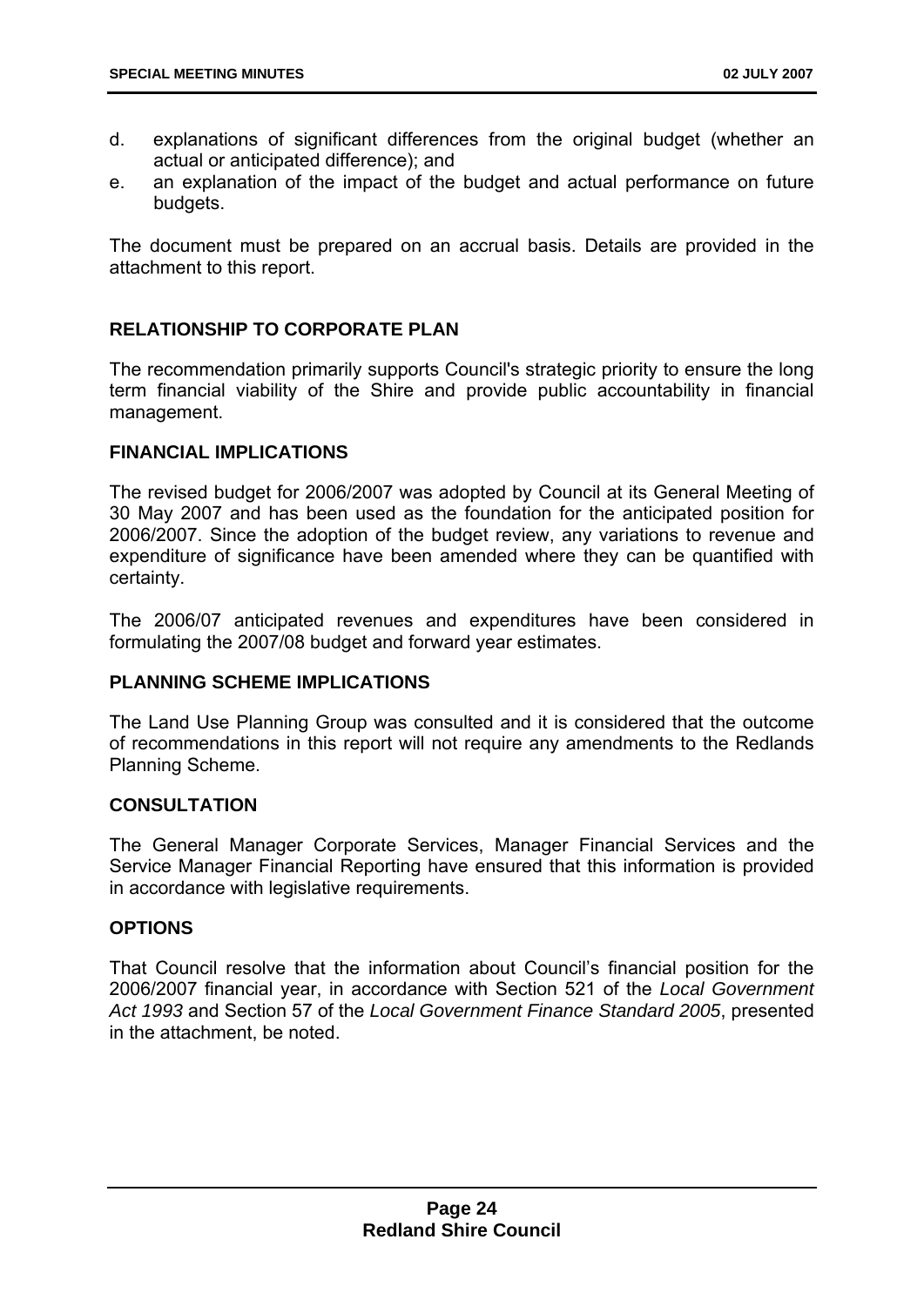d. explanations of significant differences from the original budget (whether an actual or anticipated difference); and
e. an explanation of the impact of the budget and actual performance on future budgets.

The document must be prepared on an accrual basis. Details are provided in the attachment to this report.

## RELATIONSHIP TO CORPORATE PLAN

The recommendation primarily supports Council's strategic priority to ensure the long term financial viability of the Shire and provide public accountability in financial management.

## FINANCIAL IMPLICATIONS

The revised budget for 2006/2007 was adopted by Council at its General Meeting of 30 May 2007 and has been used as the foundation for the anticipated position for 2006/2007. Since the adoption of the budget review, any variations to revenue and expenditure of significance have been amended where they can be quantified with certainty.

The 2006/07 anticipated revenues and expenditures have been considered in formulating the 2007/08 budget and forward year estimates.

## PLANNING SCHEME IMPLICATIONS

The Land Use Planning Group was consulted and it is considered that the outcome of recommendations in this report will not require any amendments to the Redlands Planning Scheme.

## CONSULTATION

The General Manager Corporate Services, Manager Financial Services and the Service Manager Financial Reporting have ensured that this information is provided in accordance with legislative requirements.

## OPTIONS

That Council resolve that the information about Council's financial position for the 2006/2007 financial year, in accordance with Section 521 of the *Local Government Act 1993* and Section 57 of the *Local Government Finance Standard 2005*, presented in the attachment, be noted.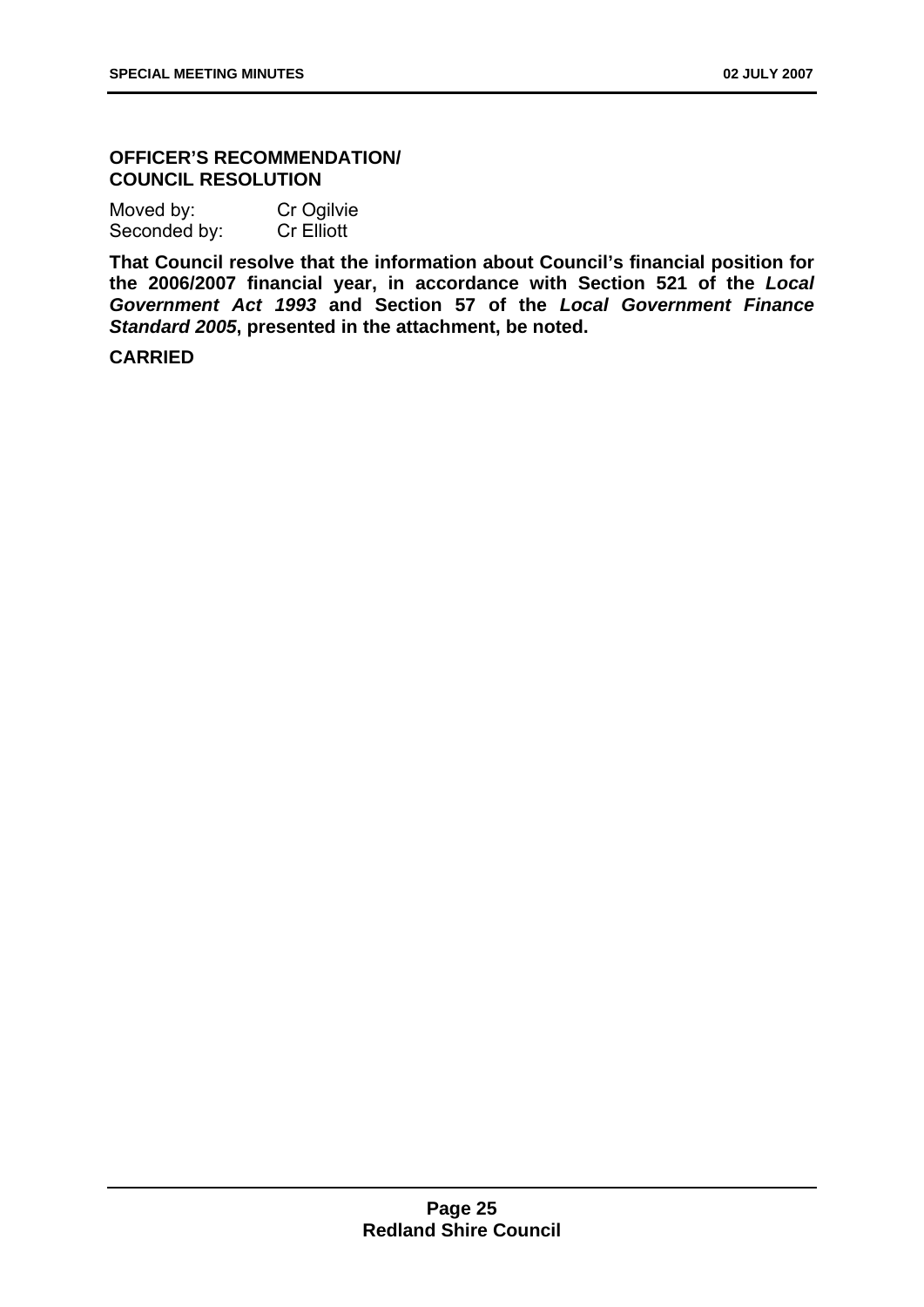**OFFICER'S RECOMMENDATION/ COUNCIL RESOLUTION**

Moved by: Cr Ogilvie
Seconded by: Cr Elliott

**That Council resolve that the information about Council's financial position for the 2006/2007 financial year, in accordance with Section 521 of the *Local Government Act 1993* and Section 57 of the *Local Government Finance Standard 2005*, presented in the attachment, be noted.**

**CARRIED**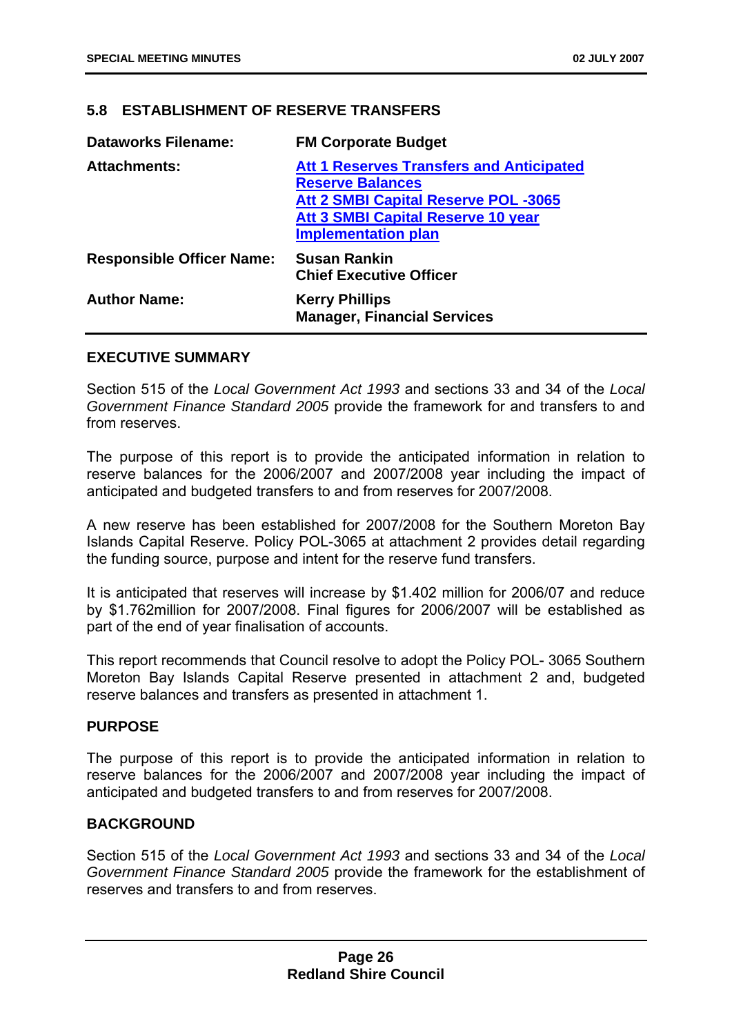## 5.8 ESTABLISHMENT OF RESERVE TRANSFERS

| | |
|---|---|
| **Dataworks Filename:** | **FM Corporate Budget** |
| **Attachments:** | **Att 1 Reserves Transfers and Anticipated Reserve Balances**<br>**Att 2 SMBI Capital Reserve POL -3065**<br>**Att 3 SMBI Capital Reserve 10 year Implementation plan** |
| **Responsible Officer Name:** | **Susan Rankin**<br>**Chief Executive Officer** |
| **Author Name:** | **Kerry Phillips**<br>**Manager, Financial Services** |

### EXECUTIVE SUMMARY

Section 515 of the *Local Government Act 1993* and sections 33 and 34 of the *Local Government Finance Standard 2005* provide the framework for and transfers to and from reserves.

The purpose of this report is to provide the anticipated information in relation to reserve balances for the 2006/2007 and 2007/2008 year including the impact of anticipated and budgeted transfers to and from reserves for 2007/2008.

A new reserve has been established for 2007/2008 for the Southern Moreton Bay Islands Capital Reserve. Policy POL-3065 at attachment 2 provides detail regarding the funding source, purpose and intent for the reserve fund transfers.

It is anticipated that reserves will increase by $1.402 million for 2006/07 and reduce by $1.762million for 2007/2008. Final figures for 2006/2007 will be established as part of the end of year finalisation of accounts.

This report recommends that Council resolve to adopt the Policy POL- 3065 Southern Moreton Bay Islands Capital Reserve presented in attachment 2 and, budgeted reserve balances and transfers as presented in attachment 1.

### PURPOSE

The purpose of this report is to provide the anticipated information in relation to reserve balances for the 2006/2007 and 2007/2008 year including the impact of anticipated and budgeted transfers to and from reserves for 2007/2008.

### BACKGROUND

Section 515 of the *Local Government Act 1993* and sections 33 and 34 of the *Local Government Finance Standard 2005* provide the framework for the establishment of reserves and transfers to and from reserves.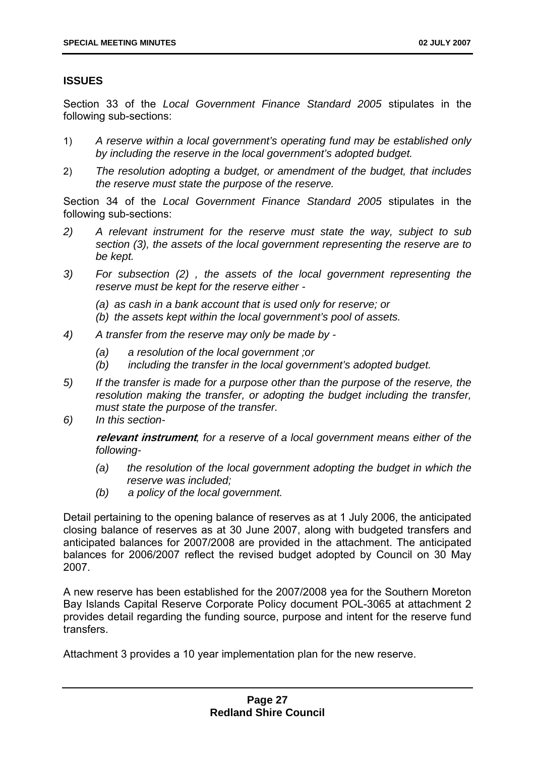## ISSUES

Section 33 of the *Local Government Finance Standard 2005* stipulates in the following sub-sections:

1) *A reserve within a local government's operating fund may be established only by including the reserve in the local government's adopted budget.*
2) *The resolution adopting a budget, or amendment of the budget, that includes the reserve must state the purpose of the reserve.*

Section 34 of the *Local Government Finance Standard 2005* stipulates in the following sub-sections:

2) *A relevant instrument for the reserve must state the way, subject to sub section (3), the assets of the local government representing the reserve are to be kept.*
3) *For subsection (2) , the assets of the local government representing the reserve must be kept for the reserve either -*

    *(a) as cash in a bank account that is used only for reserve; or*
    *(b) the assets kept within the local government's pool of assets.*

4) *A transfer from the reserve may only be made by -*

    *(a) a resolution of the local government ;or*
    *(b) including the transfer in the local government's adopted budget.*

5) *If the transfer is made for a purpose other than the purpose of the reserve, the resolution making the transfer, or adopting the budget including the transfer, must state the purpose of the transfer.*
6) *In this section-*

    ***relevant instrument**, for a reserve of a local government means either of the following-*

    *(a) the resolution of the local government adopting the budget in which the reserve was included;*
    *(b) a policy of the local government.*

Detail pertaining to the opening balance of reserves as at 1 July 2006, the anticipated closing balance of reserves as at 30 June 2007, along with budgeted transfers and anticipated balances for 2007/2008 are provided in the attachment. The anticipated balances for 2006/2007 reflect the revised budget adopted by Council on 30 May 2007.

A new reserve has been established for the 2007/2008 yea for the Southern Moreton Bay Islands Capital Reserve Corporate Policy document POL-3065 at attachment 2 provides detail regarding the funding source, purpose and intent for the reserve fund transfers.

Attachment 3 provides a 10 year implementation plan for the new reserve.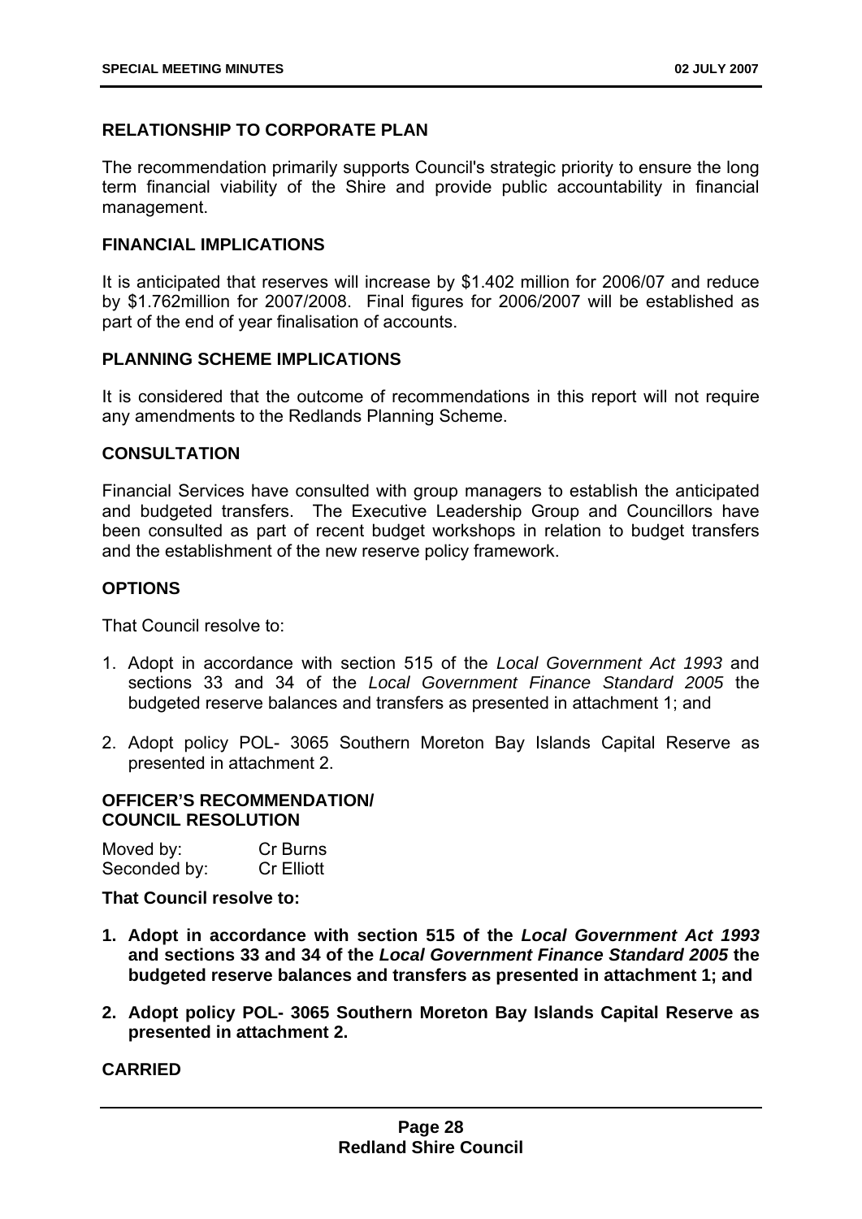### RELATIONSHIP TO CORPORATE PLAN

The recommendation primarily supports Council's strategic priority to ensure the long term financial viability of the Shire and provide public accountability in financial management.

### FINANCIAL IMPLICATIONS

It is anticipated that reserves will increase by $1.402 million for 2006/07 and reduce by $1.762million for 2007/2008. Final figures for 2006/2007 will be established as part of the end of year finalisation of accounts.

### PLANNING SCHEME IMPLICATIONS

It is considered that the outcome of recommendations in this report will not require any amendments to the Redlands Planning Scheme.

### CONSULTATION

Financial Services have consulted with group managers to establish the anticipated and budgeted transfers. The Executive Leadership Group and Councillors have been consulted as part of recent budget workshops in relation to budget transfers and the establishment of the new reserve policy framework.

### OPTIONS

That Council resolve to:

1. Adopt in accordance with section 515 of the *Local Government Act 1993* and sections 33 and 34 of the *Local Government Finance Standard 2005* the budgeted reserve balances and transfers as presented in attachment 1; and
2. Adopt policy POL- 3065 Southern Moreton Bay Islands Capital Reserve as presented in attachment 2.

### OFFICER'S RECOMMENDATION/ COUNCIL RESOLUTION

Moved by: Cr Burns
Seconded by: Cr Elliott

**That Council resolve to:**

1. **Adopt in accordance with section 515 of the *Local Government Act 1993* and sections 33 and 34 of the *Local Government Finance Standard 2005* the budgeted reserve balances and transfers as presented in attachment 1; and**
2. **Adopt policy POL- 3065 Southern Moreton Bay Islands Capital Reserve as presented in attachment 2.**

**CARRIED**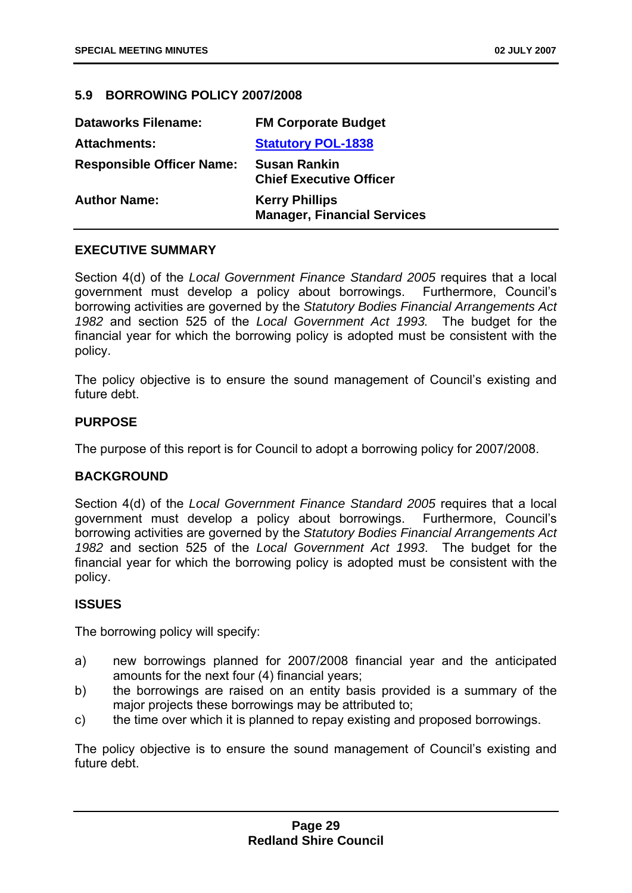## 5.9 BORROWING POLICY 2007/2008

| | |
|---|---|
| **Dataworks Filename:** | **FM Corporate Budget** |
| **Attachments:** | **Statutory POL-1838** |
| **Responsible Officer Name:** | **Susan Rankin**<br>**Chief Executive Officer** |
| **Author Name:** | **Kerry Phillips**<br>**Manager, Financial Services** |

### EXECUTIVE SUMMARY

Section 4(d) of the *Local Government Finance Standard 2005* requires that a local government must develop a policy about borrowings. Furthermore, Council's borrowing activities are governed by the *Statutory Bodies Financial Arrangements Act 1982* and section 525 of the *Local Government Act 1993.* The budget for the financial year for which the borrowing policy is adopted must be consistent with the policy.

The policy objective is to ensure the sound management of Council's existing and future debt.

### PURPOSE

The purpose of this report is for Council to adopt a borrowing policy for 2007/2008.

### BACKGROUND

Section 4(d) of the *Local Government Finance Standard 2005* requires that a local government must develop a policy about borrowings. Furthermore, Council's borrowing activities are governed by the *Statutory Bodies Financial Arrangements Act 1982* and section 525 of the *Local Government Act 1993*. The budget for the financial year for which the borrowing policy is adopted must be consistent with the policy.

### ISSUES

The borrowing policy will specify:

a) new borrowings planned for 2007/2008 financial year and the anticipated amounts for the next four (4) financial years;
b) the borrowings are raised on an entity basis provided is a summary of the major projects these borrowings may be attributed to;
c) the time over which it is planned to repay existing and proposed borrowings.

The policy objective is to ensure the sound management of Council's existing and future debt.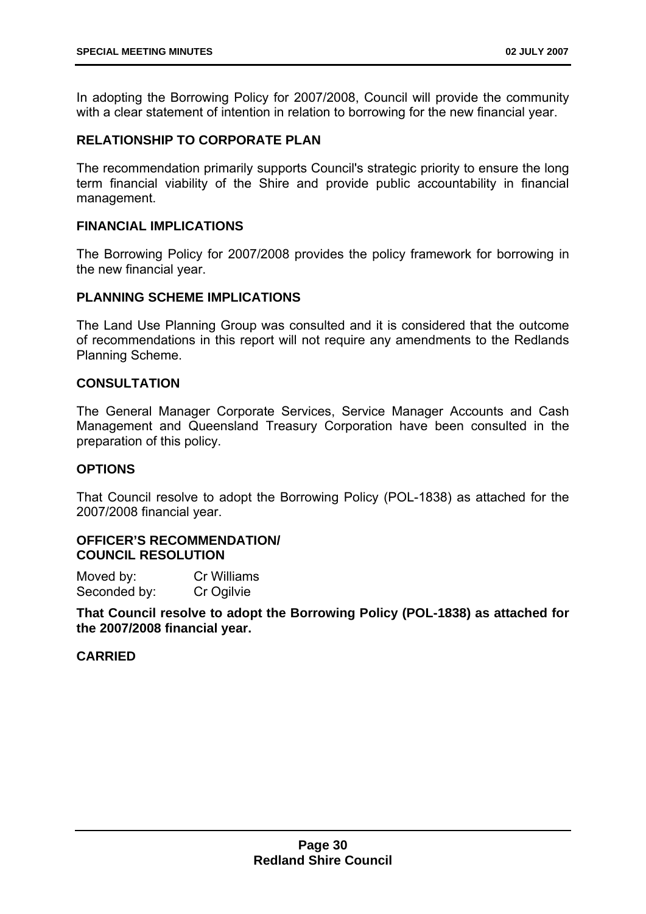In adopting the Borrowing Policy for 2007/2008, Council will provide the community with a clear statement of intention in relation to borrowing for the new financial year.

**RELATIONSHIP TO CORPORATE PLAN**

The recommendation primarily supports Council's strategic priority to ensure the long term financial viability of the Shire and provide public accountability in financial management.

**FINANCIAL IMPLICATIONS**

The Borrowing Policy for 2007/2008 provides the policy framework for borrowing in the new financial year.

**PLANNING SCHEME IMPLICATIONS**

The Land Use Planning Group was consulted and it is considered that the outcome of recommendations in this report will not require any amendments to the Redlands Planning Scheme.

**CONSULTATION**

The General Manager Corporate Services, Service Manager Accounts and Cash Management and Queensland Treasury Corporation have been consulted in the preparation of this policy.

**OPTIONS**

That Council resolve to adopt the Borrowing Policy (POL-1838) as attached for the 2007/2008 financial year.

**OFFICER'S RECOMMENDATION/**
**COUNCIL RESOLUTION**

Moved by: Cr Williams
Seconded by: Cr Ogilvie

**That Council resolve to adopt the Borrowing Policy (POL-1838) as attached for the 2007/2008 financial year.**

**CARRIED**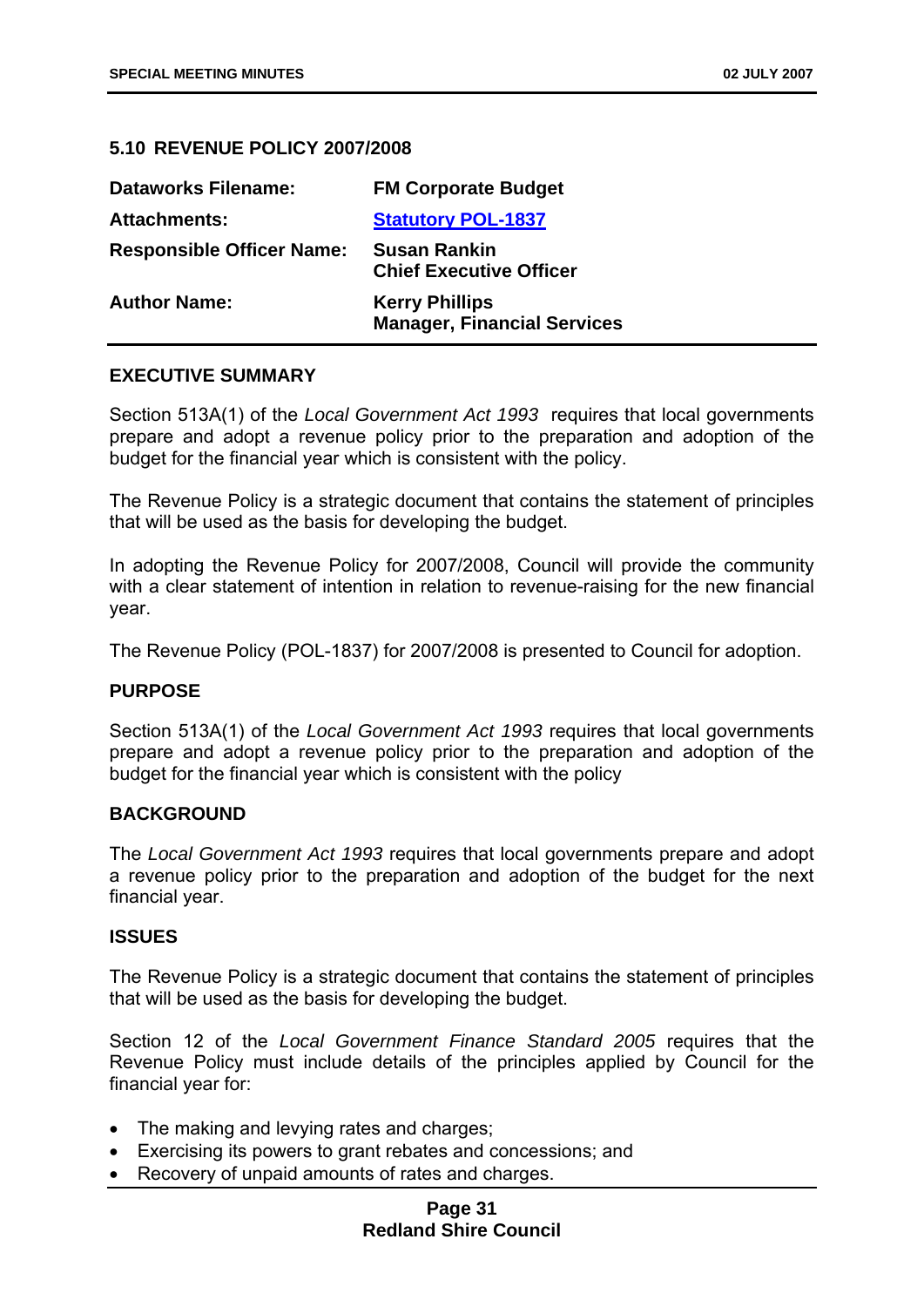## 5.10 REVENUE POLICY 2007/2008

| | |
|---|---|
| **Dataworks Filename:** | **FM Corporate Budget** |
| **Attachments:** | **Statutory POL-1837** |
| **Responsible Officer Name:** | **Susan Rankin**<br>**Chief Executive Officer** |
| **Author Name:** | **Kerry Phillips**<br>**Manager, Financial Services** |

### EXECUTIVE SUMMARY

Section 513A(1) of the *Local Government Act 1993* requires that local governments prepare and adopt a revenue policy prior to the preparation and adoption of the budget for the financial year which is consistent with the policy.

The Revenue Policy is a strategic document that contains the statement of principles that will be used as the basis for developing the budget.

In adopting the Revenue Policy for 2007/2008, Council will provide the community with a clear statement of intention in relation to revenue-raising for the new financial year.

The Revenue Policy (POL-1837) for 2007/2008 is presented to Council for adoption.

### PURPOSE

Section 513A(1) of the *Local Government Act 1993* requires that local governments prepare and adopt a revenue policy prior to the preparation and adoption of the budget for the financial year which is consistent with the policy

### BACKGROUND

The *Local Government Act 1993* requires that local governments prepare and adopt a revenue policy prior to the preparation and adoption of the budget for the next financial year.

### ISSUES

The Revenue Policy is a strategic document that contains the statement of principles that will be used as the basis for developing the budget.

Section 12 of the *Local Government Finance Standard 2005* requires that the Revenue Policy must include details of the principles applied by Council for the financial year for:

- The making and levying rates and charges;
- Exercising its powers to grant rebates and concessions; and
- Recovery of unpaid amounts of rates and charges.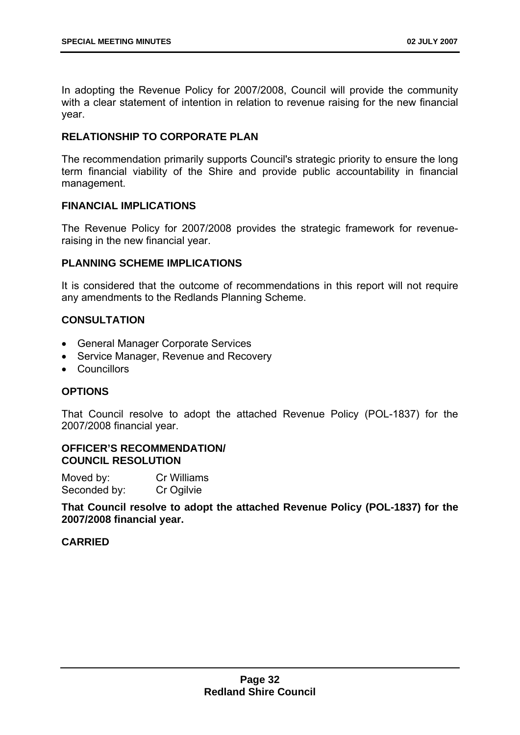In adopting the Revenue Policy for 2007/2008, Council will provide the community with a clear statement of intention in relation to revenue raising for the new financial year.

### RELATIONSHIP TO CORPORATE PLAN

The recommendation primarily supports Council's strategic priority to ensure the long term financial viability of the Shire and provide public accountability in financial management.

### FINANCIAL IMPLICATIONS

The Revenue Policy for 2007/2008 provides the strategic framework for revenue-raising in the new financial year.

### PLANNING SCHEME IMPLICATIONS

It is considered that the outcome of recommendations in this report will not require any amendments to the Redlands Planning Scheme.

### CONSULTATION

- General Manager Corporate Services
- Service Manager, Revenue and Recovery
- Councillors

### OPTIONS

That Council resolve to adopt the attached Revenue Policy (POL-1837) for the 2007/2008 financial year.

### OFFICER'S RECOMMENDATION/ COUNCIL RESOLUTION

Moved by: Cr Williams
Seconded by: Cr Ogilvie

**That Council resolve to adopt the attached Revenue Policy (POL-1837) for the 2007/2008 financial year.**

**CARRIED**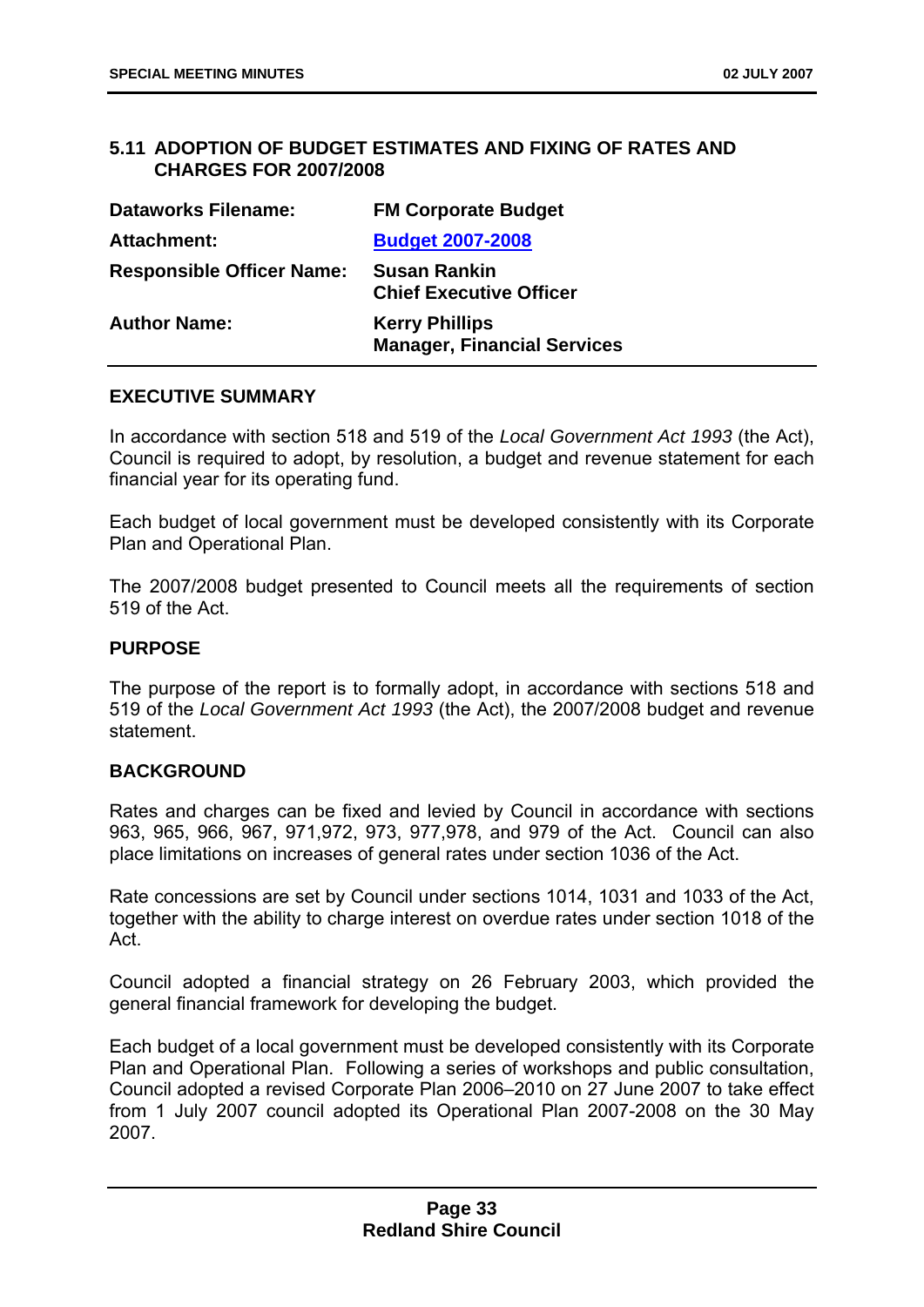## 5.11 ADOPTION OF BUDGET ESTIMATES AND FIXING OF RATES AND CHARGES FOR 2007/2008

| | |
|---|---|
| **Dataworks Filename:** | **FM Corporate Budget** |
| **Attachment:** | **Budget 2007-2008** |
| **Responsible Officer Name:** | **Susan Rankin**<br>**Chief Executive Officer** |
| **Author Name:** | **Kerry Phillips**<br>**Manager, Financial Services** |

### EXECUTIVE SUMMARY

In accordance with section 518 and 519 of the *Local Government Act 1993* (the Act), Council is required to adopt, by resolution, a budget and revenue statement for each financial year for its operating fund.

Each budget of local government must be developed consistently with its Corporate Plan and Operational Plan.

The 2007/2008 budget presented to Council meets all the requirements of section 519 of the Act.

### PURPOSE

The purpose of the report is to formally adopt, in accordance with sections 518 and 519 of the *Local Government Act 1993* (the Act), the 2007/2008 budget and revenue statement.

### BACKGROUND

Rates and charges can be fixed and levied by Council in accordance with sections 963, 965, 966, 967, 971,972, 973, 977,978, and 979 of the Act. Council can also place limitations on increases of general rates under section 1036 of the Act.

Rate concessions are set by Council under sections 1014, 1031 and 1033 of the Act, together with the ability to charge interest on overdue rates under section 1018 of the Act.

Council adopted a financial strategy on 26 February 2003, which provided the general financial framework for developing the budget.

Each budget of a local government must be developed consistently with its Corporate Plan and Operational Plan. Following a series of workshops and public consultation, Council adopted a revised Corporate Plan 2006–2010 on 27 June 2007 to take effect from 1 July 2007 council adopted its Operational Plan 2007-2008 on the 30 May 2007.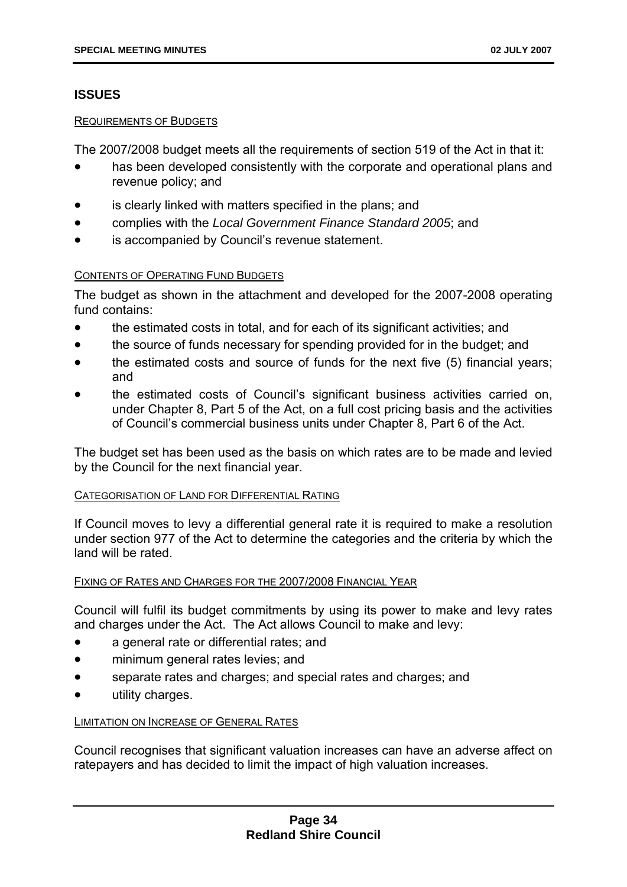## ISSUES

REQUIREMENTS OF BUDGETS

The 2007/2008 budget meets all the requirements of section 519 of the Act in that it:

- has been developed consistently with the corporate and operational plans and revenue policy; and
- is clearly linked with matters specified in the plans; and
- complies with the *Local Government Finance Standard 2005*; and
- is accompanied by Council's revenue statement.

CONTENTS OF OPERATING FUND BUDGETS

The budget as shown in the attachment and developed for the 2007-2008 operating fund contains:

- the estimated costs in total, and for each of its significant activities; and
- the source of funds necessary for spending provided for in the budget; and
- the estimated costs and source of funds for the next five (5) financial years; and
- the estimated costs of Council's significant business activities carried on, under Chapter 8, Part 5 of the Act, on a full cost pricing basis and the activities of Council's commercial business units under Chapter 8, Part 6 of the Act.

The budget set has been used as the basis on which rates are to be made and levied by the Council for the next financial year.

CATEGORISATION OF LAND FOR DIFFERENTIAL RATING

If Council moves to levy a differential general rate it is required to make a resolution under section 977 of the Act to determine the categories and the criteria by which the land will be rated.

FIXING OF RATES AND CHARGES FOR THE 2007/2008 FINANCIAL YEAR

Council will fulfil its budget commitments by using its power to make and levy rates and charges under the Act. The Act allows Council to make and levy:

- a general rate or differential rates; and
- minimum general rates levies; and
- separate rates and charges; and special rates and charges; and
- utility charges.

LIMITATION ON INCREASE OF GENERAL RATES

Council recognises that significant valuation increases can have an adverse affect on ratepayers and has decided to limit the impact of high valuation increases.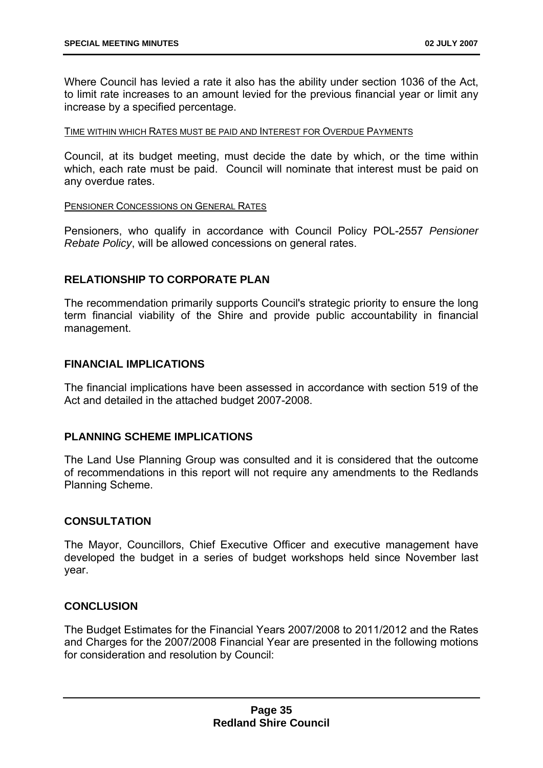Where Council has levied a rate it also has the ability under section 1036 of the Act, to limit rate increases to an amount levied for the previous financial year or limit any increase by a specified percentage.

TIME WITHIN WHICH RATES MUST BE PAID AND INTEREST FOR OVERDUE PAYMENTS

Council, at its budget meeting, must decide the date by which, or the time within which, each rate must be paid. Council will nominate that interest must be paid on any overdue rates.

PENSIONER CONCESSIONS ON GENERAL RATES

Pensioners, who qualify in accordance with Council Policy POL-2557 *Pensioner Rebate Policy*, will be allowed concessions on general rates.

## RELATIONSHIP TO CORPORATE PLAN

The recommendation primarily supports Council's strategic priority to ensure the long term financial viability of the Shire and provide public accountability in financial management.

## FINANCIAL IMPLICATIONS

The financial implications have been assessed in accordance with section 519 of the Act and detailed in the attached budget 2007-2008.

## PLANNING SCHEME IMPLICATIONS

The Land Use Planning Group was consulted and it is considered that the outcome of recommendations in this report will not require any amendments to the Redlands Planning Scheme.

## CONSULTATION

The Mayor, Councillors, Chief Executive Officer and executive management have developed the budget in a series of budget workshops held since November last year.

## CONCLUSION

The Budget Estimates for the Financial Years 2007/2008 to 2011/2012 and the Rates and Charges for the 2007/2008 Financial Year are presented in the following motions for consideration and resolution by Council: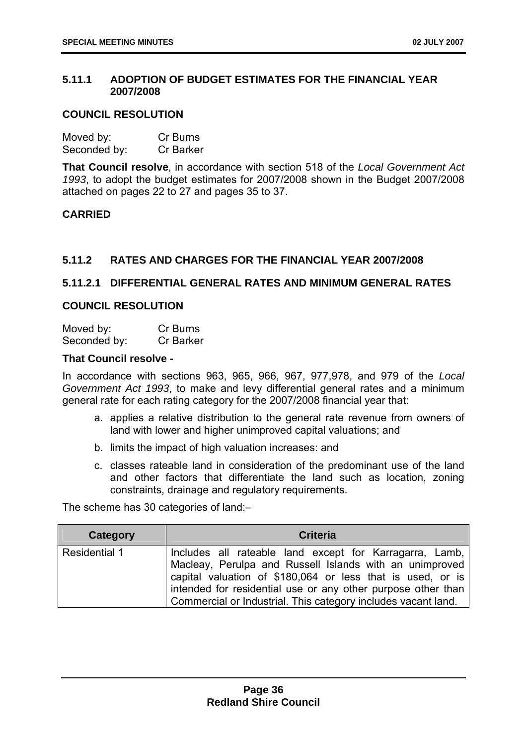### 5.11.1 ADOPTION OF BUDGET ESTIMATES FOR THE FINANCIAL YEAR 2007/2008

**COUNCIL RESOLUTION**

Moved by: Cr Burns
Seconded by: Cr Barker

**That Council resolve**, in accordance with section 518 of the *Local Government Act 1993*, to adopt the budget estimates for 2007/2008 shown in the Budget 2007/2008 attached on pages 22 to 27 and pages 35 to 37.

**CARRIED**

### 5.11.2 RATES AND CHARGES FOR THE FINANCIAL YEAR 2007/2008

### 5.11.2.1 DIFFERENTIAL GENERAL RATES AND MINIMUM GENERAL RATES

**COUNCIL RESOLUTION**

Moved by: Cr Burns
Seconded by: Cr Barker

**That Council resolve -**

In accordance with sections 963, 965, 966, 967, 977,978, and 979 of the *Local Government Act 1993*, to make and levy differential general rates and a minimum general rate for each rating category for the 2007/2008 financial year that:

a. applies a relative distribution to the general rate revenue from owners of land with lower and higher unimproved capital valuations; and
b. limits the impact of high valuation increases: and
c. classes rateable land in consideration of the predominant use of the land and other factors that differentiate the land such as location, zoning constraints, drainage and regulatory requirements.

The scheme has 30 categories of land:–

| Category | Criteria |
|---|---|
| Residential 1 | Includes all rateable land except for Karragarra, Lamb, Macleay, Perulpa and Russell Islands with an unimproved capital valuation of $180,064 or less that is used, or is intended for residential use or any other purpose other than Commercial or Industrial. This category includes vacant land. |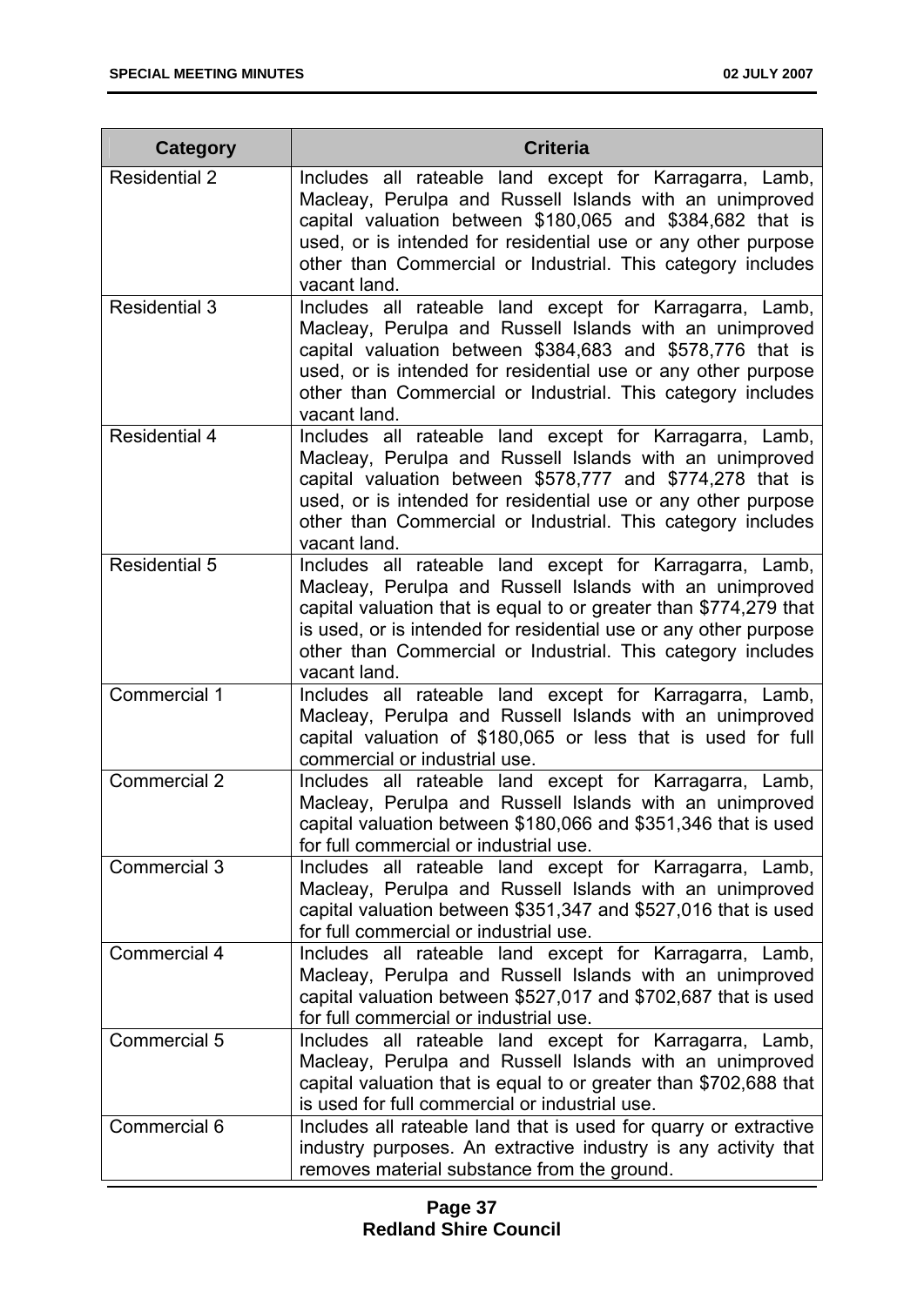| Category | Criteria |
|---|---|
| Residential 2 | Includes all rateable land except for Karragarra, Lamb, Macleay, Perulpa and Russell Islands with an unimproved capital valuation between $180,065 and $384,682 that is used, or is intended for residential use or any other purpose other than Commercial or Industrial. This category includes vacant land. |
| Residential 3 | Includes all rateable land except for Karragarra, Lamb, Macleay, Perulpa and Russell Islands with an unimproved capital valuation between $384,683 and $578,776 that is used, or is intended for residential use or any other purpose other than Commercial or Industrial. This category includes vacant land. |
| Residential 4 | Includes all rateable land except for Karragarra, Lamb, Macleay, Perulpa and Russell Islands with an unimproved capital valuation between $578,777 and $774,278 that is used, or is intended for residential use or any other purpose other than Commercial or Industrial. This category includes vacant land. |
| Residential 5 | Includes all rateable land except for Karragarra, Lamb, Macleay, Perulpa and Russell Islands with an unimproved capital valuation that is equal to or greater than $774,279 that is used, or is intended for residential use or any other purpose other than Commercial or Industrial. This category includes vacant land. |
| Commercial 1 | Includes all rateable land except for Karragarra, Lamb, Macleay, Perulpa and Russell Islands with an unimproved capital valuation of $180,065 or less that is used for full commercial or industrial use. |
| Commercial 2 | Includes all rateable land except for Karragarra, Lamb, Macleay, Perulpa and Russell Islands with an unimproved capital valuation between $180,066 and $351,346 that is used for full commercial or industrial use. |
| Commercial 3 | Includes all rateable land except for Karragarra, Lamb, Macleay, Perulpa and Russell Islands with an unimproved capital valuation between $351,347 and $527,016 that is used for full commercial or industrial use. |
| Commercial 4 | Includes all rateable land except for Karragarra, Lamb, Macleay, Perulpa and Russell Islands with an unimproved capital valuation between $527,017 and $702,687 that is used for full commercial or industrial use. |
| Commercial 5 | Includes all rateable land except for Karragarra, Lamb, Macleay, Perulpa and Russell Islands with an unimproved capital valuation that is equal to or greater than $702,688 that is used for full commercial or industrial use. |
| Commercial 6 | Includes all rateable land that is used for quarry or extractive industry purposes. An extractive industry is any activity that removes material substance from the ground. |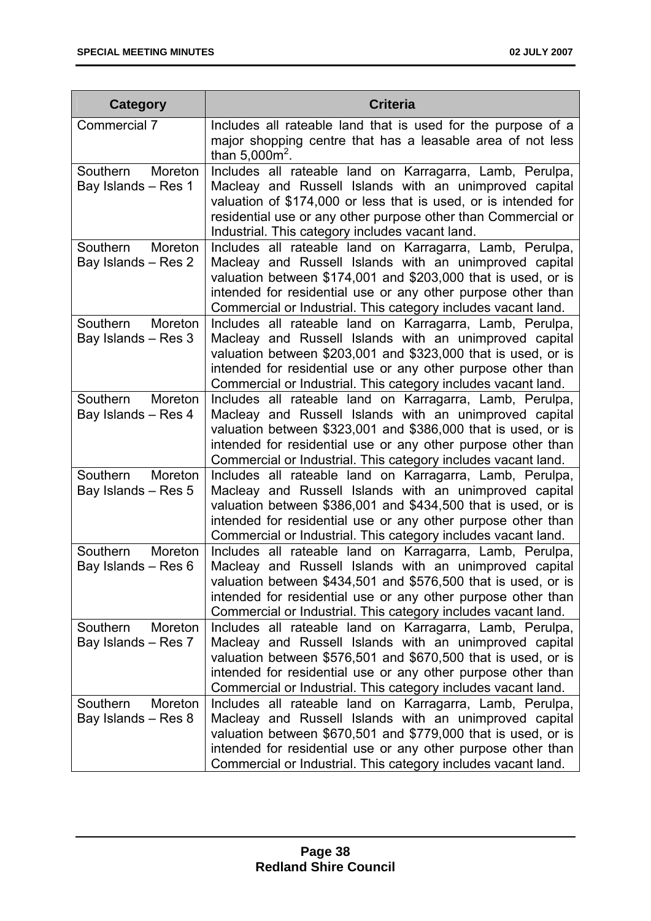| Category | Criteria |
|---|---|
| Commercial 7 | Includes all rateable land that is used for the purpose of a major shopping centre that has a leasable area of not less than 5,000m$^2$. |
| Southern Moreton Bay Islands – Res 1 | Includes all rateable land on Karragarra, Lamb, Perulpa, Macleay and Russell Islands with an unimproved capital valuation of $174,000 or less that is used, or is intended for residential use or any other purpose other than Commercial or Industrial. This category includes vacant land. |
| Southern Moreton Bay Islands – Res 2 | Includes all rateable land on Karragarra, Lamb, Perulpa, Macleay and Russell Islands with an unimproved capital valuation between $174,001 and $203,000 that is used, or is intended for residential use or any other purpose other than Commercial or Industrial. This category includes vacant land. |
| Southern Moreton Bay Islands – Res 3 | Includes all rateable land on Karragarra, Lamb, Perulpa, Macleay and Russell Islands with an unimproved capital valuation between $203,001 and $323,000 that is used, or is intended for residential use or any other purpose other than Commercial or Industrial. This category includes vacant land. |
| Southern Moreton Bay Islands – Res 4 | Includes all rateable land on Karragarra, Lamb, Perulpa, Macleay and Russell Islands with an unimproved capital valuation between $323,001 and $386,000 that is used, or is intended for residential use or any other purpose other than Commercial or Industrial. This category includes vacant land. |
| Southern Moreton Bay Islands – Res 5 | Includes all rateable land on Karragarra, Lamb, Perulpa, Macleay and Russell Islands with an unimproved capital valuation between $386,001 and $434,500 that is used, or is intended for residential use or any other purpose other than Commercial or Industrial. This category includes vacant land. |
| Southern Moreton Bay Islands – Res 6 | Includes all rateable land on Karragarra, Lamb, Perulpa, Macleay and Russell Islands with an unimproved capital valuation between $434,501 and $576,500 that is used, or is intended for residential use or any other purpose other than Commercial or Industrial. This category includes vacant land. |
| Southern Moreton Bay Islands – Res 7 | Includes all rateable land on Karragarra, Lamb, Perulpa, Macleay and Russell Islands with an unimproved capital valuation between $576,501 and $670,500 that is used, or is intended for residential use or any other purpose other than Commercial or Industrial. This category includes vacant land. |
| Southern Moreton Bay Islands – Res 8 | Includes all rateable land on Karragarra, Lamb, Perulpa, Macleay and Russell Islands with an unimproved capital valuation between $670,501 and $779,000 that is used, or is intended for residential use or any other purpose other than Commercial or Industrial. This category includes vacant land. |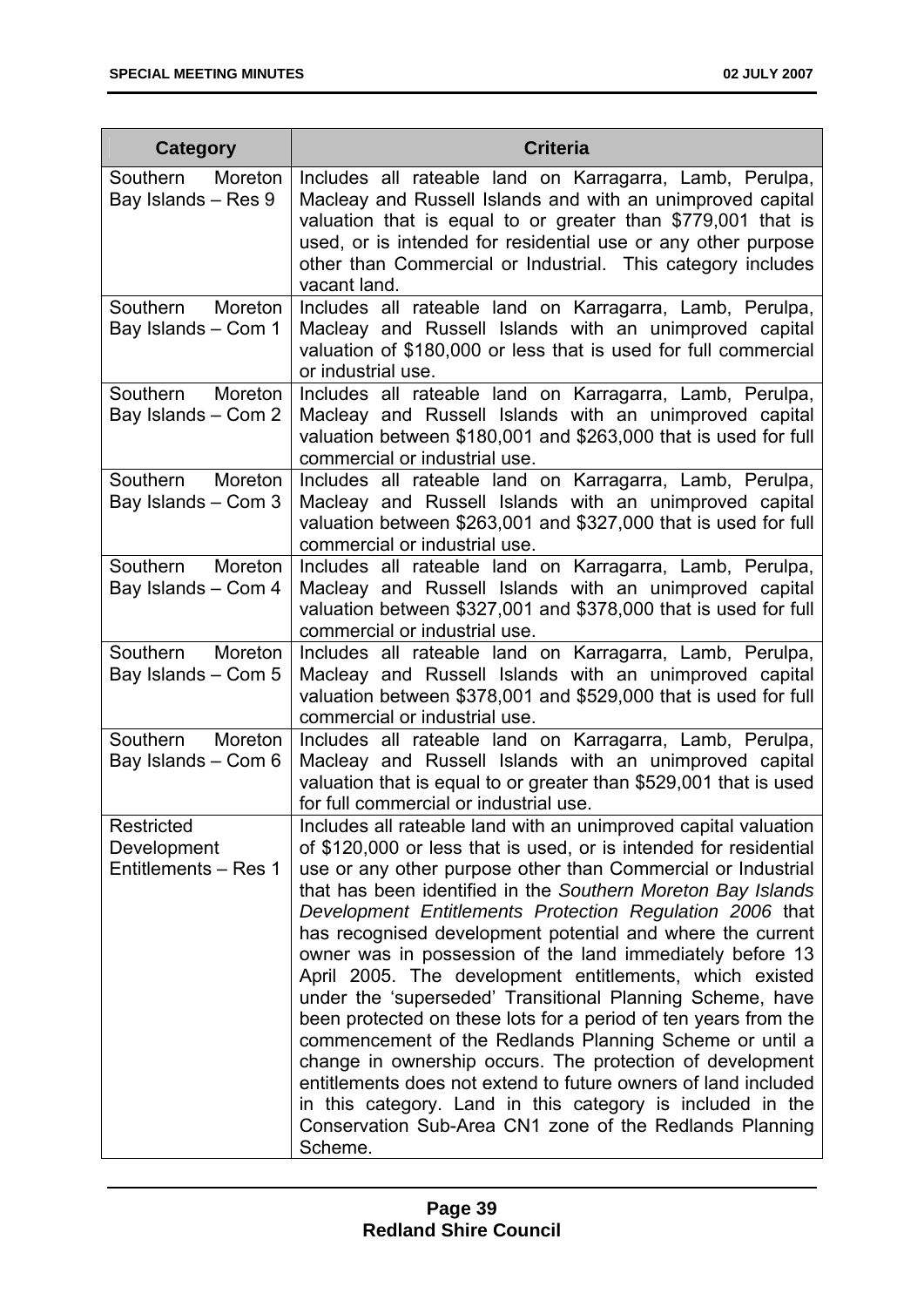| Category | Criteria |
|---|---|
| Southern Moreton Bay Islands – Res 9 | Includes all rateable land on Karragarra, Lamb, Perulpa, Macleay and Russell Islands and with an unimproved capital valuation that is equal to or greater than $779,001 that is used, or is intended for residential use or any other purpose other than Commercial or Industrial. This category includes vacant land. |
| Southern Moreton Bay Islands – Com 1 | Includes all rateable land on Karragarra, Lamb, Perulpa, Macleay and Russell Islands with an unimproved capital valuation of $180,000 or less that is used for full commercial or industrial use. |
| Southern Moreton Bay Islands – Com 2 | Includes all rateable land on Karragarra, Lamb, Perulpa, Macleay and Russell Islands with an unimproved capital valuation between $180,001 and $263,000 that is used for full commercial or industrial use. |
| Southern Moreton Bay Islands – Com 3 | Includes all rateable land on Karragarra, Lamb, Perulpa, Macleay and Russell Islands with an unimproved capital valuation between $263,001 and $327,000 that is used for full commercial or industrial use. |
| Southern Moreton Bay Islands – Com 4 | Includes all rateable land on Karragarra, Lamb, Perulpa, Macleay and Russell Islands with an unimproved capital valuation between $327,001 and $378,000 that is used for full commercial or industrial use. |
| Southern Moreton Bay Islands – Com 5 | Includes all rateable land on Karragarra, Lamb, Perulpa, Macleay and Russell Islands with an unimproved capital valuation between $378,001 and $529,000 that is used for full commercial or industrial use. |
| Southern Moreton Bay Islands – Com 6 | Includes all rateable land on Karragarra, Lamb, Perulpa, Macleay and Russell Islands with an unimproved capital valuation that is equal to or greater than $529,001 that is used for full commercial or industrial use. |
| Restricted Development Entitlements – Res 1 | Includes all rateable land with an unimproved capital valuation of $120,000 or less that is used, or is intended for residential use or any other purpose other than Commercial or Industrial that has been identified in the *Southern Moreton Bay Islands Development Entitlements Protection Regulation 2006* that has recognised development potential and where the current owner was in possession of the land immediately before 13 April 2005. The development entitlements, which existed under the 'superseded' Transitional Planning Scheme, have been protected on these lots for a period of ten years from the commencement of the Redlands Planning Scheme or until a change in ownership occurs. The protection of development entitlements does not extend to future owners of land included in this category. Land in this category is included in the Conservation Sub-Area CN1 zone of the Redlands Planning Scheme. |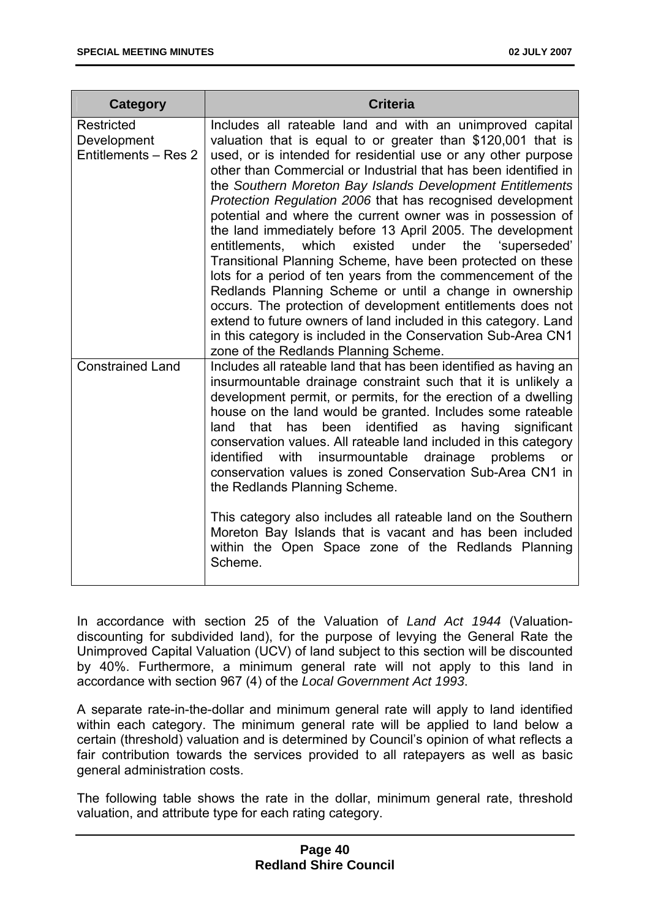| Category | Criteria |
|---|---|
| Restricted Development Entitlements – Res 2 | Includes all rateable land and with an unimproved capital valuation that is equal to or greater than $120,001 that is used, or is intended for residential use or any other purpose other than Commercial or Industrial that has been identified in the *Southern Moreton Bay Islands Development Entitlements Protection Regulation 2006* that has recognised development potential and where the current owner was in possession of the land immediately before 13 April 2005. The development entitlements, which existed under the 'superseded' Transitional Planning Scheme, have been protected on these lots for a period of ten years from the commencement of the Redlands Planning Scheme or until a change in ownership occurs. The protection of development entitlements does not extend to future owners of land included in this category. Land in this category is included in the Conservation Sub-Area CN1 zone of the Redlands Planning Scheme. |
| Constrained Land | Includes all rateable land that has been identified as having an insurmountable drainage constraint such that it is unlikely a development permit, or permits, for the erection of a dwelling house on the land would be granted. Includes some rateable land that has been identified as having significant conservation values. All rateable land included in this category identified with insurmountable drainage problems or conservation values is zoned Conservation Sub-Area CN1 in the Redlands Planning Scheme.<br><br>This category also includes all rateable land on the Southern Moreton Bay Islands that is vacant and has been included within the Open Space zone of the Redlands Planning Scheme. |

In accordance with section 25 of the Valuation of *Land Act 1944* (Valuation-discounting for subdivided land), for the purpose of levying the General Rate the Unimproved Capital Valuation (UCV) of land subject to this section will be discounted by 40%. Furthermore, a minimum general rate will not apply to this land in accordance with section 967 (4) of the *Local Government Act 1993*.

A separate rate-in-the-dollar and minimum general rate will apply to land identified within each category. The minimum general rate will be applied to land below a certain (threshold) valuation and is determined by Council's opinion of what reflects a fair contribution towards the services provided to all ratepayers as well as basic general administration costs.

The following table shows the rate in the dollar, minimum general rate, threshold valuation, and attribute type for each rating category.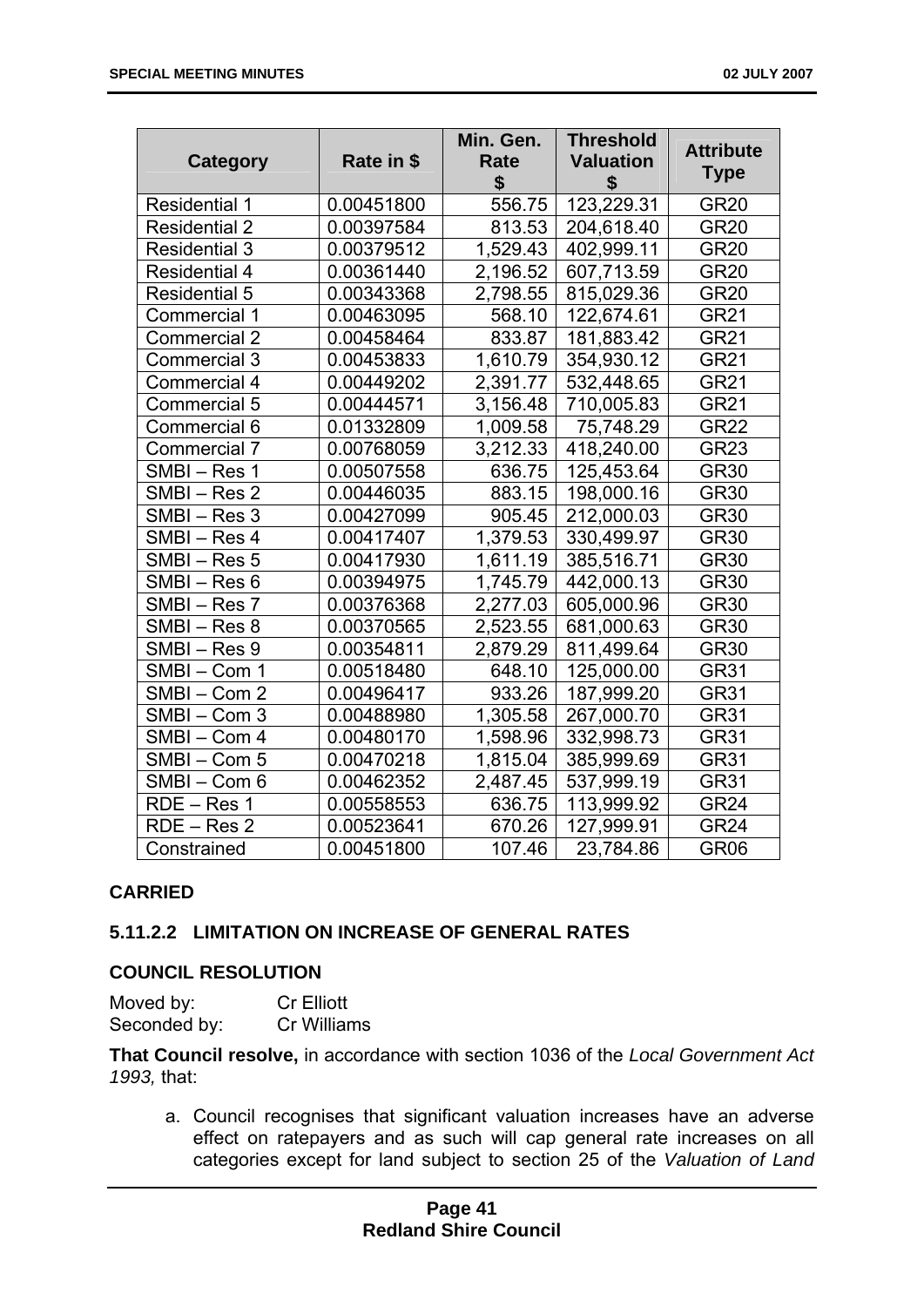| Category | Rate in $ | Min. Gen. Rate $ | Threshold Valuation $ | Attribute Type |
|---|---|---|---|---|
| Residential 1 | 0.00451800 | 556.75 | 123,229.31 | GR20 |
| Residential 2 | 0.00397584 | 813.53 | 204,618.40 | GR20 |
| Residential 3 | 0.00379512 | 1,529.43 | 402,999.11 | GR20 |
| Residential 4 | 0.00361440 | 2,196.52 | 607,713.59 | GR20 |
| Residential 5 | 0.00343368 | 2,798.55 | 815,029.36 | GR20 |
| Commercial 1 | 0.00463095 | 568.10 | 122,674.61 | GR21 |
| Commercial 2 | 0.00458464 | 833.87 | 181,883.42 | GR21 |
| Commercial 3 | 0.00453833 | 1,610.79 | 354,930.12 | GR21 |
| Commercial 4 | 0.00449202 | 2,391.77 | 532,448.65 | GR21 |
| Commercial 5 | 0.00444571 | 3,156.48 | 710,005.83 | GR21 |
| Commercial 6 | 0.01332809 | 1,009.58 | 75,748.29 | GR22 |
| Commercial 7 | 0.00768059 | 3,212.33 | 418,240.00 | GR23 |
| SMBI – Res 1 | 0.00507558 | 636.75 | 125,453.64 | GR30 |
| SMBI – Res 2 | 0.00446035 | 883.15 | 198,000.16 | GR30 |
| SMBI – Res 3 | 0.00427099 | 905.45 | 212,000.03 | GR30 |
| SMBI – Res 4 | 0.00417407 | 1,379.53 | 330,499.97 | GR30 |
| SMBI – Res 5 | 0.00417930 | 1,611.19 | 385,516.71 | GR30 |
| SMBI – Res 6 | 0.00394975 | 1,745.79 | 442,000.13 | GR30 |
| SMBI – Res 7 | 0.00376368 | 2,277.03 | 605,000.96 | GR30 |
| SMBI – Res 8 | 0.00370565 | 2,523.55 | 681,000.63 | GR30 |
| SMBI – Res 9 | 0.00354811 | 2,879.29 | 811,499.64 | GR30 |
| SMBI – Com 1 | 0.00518480 | 648.10 | 125,000.00 | GR31 |
| SMBI – Com 2 | 0.00496417 | 933.26 | 187,999.20 | GR31 |
| SMBI – Com 3 | 0.00488980 | 1,305.58 | 267,000.70 | GR31 |
| SMBI – Com 4 | 0.00480170 | 1,598.96 | 332,998.73 | GR31 |
| SMBI – Com 5 | 0.00470218 | 1,815.04 | 385,999.69 | GR31 |
| SMBI – Com 6 | 0.00462352 | 2,487.45 | 537,999.19 | GR31 |
| RDE – Res 1 | 0.00558553 | 636.75 | 113,999.92 | GR24 |
| RDE – Res 2 | 0.00523641 | 670.26 | 127,999.91 | GR24 |
| Constrained | 0.00451800 | 107.46 | 23,784.86 | GR06 |

**CARRIED**

### 5.11.2.2 LIMITATION ON INCREASE OF GENERAL RATES

**COUNCIL RESOLUTION**

Moved by: Cr Elliott
Seconded by: Cr Williams

**That Council resolve,** in accordance with section 1036 of the *Local Government Act 1993,* that:

a. Council recognises that significant valuation increases have an adverse effect on ratepayers and as such will cap general rate increases on all categories except for land subject to section 25 of the *Valuation of Land*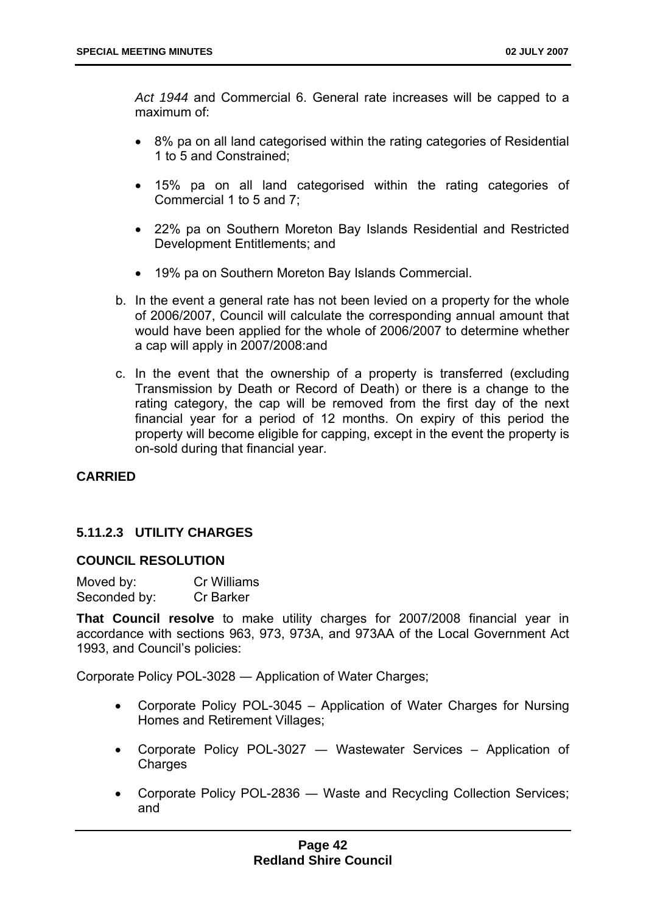*Act 1944* and Commercial 6. General rate increases will be capped to a maximum of:

- 8% pa on all land categorised within the rating categories of Residential 1 to 5 and Constrained;
- 15% pa on all land categorised within the rating categories of Commercial 1 to 5 and 7;
- 22% pa on Southern Moreton Bay Islands Residential and Restricted Development Entitlements; and
- 19% pa on Southern Moreton Bay Islands Commercial.

b. In the event a general rate has not been levied on a property for the whole of 2006/2007, Council will calculate the corresponding annual amount that would have been applied for the whole of 2006/2007 to determine whether a cap will apply in 2007/2008:and

c. In the event that the ownership of a property is transferred (excluding Transmission by Death or Record of Death) or there is a change to the rating category, the cap will be removed from the first day of the next financial year for a period of 12 months. On expiry of this period the property will become eligible for capping, except in the event the property is on-sold during that financial year.

**CARRIED**

### 5.11.2.3 UTILITY CHARGES

**COUNCIL RESOLUTION**

Moved by: Cr Williams
Seconded by: Cr Barker

**That Council resolve** to make utility charges for 2007/2008 financial year in accordance with sections 963, 973, 973A, and 973AA of the Local Government Act 1993, and Council's policies:

Corporate Policy POL-3028 — Application of Water Charges;

- Corporate Policy POL-3045 – Application of Water Charges for Nursing Homes and Retirement Villages;
- Corporate Policy POL-3027 — Wastewater Services – Application of Charges
- Corporate Policy POL-2836 — Waste and Recycling Collection Services; and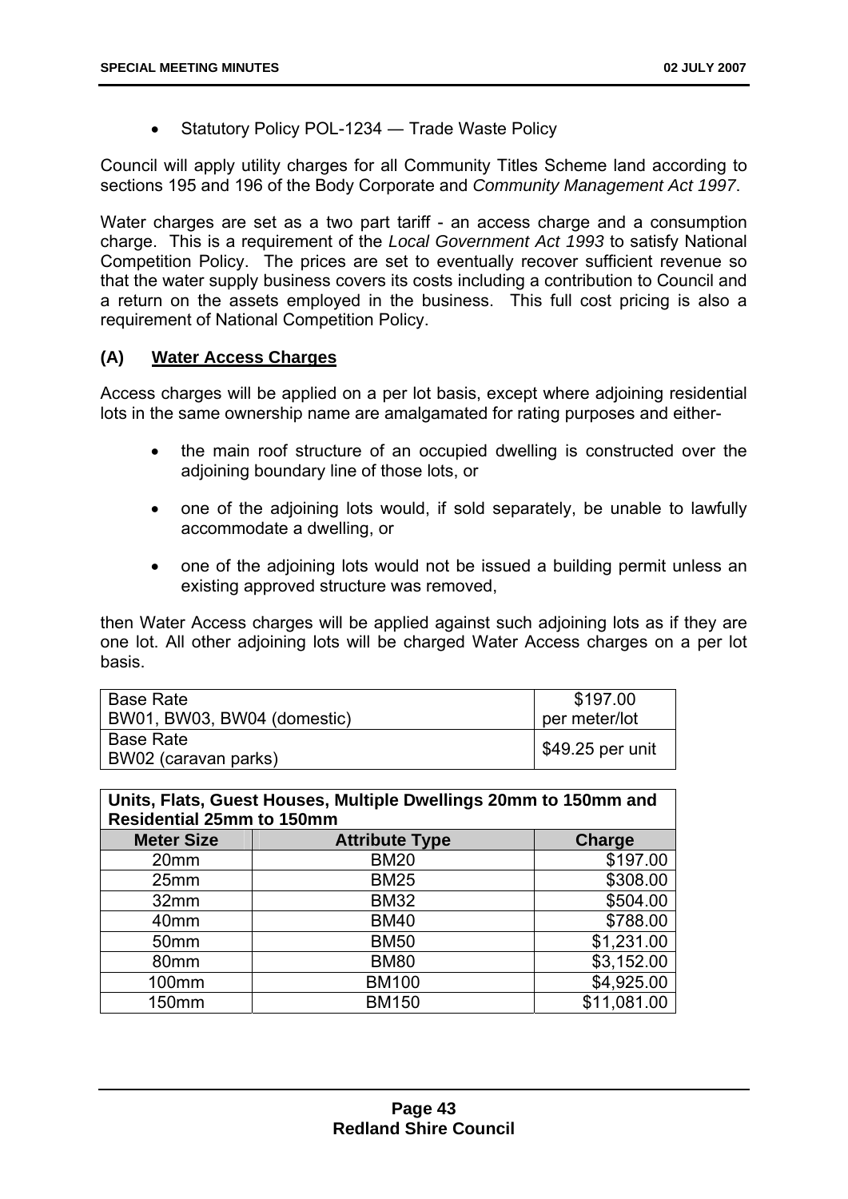- Statutory Policy POL-1234 — Trade Waste Policy

Council will apply utility charges for all Community Titles Scheme land according to sections 195 and 196 of the Body Corporate and *Community Management Act 1997*.

Water charges are set as a two part tariff - an access charge and a consumption charge. This is a requirement of the *Local Government Act 1993* to satisfy National Competition Policy. The prices are set to eventually recover sufficient revenue so that the water supply business covers its costs including a contribution to Council and a return on the assets employed in the business. This full cost pricing is also a requirement of National Competition Policy.

## (A) Water Access Charges

Access charges will be applied on a per lot basis, except where adjoining residential lots in the same ownership name are amalgamated for rating purposes and either-

- the main roof structure of an occupied dwelling is constructed over the adjoining boundary line of those lots, or
- one of the adjoining lots would, if sold separately, be unable to lawfully accommodate a dwelling, or
- one of the adjoining lots would not be issued a building permit unless an existing approved structure was removed,

then Water Access charges will be applied against such adjoining lots as if they are one lot. All other adjoining lots will be charged Water Access charges on a per lot basis.

| | |
|---|---|
| Base Rate<br>BW01, BW03, BW04 (domestic) | $197.00<br>per meter/lot |
| Base Rate<br>BW02 (caravan parks) | $49.25 per unit |

**Units, Flats, Guest Houses, Multiple Dwellings 20mm to 150mm and Residential 25mm to 150mm**

| Meter Size | Attribute Type | Charge |
|---|---|---|
| 20mm | BM20 | $197.00 |
| 25mm | BM25 | $308.00 |
| 32mm | BM32 | $504.00 |
| 40mm | BM40 | $788.00 |
| 50mm | BM50 | $1,231.00 |
| 80mm | BM80 | $3,152.00 |
| 100mm | BM100 | $4,925.00 |
| 150mm | BM150 | $11,081.00 |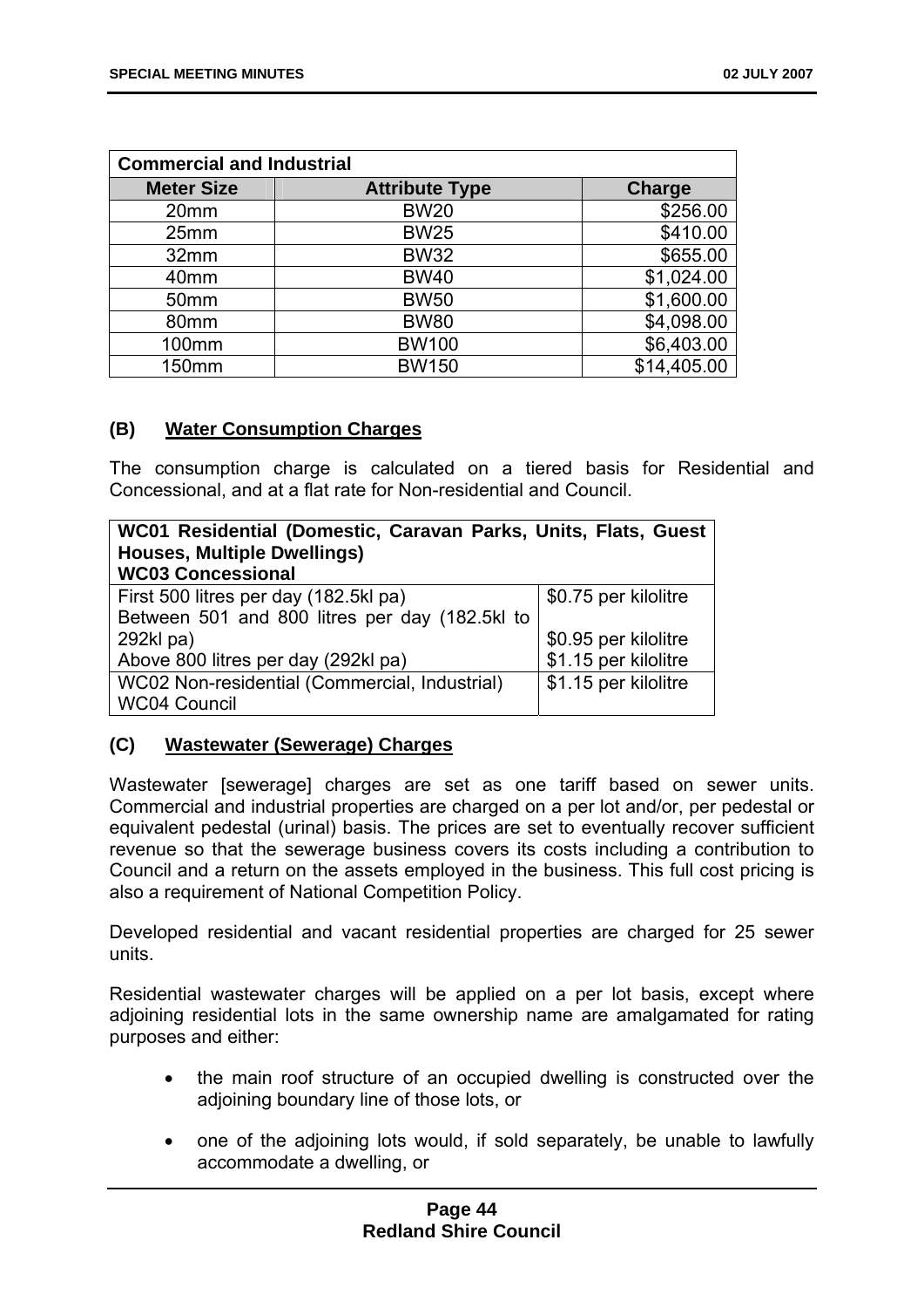| Commercial and Industrial | | |
|---|---|---|
| **Meter Size** | **Attribute Type** | **Charge** |
| 20mm | BW20 | $256.00 |
| 25mm | BW25 | $410.00 |
| 32mm | BW32 | $655.00 |
| 40mm | BW40 | $1,024.00 |
| 50mm | BW50 | $1,600.00 |
| 80mm | BW80 | $4,098.00 |
| 100mm | BW100 | $6,403.00 |
| 150mm | BW150 | $14,405.00 |

### (B) Water Consumption Charges

The consumption charge is calculated on a tiered basis for Residential and Concessional, and at a flat rate for Non-residential and Council.

| **WC01 Residential (Domestic, Caravan Parks, Units, Flats, Guest Houses, Multiple Dwellings)**<br>**WC03 Concessional** | |
|---|---|
| First 500 litres per day (182.5kl pa) | $0.75 per kilolitre |
| Between 501 and 800 litres per day (182.5kl to 292kl pa) | $0.95 per kilolitre |
| Above 800 litres per day (292kl pa) | $1.15 per kilolitre |
| WC02 Non-residential (Commercial, Industrial)<br>WC04 Council | $1.15 per kilolitre |

### (C) Wastewater (Sewerage) Charges

Wastewater [sewerage] charges are set as one tariff based on sewer units. Commercial and industrial properties are charged on a per lot and/or, per pedestal or equivalent pedestal (urinal) basis. The prices are set to eventually recover sufficient revenue so that the sewerage business covers its costs including a contribution to Council and a return on the assets employed in the business. This full cost pricing is also a requirement of National Competition Policy.

Developed residential and vacant residential properties are charged for 25 sewer units.

Residential wastewater charges will be applied on a per lot basis, except where adjoining residential lots in the same ownership name are amalgamated for rating purposes and either:

- the main roof structure of an occupied dwelling is constructed over the adjoining boundary line of those lots, or
- one of the adjoining lots would, if sold separately, be unable to lawfully accommodate a dwelling, or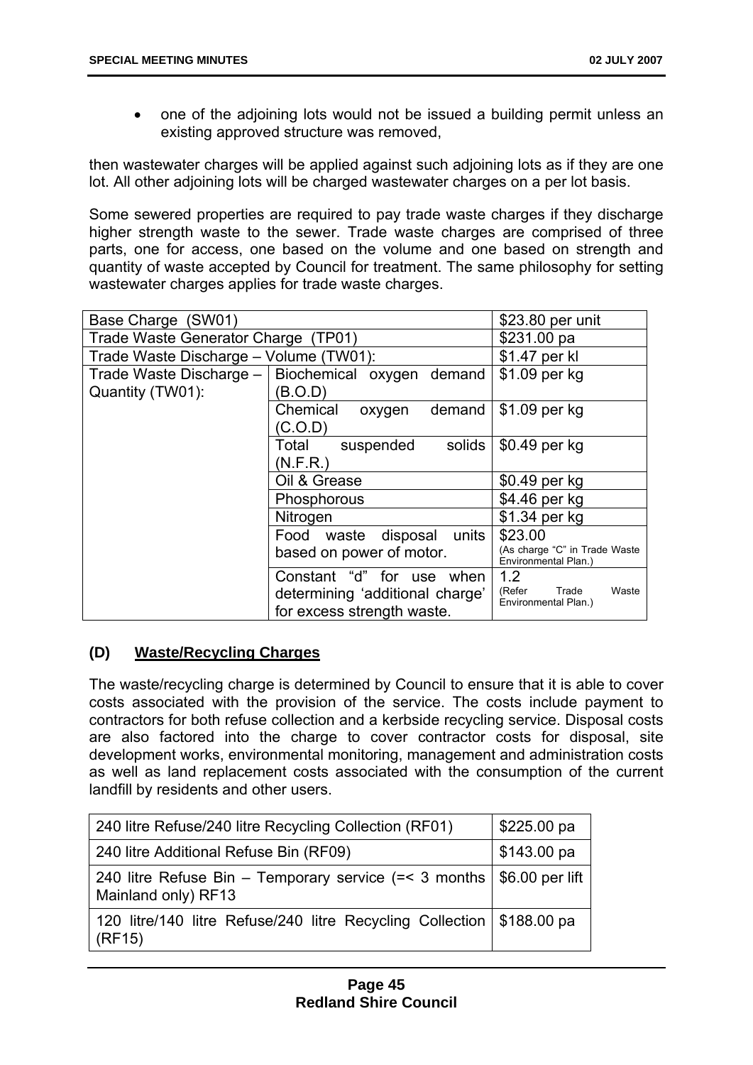- one of the adjoining lots would not be issued a building permit unless an existing approved structure was removed,

then wastewater charges will be applied against such adjoining lots as if they are one lot. All other adjoining lots will be charged wastewater charges on a per lot basis.

Some sewered properties are required to pay trade waste charges if they discharge higher strength waste to the sewer. Trade waste charges are comprised of three parts, one for access, one based on the volume and one based on strength and quantity of waste accepted by Council for treatment. The same philosophy for setting wastewater charges applies for trade waste charges.

| Base Charge (SW01) | | $23.80 per unit |
|---|---|---|
| Trade Waste Generator Charge (TP01) | | $231.00 pa |
| Trade Waste Discharge – Volume (TW01): | | $1.47 per kl |
| Trade Waste Discharge – Quantity (TW01): | Biochemical oxygen demand (B.O.D) | $1.09 per kg |
| | Chemical oxygen demand (C.O.D) | $1.09 per kg |
| | Total suspended solids (N.F.R.) | $0.49 per kg |
| | Oil & Grease | $0.49 per kg |
| | Phosphorous | $4.46 per kg |
| | Nitrogen | $1.34 per kg |
| | Food waste disposal units based on power of motor. | $23.00 (As charge "C" in Trade Waste Environmental Plan.) |
| | Constant "d" for use when determining 'additional charge' for excess strength waste. | 1.2 (Refer Trade Waste Environmental Plan.) |

## (D) Waste/Recycling Charges

The waste/recycling charge is determined by Council to ensure that it is able to cover costs associated with the provision of the service. The costs include payment to contractors for both refuse collection and a kerbside recycling service. Disposal costs are also factored into the charge to cover contractor costs for disposal, site development works, environmental monitoring, management and administration costs as well as land replacement costs associated with the consumption of the current landfill by residents and other users.

| 240 litre Refuse/240 litre Recycling Collection (RF01) | $225.00 pa |
|---|---|
| 240 litre Additional Refuse Bin (RF09) | $143.00 pa |
| 240 litre Refuse Bin – Temporary service (=< 3 months Mainland only) RF13 | $6.00 per lift |
| 120 litre/140 litre Refuse/240 litre Recycling Collection (RF15) | $188.00 pa |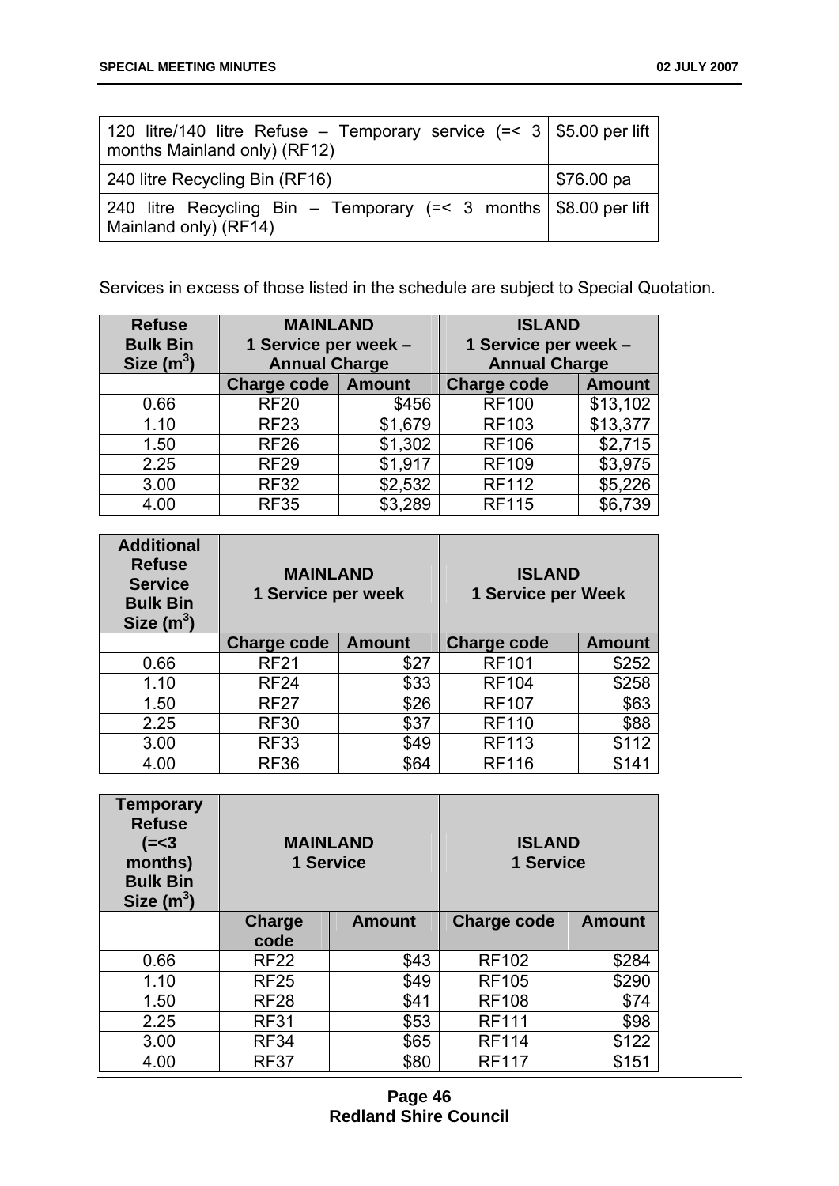| 120 litre/140 litre Refuse – Temporary service (=< 3 months Mainland only) (RF12) | \$5.00 per lift |
|---|---|
| 240 litre Recycling Bin (RF16) | \$76.00 pa |
| 240 litre Recycling Bin – Temporary (=< 3 months Mainland only) (RF14) | \$8.00 per lift |

Services in excess of those listed in the schedule are subject to Special Quotation.

| Refuse Bulk Bin Size ($m^3$) | MAINLAND 1 Service per week – Annual Charge | | ISLAND 1 Service per week – Annual Charge | |
|---|---|---|---|---|
| | Charge code | Amount | Charge code | Amount |
| 0.66 | RF20 | \$456 | RF100 | \$13,102 |
| 1.10 | RF23 | \$1,679 | RF103 | \$13,377 |
| 1.50 | RF26 | \$1,302 | RF106 | \$2,715 |
| 2.25 | RF29 | \$1,917 | RF109 | \$3,975 |
| 3.00 | RF32 | \$2,532 | RF112 | \$5,226 |
| 4.00 | RF35 | \$3,289 | RF115 | \$6,739 |

| Additional Refuse Service Bulk Bin Size ($m^3$) | MAINLAND 1 Service per week | | ISLAND 1 Service per Week | |
|---|---|---|---|---|
| | Charge code | Amount | Charge code | Amount |
| 0.66 | RF21 | \$27 | RF101 | \$252 |
| 1.10 | RF24 | \$33 | RF104 | \$258 |
| 1.50 | RF27 | \$26 | RF107 | \$63 |
| 2.25 | RF30 | \$37 | RF110 | \$88 |
| 3.00 | RF33 | \$49 | RF113 | \$112 |
| 4.00 | RF36 | \$64 | RF116 | \$141 |

| Temporary Refuse (=<3 months) Bulk Bin Size ($m^3$) | MAINLAND 1 Service | | ISLAND 1 Service | |
|---|---|---|---|---|
| | Charge code | Amount | Charge code | Amount |
| 0.66 | RF22 | \$43 | RF102 | \$284 |
| 1.10 | RF25 | \$49 | RF105 | \$290 |
| 1.50 | RF28 | \$41 | RF108 | \$74 |
| 2.25 | RF31 | \$53 | RF111 | \$98 |
| 3.00 | RF34 | \$65 | RF114 | \$122 |
| 4.00 | RF37 | \$80 | RF117 | \$151 |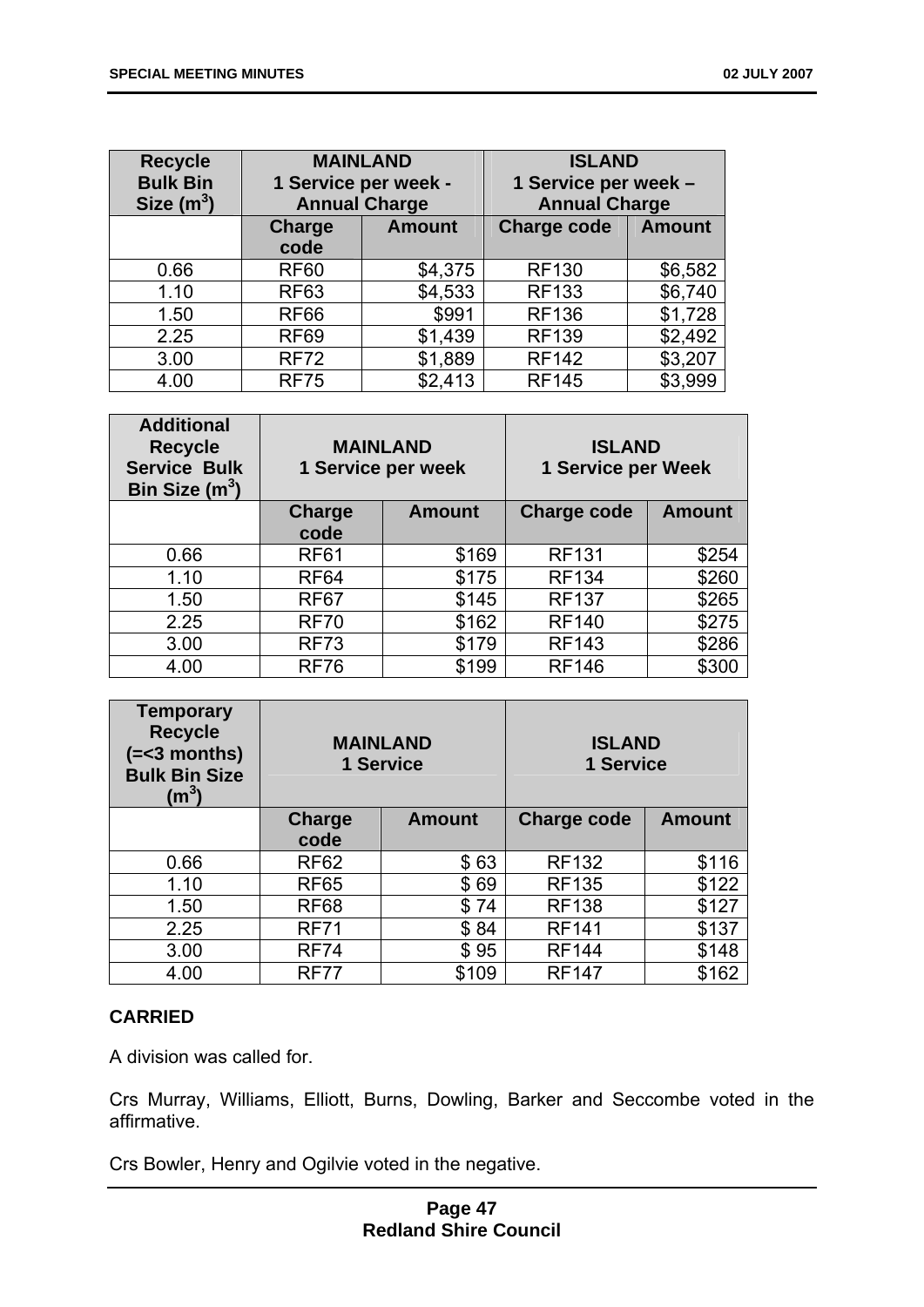| Recycle Bulk Bin Size ($m^3$) | MAINLAND 1 Service per week - Annual Charge | | ISLAND 1 Service per week – Annual Charge | |
|---|---|---|---|---|
| | Charge code | Amount | Charge code | Amount |
| 0.66 | RF60 | $4,375 | RF130 | $6,582 |
| 1.10 | RF63 | $4,533 | RF133 | $6,740 |
| 1.50 | RF66 | $991 | RF136 | $1,728 |
| 2.25 | RF69 | $1,439 | RF139 | $2,492 |
| 3.00 | RF72 | $1,889 | RF142 | $3,207 |
| 4.00 | RF75 | $2,413 | RF145 | $3,999 |

| Additional Recycle Service Bulk Bin Size ($m^3$) | MAINLAND 1 Service per week | | ISLAND 1 Service per Week | |
|---|---|---|---|---|
| | Charge code | Amount | Charge code | Amount |
| 0.66 | RF61 | $169 | RF131 | $254 |
| 1.10 | RF64 | $175 | RF134 | $260 |
| 1.50 | RF67 | $145 | RF137 | $265 |
| 2.25 | RF70 | $162 | RF140 | $275 |
| 3.00 | RF73 | $179 | RF143 | $286 |
| 4.00 | RF76 | $199 | RF146 | $300 |

| Temporary Recycle (=<3 months) Bulk Bin Size ($m^3$) | MAINLAND 1 Service | | ISLAND 1 Service | |
|---|---|---|---|---|
| | Charge code | Amount | Charge code | Amount |
| 0.66 | RF62 | $ 63 | RF132 | $116 |
| 1.10 | RF65 | $ 69 | RF135 | $122 |
| 1.50 | RF68 | $ 74 | RF138 | $127 |
| 2.25 | RF71 | $ 84 | RF141 | $137 |
| 3.00 | RF74 | $ 95 | RF144 | $148 |
| 4.00 | RF77 | $109 | RF147 | $162 |

**CARRIED**

A division was called for.

Crs Murray, Williams, Elliott, Burns, Dowling, Barker and Seccombe voted in the affirmative.

Crs Bowler, Henry and Ogilvie voted in the negative.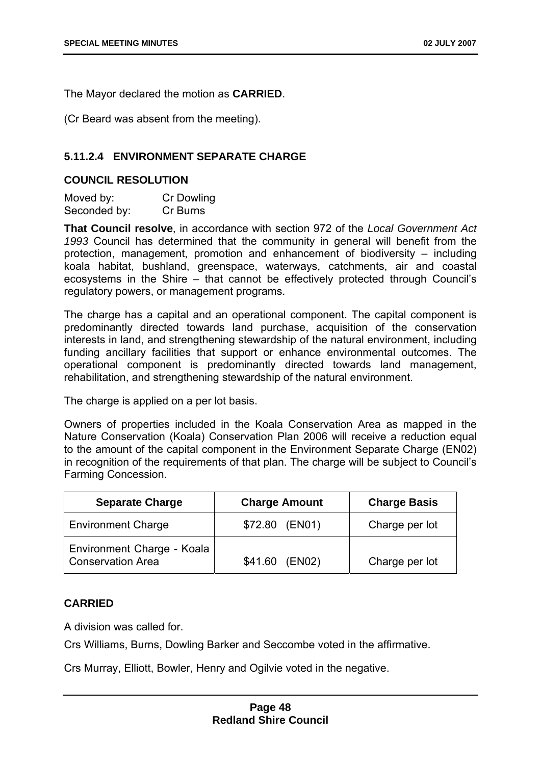The Mayor declared the motion as **CARRIED**.

(Cr Beard was absent from the meeting).

### 5.11.2.4 ENVIRONMENT SEPARATE CHARGE

**COUNCIL RESOLUTION**

Moved by: Cr Dowling
Seconded by: Cr Burns

**That Council resolve**, in accordance with section 972 of the *Local Government Act 1993* Council has determined that the community in general will benefit from the protection, management, promotion and enhancement of biodiversity – including koala habitat, bushland, greenspace, waterways, catchments, air and coastal ecosystems in the Shire – that cannot be effectively protected through Council's regulatory powers, or management programs.

The charge has a capital and an operational component. The capital component is predominantly directed towards land purchase, acquisition of the conservation interests in land, and strengthening stewardship of the natural environment, including funding ancillary facilities that support or enhance environmental outcomes. The operational component is predominantly directed towards land management, rehabilitation, and strengthening stewardship of the natural environment.

The charge is applied on a per lot basis.

Owners of properties included in the Koala Conservation Area as mapped in the Nature Conservation (Koala) Conservation Plan 2006 will receive a reduction equal to the amount of the capital component in the Environment Separate Charge (EN02) in recognition of the requirements of that plan. The charge will be subject to Council's Farming Concession.

| Separate Charge | Charge Amount | Charge Basis |
|---|---|---|
| Environment Charge | $72.80 (EN01) | Charge per lot |
| Environment Charge - Koala Conservation Area | $41.60 (EN02) | Charge per lot |

**CARRIED**

A division was called for.

Crs Williams, Burns, Dowling Barker and Seccombe voted in the affirmative.

Crs Murray, Elliott, Bowler, Henry and Ogilvie voted in the negative.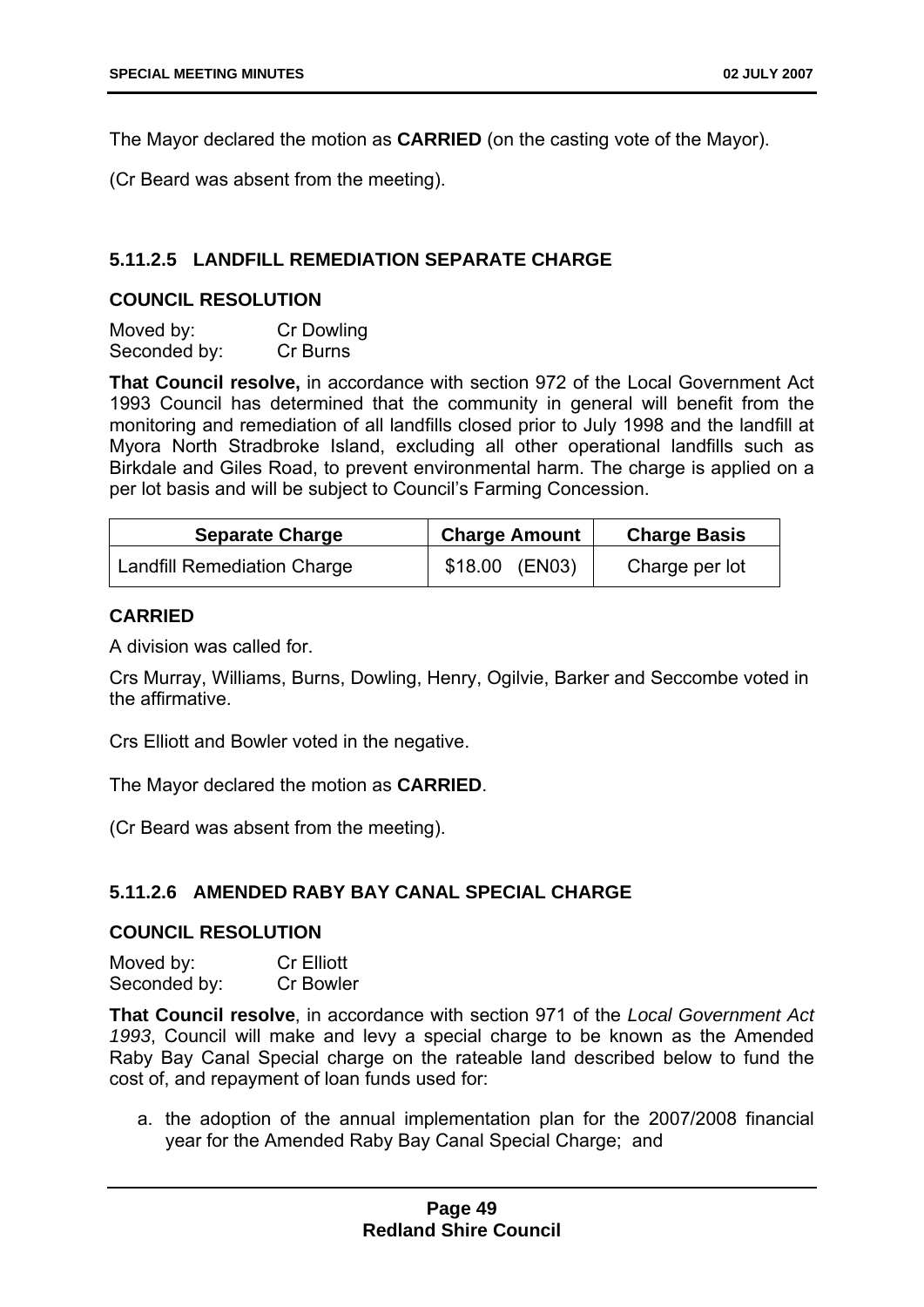The Mayor declared the motion as **CARRIED** (on the casting vote of the Mayor).

(Cr Beard was absent from the meeting).

### 5.11.2.5 LANDFILL REMEDIATION SEPARATE CHARGE

**COUNCIL RESOLUTION**

Moved by: Cr Dowling
Seconded by: Cr Burns

**That Council resolve,** in accordance with section 972 of the Local Government Act 1993 Council has determined that the community in general will benefit from the monitoring and remediation of all landfills closed prior to July 1998 and the landfill at Myora North Stradbroke Island, excluding all other operational landfills such as Birkdale and Giles Road, to prevent environmental harm. The charge is applied on a per lot basis and will be subject to Council's Farming Concession.

| Separate Charge | Charge Amount | Charge Basis |
|---|---|---|
| Landfill Remediation Charge | $18.00 (EN03) | Charge per lot |

**CARRIED**

A division was called for.

Crs Murray, Williams, Burns, Dowling, Henry, Ogilvie, Barker and Seccombe voted in the affirmative.

Crs Elliott and Bowler voted in the negative.

The Mayor declared the motion as **CARRIED**.

(Cr Beard was absent from the meeting).

### 5.11.2.6 AMENDED RABY BAY CANAL SPECIAL CHARGE

**COUNCIL RESOLUTION**

Moved by: Cr Elliott
Seconded by: Cr Bowler

**That Council resolve**, in accordance with section 971 of the *Local Government Act 1993*, Council will make and levy a special charge to be known as the Amended Raby Bay Canal Special charge on the rateable land described below to fund the cost of, and repayment of loan funds used for:

a. the adoption of the annual implementation plan for the 2007/2008 financial year for the Amended Raby Bay Canal Special Charge; and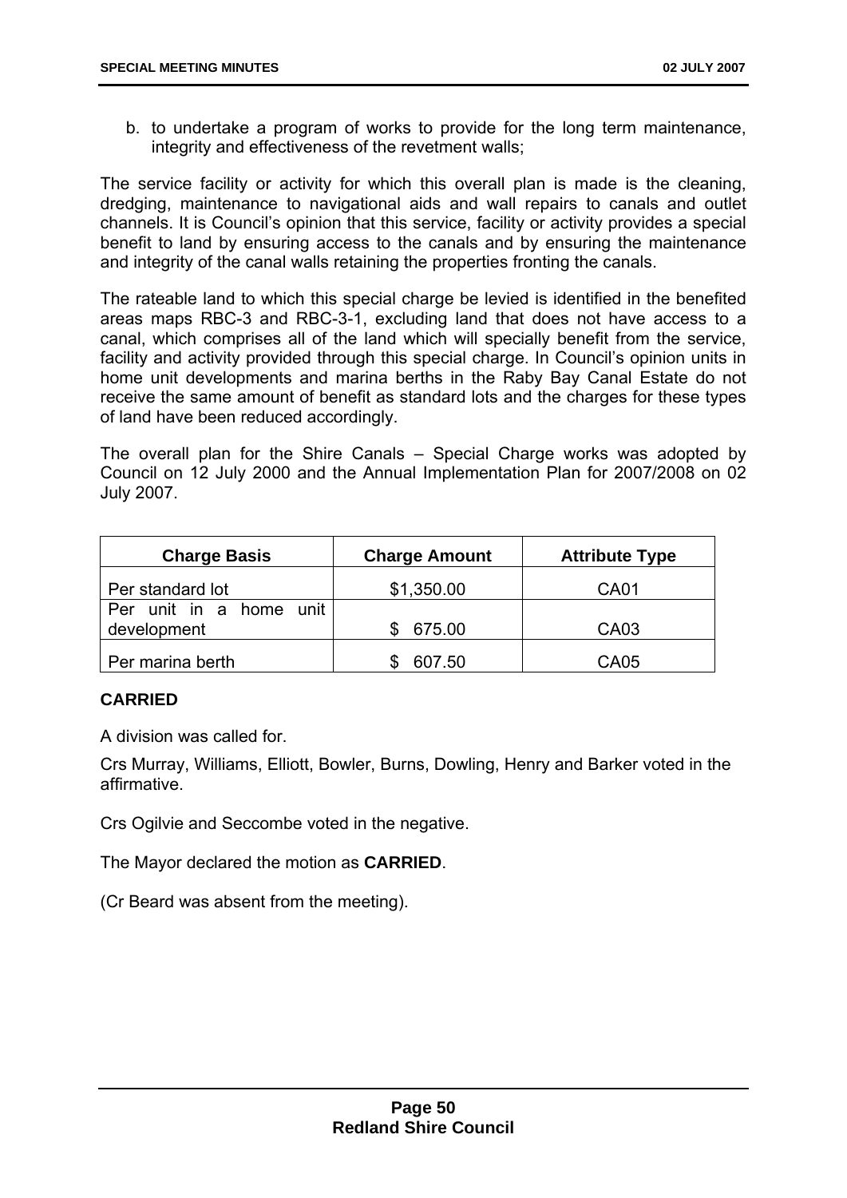b. to undertake a program of works to provide for the long term maintenance, integrity and effectiveness of the revetment walls;

The service facility or activity for which this overall plan is made is the cleaning, dredging, maintenance to navigational aids and wall repairs to canals and outlet channels. It is Council's opinion that this service, facility or activity provides a special benefit to land by ensuring access to the canals and by ensuring the maintenance and integrity of the canal walls retaining the properties fronting the canals.

The rateable land to which this special charge be levied is identified in the benefited areas maps RBC-3 and RBC-3-1, excluding land that does not have access to a canal, which comprises all of the land which will specially benefit from the service, facility and activity provided through this special charge. In Council's opinion units in home unit developments and marina berths in the Raby Bay Canal Estate do not receive the same amount of benefit as standard lots and the charges for these types of land have been reduced accordingly.

The overall plan for the Shire Canals – Special Charge works was adopted by Council on 12 July 2000 and the Annual Implementation Plan for 2007/2008 on 02 July 2007.

| Charge Basis | Charge Amount | Attribute Type |
|---|---|---|
| Per standard lot | $1,350.00 | CA01 |
| Per unit in a home unit development | $ 675.00 | CA03 |
| Per marina berth | $ 607.50 | CA05 |

**CARRIED**

A division was called for.

Crs Murray, Williams, Elliott, Bowler, Burns, Dowling, Henry and Barker voted in the affirmative.

Crs Ogilvie and Seccombe voted in the negative.

The Mayor declared the motion as **CARRIED**.

(Cr Beard was absent from the meeting).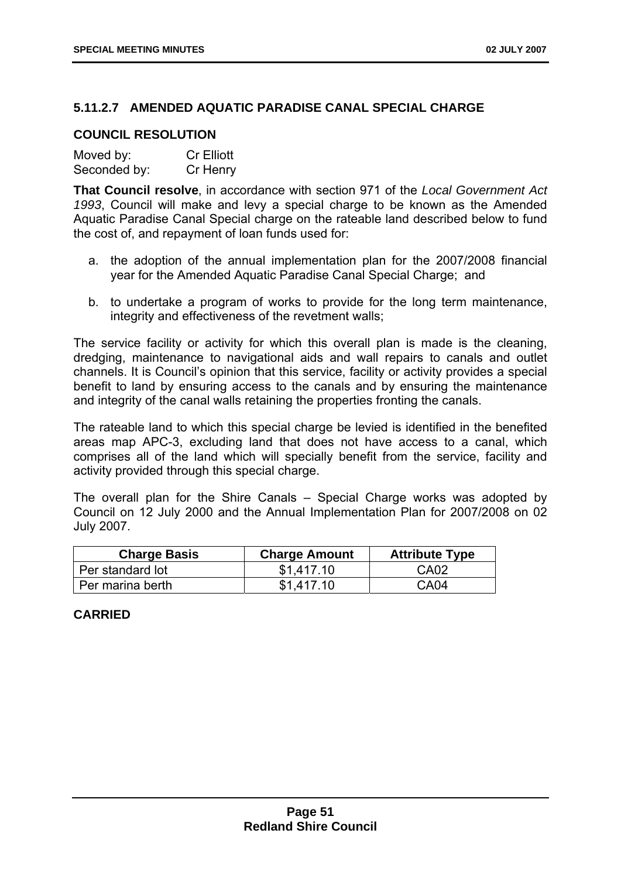## 5.11.2.7 AMENDED AQUATIC PARADISE CANAL SPECIAL CHARGE

### COUNCIL RESOLUTION

Moved by: Cr Elliott
Seconded by: Cr Henry

**That Council resolve**, in accordance with section 971 of the *Local Government Act 1993*, Council will make and levy a special charge to be known as the Amended Aquatic Paradise Canal Special charge on the rateable land described below to fund the cost of, and repayment of loan funds used for:

a. the adoption of the annual implementation plan for the 2007/2008 financial year for the Amended Aquatic Paradise Canal Special Charge; and

b. to undertake a program of works to provide for the long term maintenance, integrity and effectiveness of the revetment walls;

The service facility or activity for which this overall plan is made is the cleaning, dredging, maintenance to navigational aids and wall repairs to canals and outlet channels. It is Council's opinion that this service, facility or activity provides a special benefit to land by ensuring access to the canals and by ensuring the maintenance and integrity of the canal walls retaining the properties fronting the canals.

The rateable land to which this special charge be levied is identified in the benefited areas map APC-3, excluding land that does not have access to a canal, which comprises all of the land which will specially benefit from the service, facility and activity provided through this special charge.

The overall plan for the Shire Canals – Special Charge works was adopted by Council on 12 July 2000 and the Annual Implementation Plan for 2007/2008 on 02 July 2007.

| Charge Basis | Charge Amount | Attribute Type |
|---|---|---|
| Per standard lot | $1,417.10 | CA02 |
| Per marina berth | $1,417.10 | CA04 |

**CARRIED**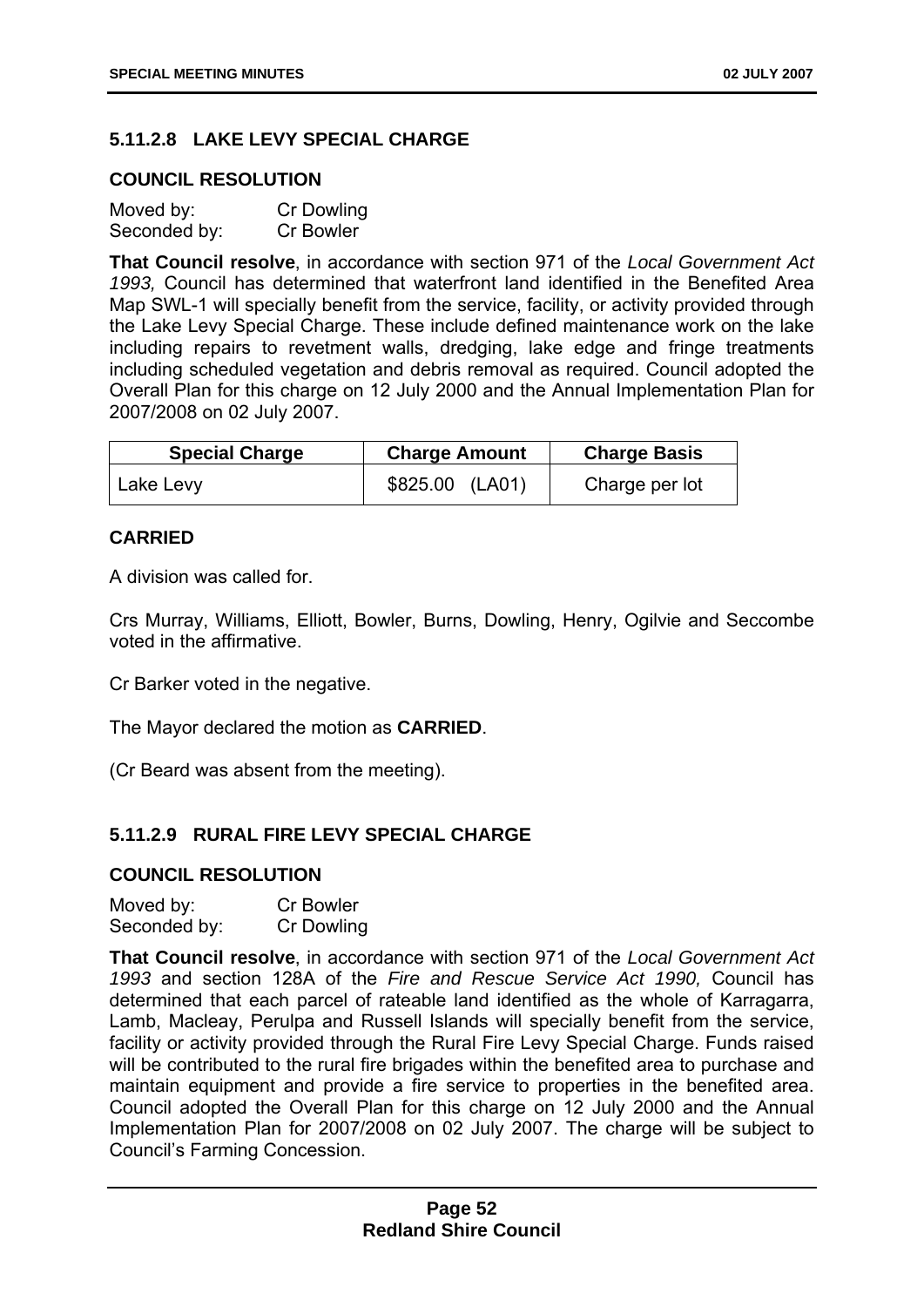### 5.11.2.8 LAKE LEVY SPECIAL CHARGE

#### COUNCIL RESOLUTION

Moved by: Cr Dowling
Seconded by: Cr Bowler

**That Council resolve**, in accordance with section 971 of the *Local Government Act 1993,* Council has determined that waterfront land identified in the Benefited Area Map SWL-1 will specially benefit from the service, facility, or activity provided through the Lake Levy Special Charge. These include defined maintenance work on the lake including repairs to revetment walls, dredging, lake edge and fringe treatments including scheduled vegetation and debris removal as required. Council adopted the Overall Plan for this charge on 12 July 2000 and the Annual Implementation Plan for 2007/2008 on 02 July 2007.

| Special Charge | Charge Amount | Charge Basis |
|---|---|---|
| Lake Levy | $825.00 (LA01) | Charge per lot |

**CARRIED**

A division was called for.

Crs Murray, Williams, Elliott, Bowler, Burns, Dowling, Henry, Ogilvie and Seccombe voted in the affirmative.

Cr Barker voted in the negative.

The Mayor declared the motion as **CARRIED**.

(Cr Beard was absent from the meeting).

### 5.11.2.9 RURAL FIRE LEVY SPECIAL CHARGE

#### COUNCIL RESOLUTION

Moved by: Cr Bowler
Seconded by: Cr Dowling

**That Council resolve**, in accordance with section 971 of the *Local Government Act 1993* and section 128A of the *Fire and Rescue Service Act 1990,* Council has determined that each parcel of rateable land identified as the whole of Karragarra, Lamb, Macleay, Perulpa and Russell Islands will specially benefit from the service, facility or activity provided through the Rural Fire Levy Special Charge. Funds raised will be contributed to the rural fire brigades within the benefited area to purchase and maintain equipment and provide a fire service to properties in the benefited area. Council adopted the Overall Plan for this charge on 12 July 2000 and the Annual Implementation Plan for 2007/2008 on 02 July 2007. The charge will be subject to Council's Farming Concession.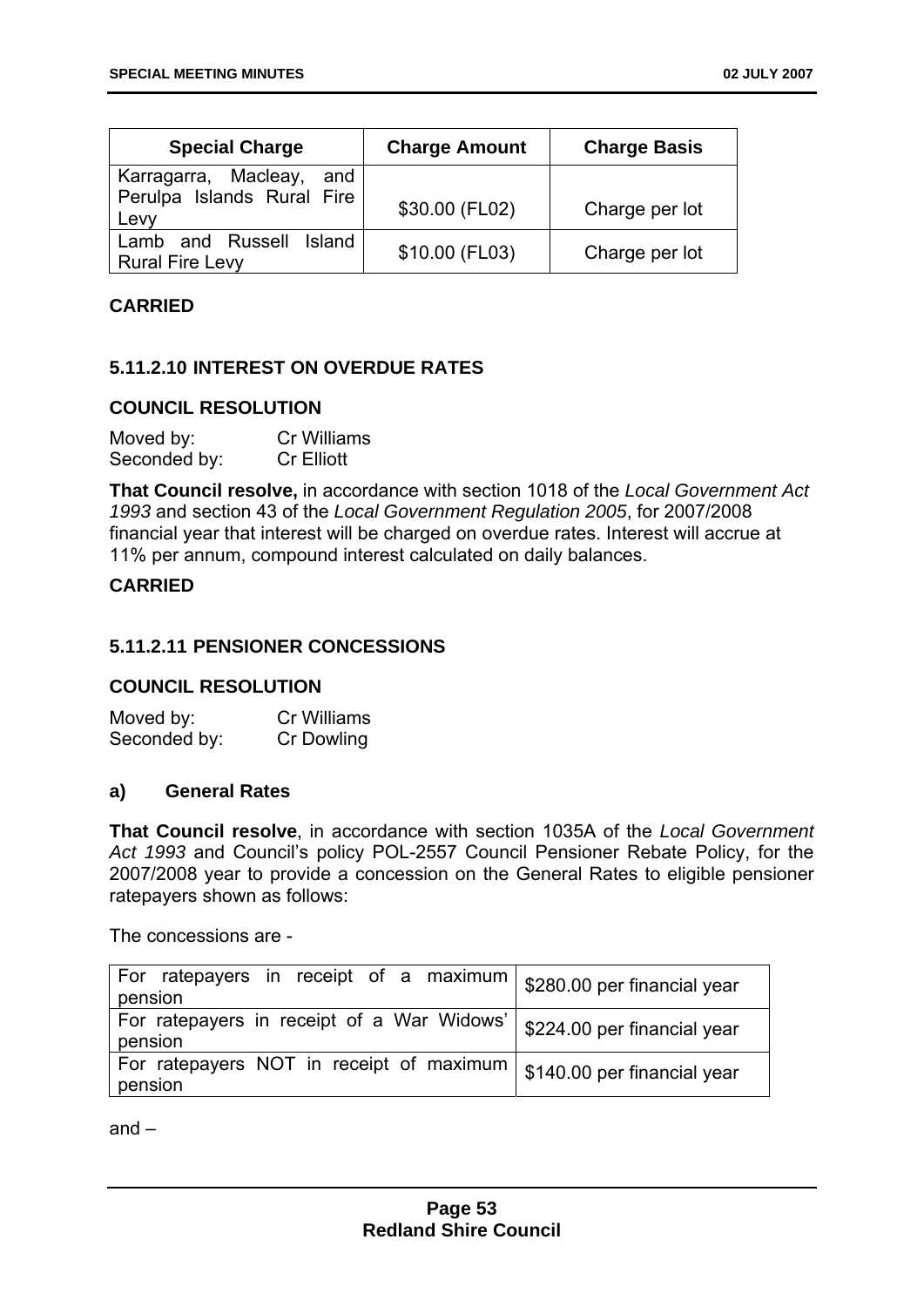| Special Charge | Charge Amount | Charge Basis |
|---|---|---|
| Karragarra, Macleay, and Perulpa Islands Rural Fire Levy | $30.00 (FL02) | Charge per lot |
| Lamb and Russell Island Rural Fire Levy | $10.00 (FL03) | Charge per lot |

**CARRIED**

### 5.11.2.10 INTEREST ON OVERDUE RATES

**COUNCIL RESOLUTION**

Moved by: Cr Williams
Seconded by: Cr Elliott

**That Council resolve,** in accordance with section 1018 of the *Local Government Act 1993* and section 43 of the *Local Government Regulation 2005*, for 2007/2008 financial year that interest will be charged on overdue rates. Interest will accrue at 11% per annum, compound interest calculated on daily balances.

**CARRIED**

### 5.11.2.11 PENSIONER CONCESSIONS

**COUNCIL RESOLUTION**

Moved by: Cr Williams
Seconded by: Cr Dowling

**a) General Rates**

**That Council resolve**, in accordance with section 1035A of the *Local Government Act 1993* and Council's policy POL-2557 Council Pensioner Rebate Policy, for the 2007/2008 year to provide a concession on the General Rates to eligible pensioner ratepayers shown as follows:

The concessions are -

| | |
|---|---|
| For ratepayers in receipt of a maximum pension | $280.00 per financial year |
| For ratepayers in receipt of a War Widows' pension | $224.00 per financial year |
| For ratepayers NOT in receipt of maximum pension | $140.00 per financial year |

and –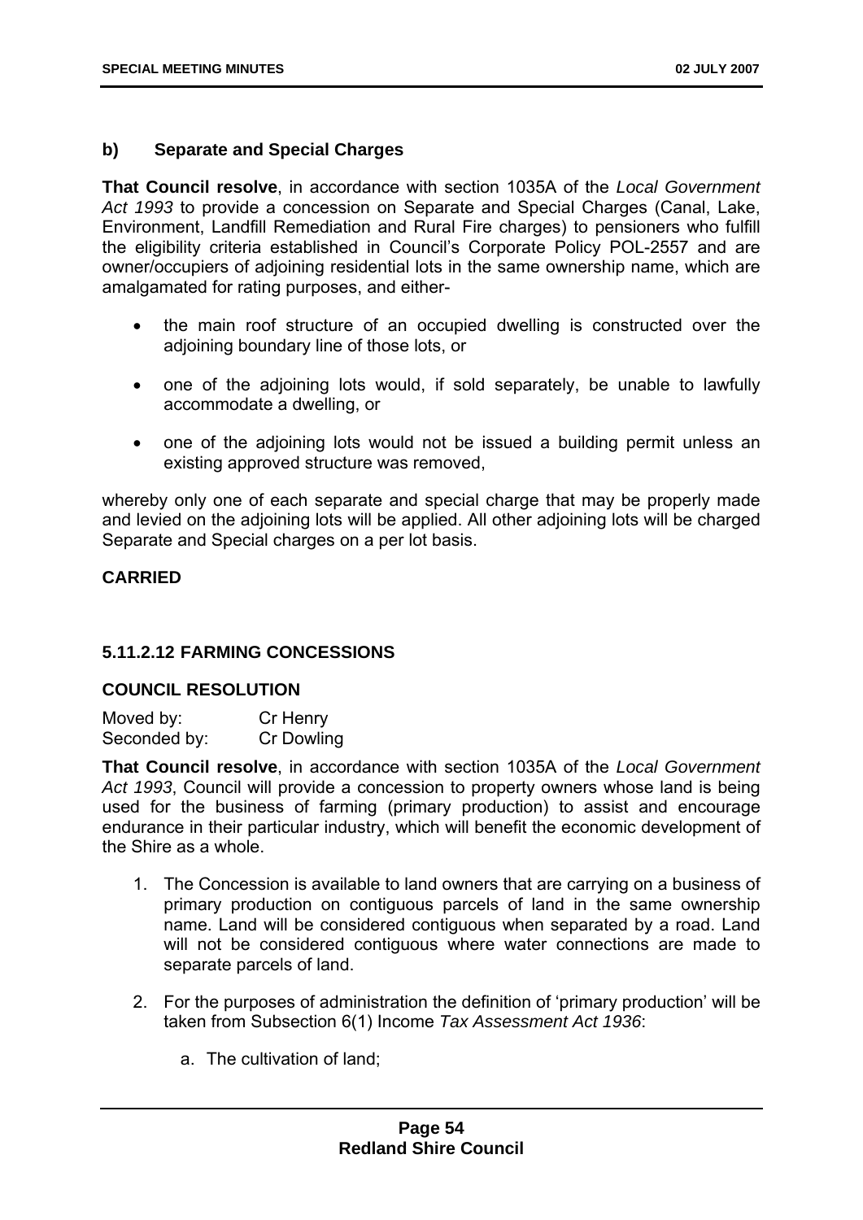### b) Separate and Special Charges

**That Council resolve**, in accordance with section 1035A of the *Local Government Act 1993* to provide a concession on Separate and Special Charges (Canal, Lake, Environment, Landfill Remediation and Rural Fire charges) to pensioners who fulfill the eligibility criteria established in Council's Corporate Policy POL-2557 and are owner/occupiers of adjoining residential lots in the same ownership name, which are amalgamated for rating purposes, and either-

- the main roof structure of an occupied dwelling is constructed over the adjoining boundary line of those lots, or
- one of the adjoining lots would, if sold separately, be unable to lawfully accommodate a dwelling, or
- one of the adjoining lots would not be issued a building permit unless an existing approved structure was removed,

whereby only one of each separate and special charge that may be properly made and levied on the adjoining lots will be applied. All other adjoining lots will be charged Separate and Special charges on a per lot basis.

**CARRIED**

## 5.11.2.12 FARMING CONCESSIONS

### COUNCIL RESOLUTION

Moved by: Cr Henry
Seconded by: Cr Dowling

**That Council resolve**, in accordance with section 1035A of the *Local Government Act 1993*, Council will provide a concession to property owners whose land is being used for the business of farming (primary production) to assist and encourage endurance in their particular industry, which will benefit the economic development of the Shire as a whole.

1. The Concession is available to land owners that are carrying on a business of primary production on contiguous parcels of land in the same ownership name. Land will be considered contiguous when separated by a road. Land will not be considered contiguous where water connections are made to separate parcels of land.
2. For the purposes of administration the definition of 'primary production' will be taken from Subsection 6(1) Income *Tax Assessment Act 1936*:
   a. The cultivation of land;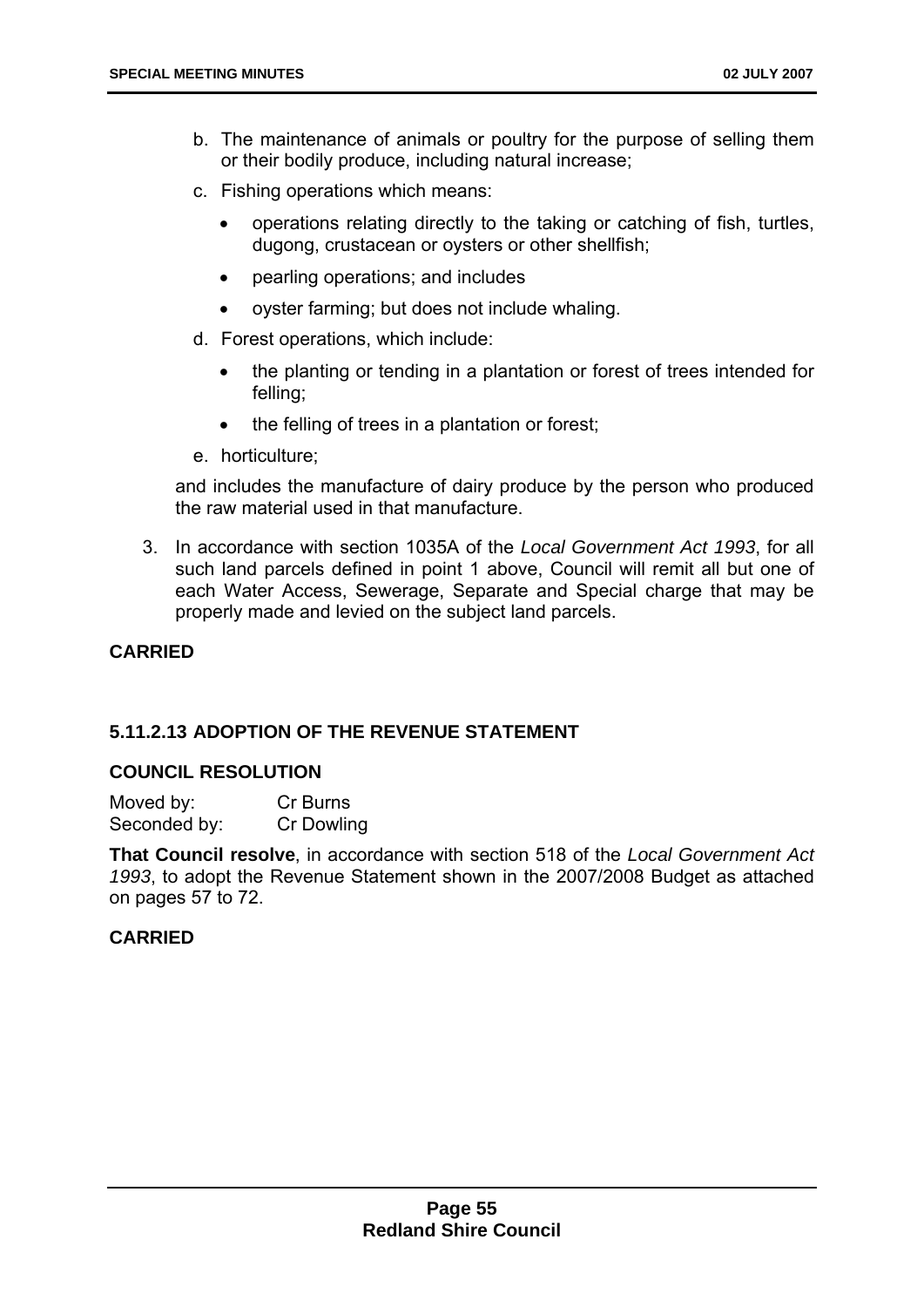b. The maintenance of animals or poultry for the purpose of selling them or their bodily produce, including natural increase;

   c. Fishing operations which means:

      - operations relating directly to the taking or catching of fish, turtles, dugong, crustacean or oysters or other shellfish;
      - pearling operations; and includes
      - oyster farming; but does not include whaling.

   d. Forest operations, which include:

      - the planting or tending in a plantation or forest of trees intended for felling;
      - the felling of trees in a plantation or forest;

   e. horticulture;

   and includes the manufacture of dairy produce by the person who produced the raw material used in that manufacture.

3. In accordance with section 1035A of the *Local Government Act 1993*, for all such land parcels defined in point 1 above, Council will remit all but one of each Water Access, Sewerage, Separate and Special charge that may be properly made and levied on the subject land parcels.

**CARRIED**

### 5.11.2.13 ADOPTION OF THE REVENUE STATEMENT

**COUNCIL RESOLUTION**

Moved by: Cr Burns
Seconded by: Cr Dowling

**That Council resolve**, in accordance with section 518 of the *Local Government Act 1993*, to adopt the Revenue Statement shown in the 2007/2008 Budget as attached on pages 57 to 72.

**CARRIED**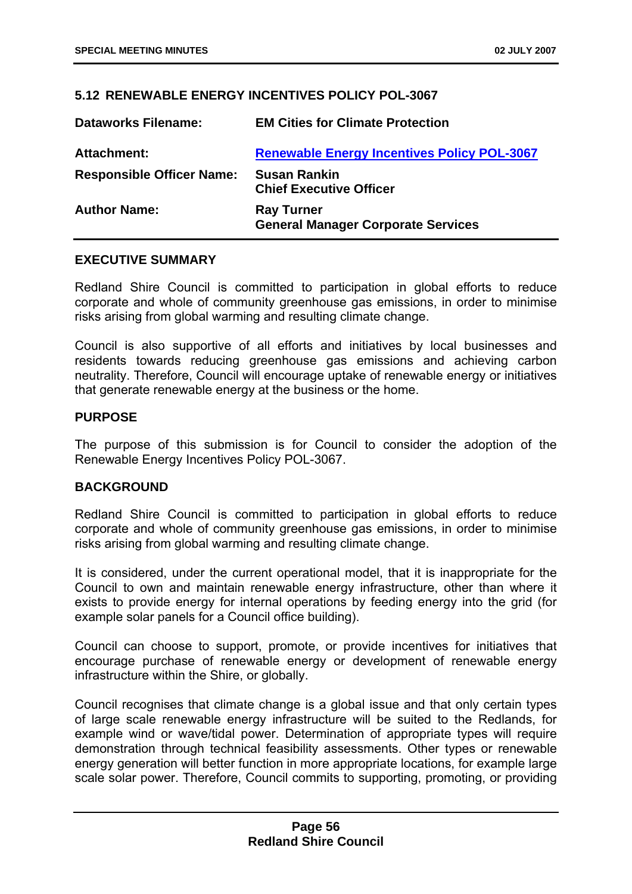## 5.12 RENEWABLE ENERGY INCENTIVES POLICY POL-3067

| | |
|---|---|
| **Dataworks Filename:** | **EM Cities for Climate Protection** |
| **Attachment:** | **Renewable Energy Incentives Policy POL-3067** |
| **Responsible Officer Name:** | **Susan Rankin**<br>**Chief Executive Officer** |
| **Author Name:** | **Ray Turner**<br>**General Manager Corporate Services** |

### EXECUTIVE SUMMARY

Redland Shire Council is committed to participation in global efforts to reduce corporate and whole of community greenhouse gas emissions, in order to minimise risks arising from global warming and resulting climate change.

Council is also supportive of all efforts and initiatives by local businesses and residents towards reducing greenhouse gas emissions and achieving carbon neutrality. Therefore, Council will encourage uptake of renewable energy or initiatives that generate renewable energy at the business or the home.

### PURPOSE

The purpose of this submission is for Council to consider the adoption of the Renewable Energy Incentives Policy POL-3067.

### BACKGROUND

Redland Shire Council is committed to participation in global efforts to reduce corporate and whole of community greenhouse gas emissions, in order to minimise risks arising from global warming and resulting climate change.

It is considered, under the current operational model, that it is inappropriate for the Council to own and maintain renewable energy infrastructure, other than where it exists to provide energy for internal operations by feeding energy into the grid (for example solar panels for a Council office building).

Council can choose to support, promote, or provide incentives for initiatives that encourage purchase of renewable energy or development of renewable energy infrastructure within the Shire, or globally.

Council recognises that climate change is a global issue and that only certain types of large scale renewable energy infrastructure will be suited to the Redlands, for example wind or wave/tidal power. Determination of appropriate types will require demonstration through technical feasibility assessments. Other types or renewable energy generation will better function in more appropriate locations, for example large scale solar power. Therefore, Council commits to supporting, promoting, or providing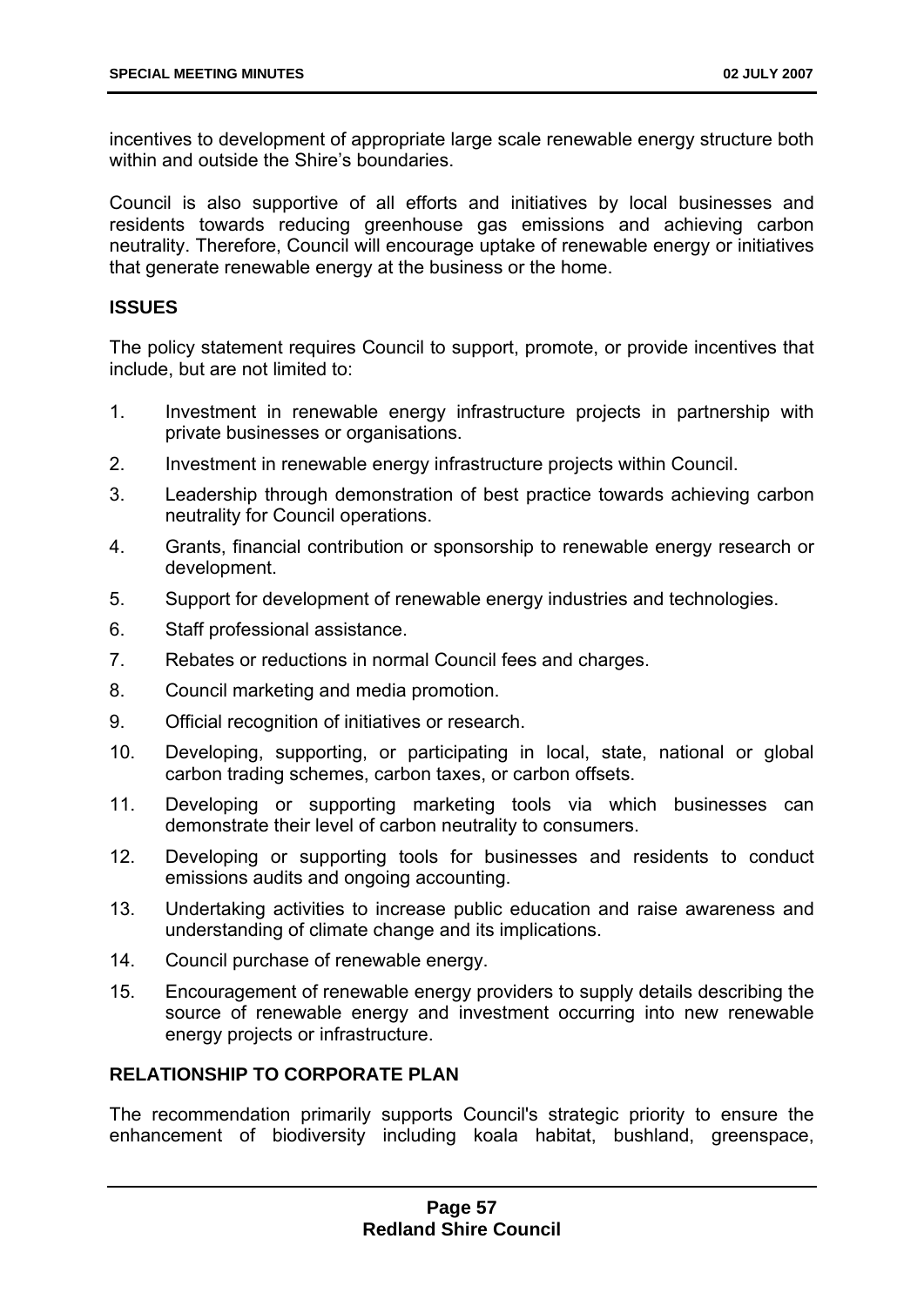incentives to development of appropriate large scale renewable energy structure both within and outside the Shire's boundaries.

Council is also supportive of all efforts and initiatives by local businesses and residents towards reducing greenhouse gas emissions and achieving carbon neutrality. Therefore, Council will encourage uptake of renewable energy or initiatives that generate renewable energy at the business or the home.

## ISSUES

The policy statement requires Council to support, promote, or provide incentives that include, but are not limited to:

1. Investment in renewable energy infrastructure projects in partnership with private businesses or organisations.
2. Investment in renewable energy infrastructure projects within Council.
3. Leadership through demonstration of best practice towards achieving carbon neutrality for Council operations.
4. Grants, financial contribution or sponsorship to renewable energy research or development.
5. Support for development of renewable energy industries and technologies.
6. Staff professional assistance.
7. Rebates or reductions in normal Council fees and charges.
8. Council marketing and media promotion.
9. Official recognition of initiatives or research.
10. Developing, supporting, or participating in local, state, national or global carbon trading schemes, carbon taxes, or carbon offsets.
11. Developing or supporting marketing tools via which businesses can demonstrate their level of carbon neutrality to consumers.
12. Developing or supporting tools for businesses and residents to conduct emissions audits and ongoing accounting.
13. Undertaking activities to increase public education and raise awareness and understanding of climate change and its implications.
14. Council purchase of renewable energy.
15. Encouragement of renewable energy providers to supply details describing the source of renewable energy and investment occurring into new renewable energy projects or infrastructure.

## RELATIONSHIP TO CORPORATE PLAN

The recommendation primarily supports Council's strategic priority to ensure the enhancement of biodiversity including koala habitat, bushland, greenspace,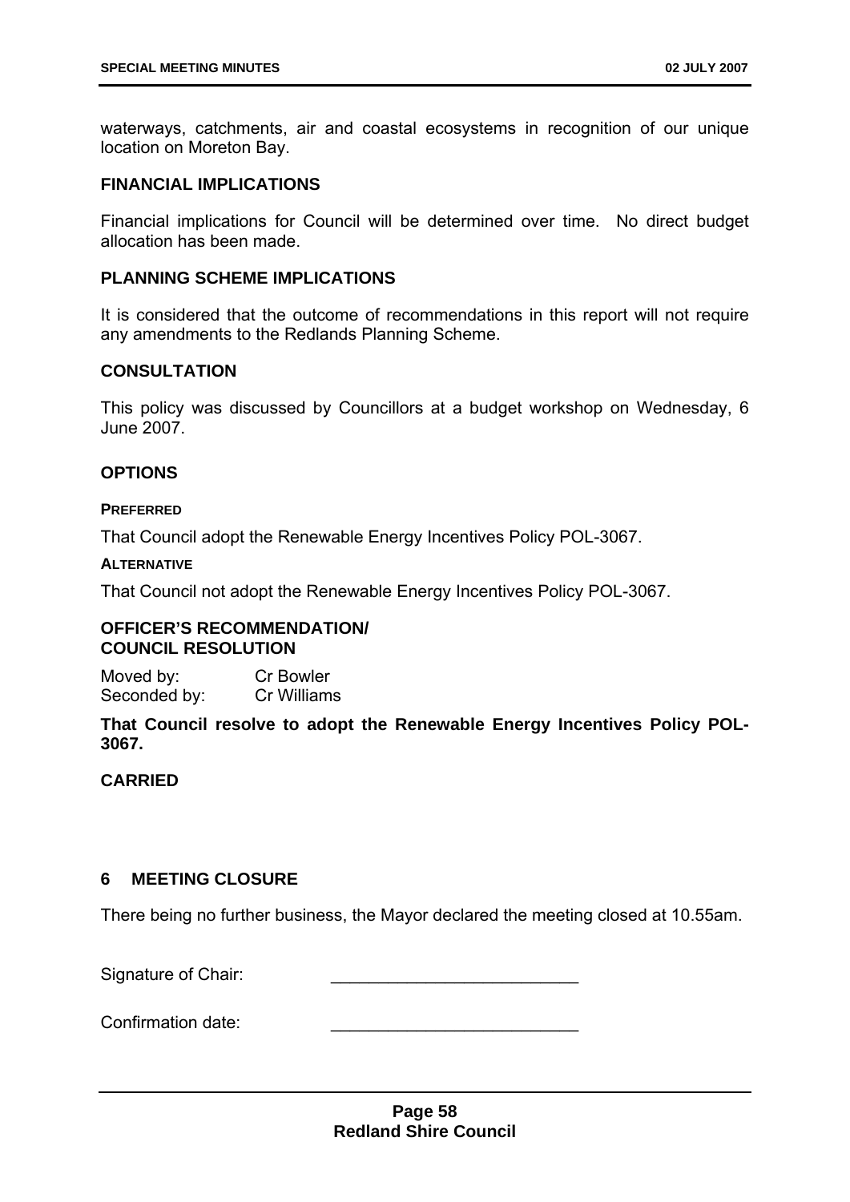waterways, catchments, air and coastal ecosystems in recognition of our unique location on Moreton Bay.

### FINANCIAL IMPLICATIONS

Financial implications for Council will be determined over time. No direct budget allocation has been made.

### PLANNING SCHEME IMPLICATIONS

It is considered that the outcome of recommendations in this report will not require any amendments to the Redlands Planning Scheme.

### CONSULTATION

This policy was discussed by Councillors at a budget workshop on Wednesday, 6 June 2007.

### OPTIONS

#### PREFERRED

That Council adopt the Renewable Energy Incentives Policy POL-3067.

#### ALTERNATIVE

That Council not adopt the Renewable Energy Incentives Policy POL-3067.

### OFFICER'S RECOMMENDATION/ COUNCIL RESOLUTION

Moved by: Cr Bowler
Seconded by: Cr Williams

**That Council resolve to adopt the Renewable Energy Incentives Policy POL-3067.**

**CARRIED**

## 6 MEETING CLOSURE

There being no further business, the Mayor declared the meeting closed at 10.55am.

Signature of Chair: \_\_\_\_\_\_\_\_\_\_\_\_\_\_\_\_\_\_\_\_\_\_\_\_\_\_

Confirmation date: \_\_\_\_\_\_\_\_\_\_\_\_\_\_\_\_\_\_\_\_\_\_\_\_\_\_